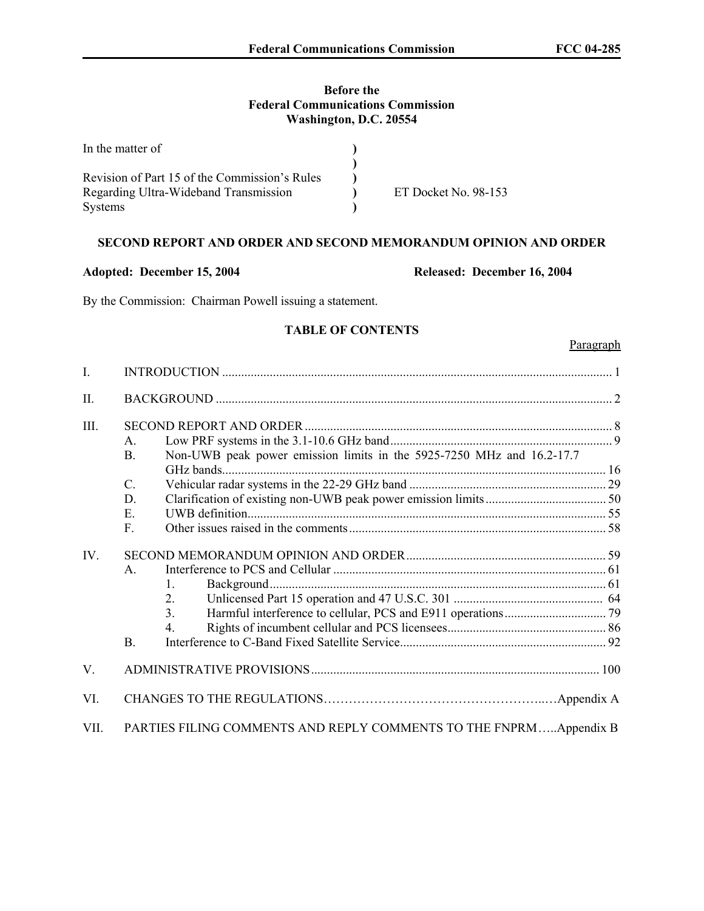**Before the**
**Federal Communications Commission**
**Washington, D.C. 20554**

| | | |
|---|---|---|
| In the matter of | ) | |
| | ) | |
| Revision of Part 15 of the Commission's Rules | ) | |
| Regarding Ultra-Wideband Transmission | ) | ET Docket No. 98-153 |
| Systems | ) | |

## SECOND REPORT AND ORDER AND SECOND MEMORANDUM OPINION AND ORDER

**Adopted: December 15, 2004** **Released: December 16, 2004**

By the Commission: Chairman Powell issuing a statement.

### TABLE OF CONTENTS

| | | Paragraph |
|---|---|---|
| I. | INTRODUCTION | 1 |
| II. | BACKGROUND | 2 |
| III. | SECOND REPORT AND ORDER | 8 |
| | A. Low PRF systems in the 3.1-10.6 GHz band | 9 |
| | B. Non-UWB peak power emission limits in the 5925-7250 MHz and 16.2-17.7 GHz bands | 16 |
| | C. Vehicular radar systems in the 22-29 GHz band | 29 |
| | D. Clarification of existing non-UWB peak power emission limits | 50 |
| | E. UWB definition | 55 |
| | F. Other issues raised in the comments | 58 |
| IV. | SECOND MEMORANDUM OPINION AND ORDER | 59 |
| | A. Interference to PCS and Cellular | 61 |
| | 1. Background | 61 |
| | 2. Unlicensed Part 15 operation and 47 U.S.C. 301 | 64 |
| | 3. Harmful interference to cellular, PCS and E911 operations | 79 |
| | 4. Rights of incumbent cellular and PCS licensees | 86 |
| | B. Interference to C-Band Fixed Satellite Service | 92 |
| V. | ADMINISTRATIVE PROVISIONS | 100 |
| VI. | CHANGES TO THE REGULATIONS | Appendix A |
| VII. | PARTIES FILING COMMENTS AND REPLY COMMENTS TO THE FNPRM | Appendix B |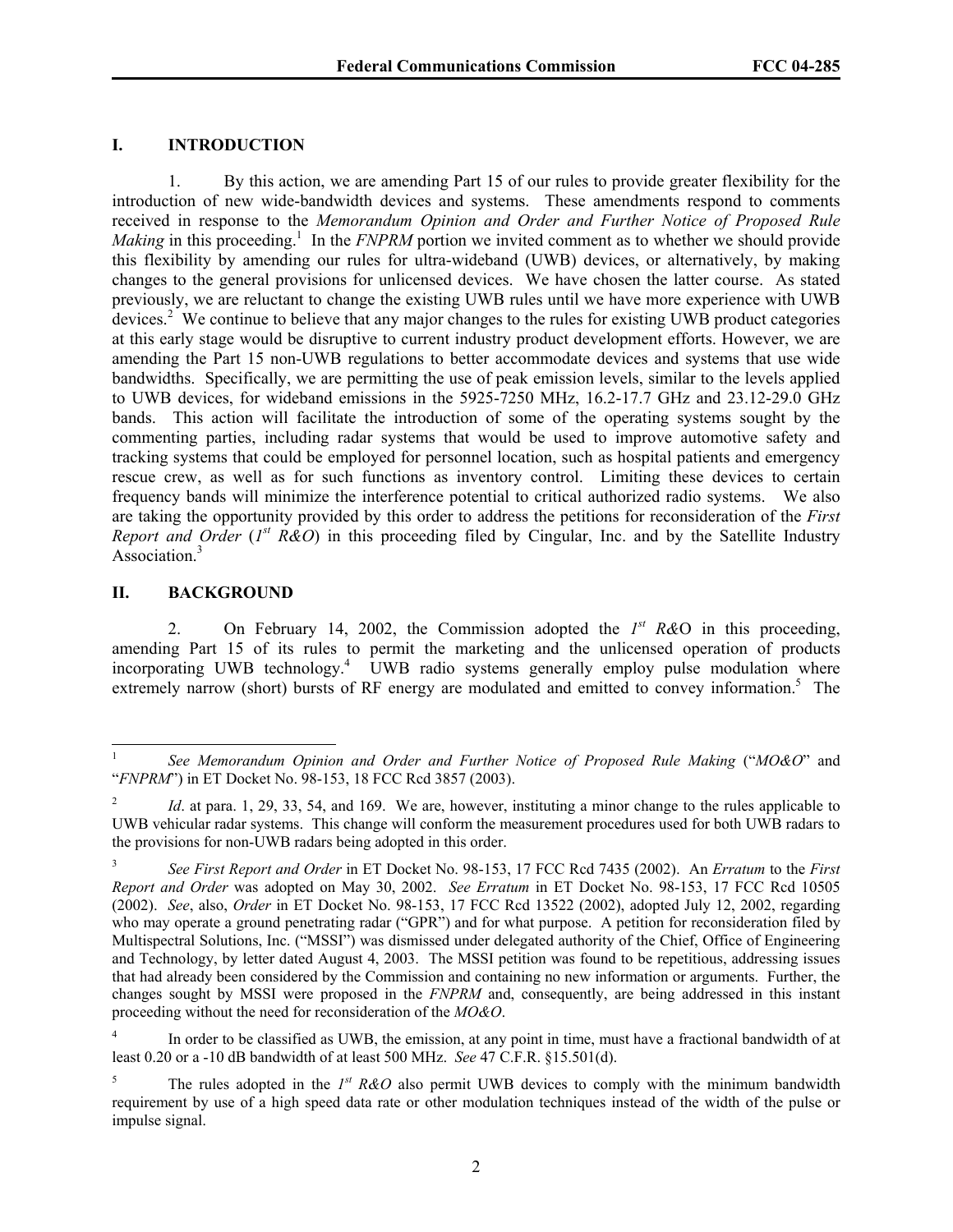## I. INTRODUCTION

1. By this action, we are amending Part 15 of our rules to provide greater flexibility for the introduction of new wide-bandwidth devices and systems. These amendments respond to comments received in response to the *Memorandum Opinion and Order and Further Notice of Proposed Rule Making* in this proceeding.[1] In the *FNPRM* portion we invited comment as to whether we should provide this flexibility by amending our rules for ultra-wideband (UWB) devices, or alternatively, by making changes to the general provisions for unlicensed devices. We have chosen the latter course. As stated previously, we are reluctant to change the existing UWB rules until we have more experience with UWB devices.[2] We continue to believe that any major changes to the rules for existing UWB product categories at this early stage would be disruptive to current industry product development efforts. However, we are amending the Part 15 non-UWB regulations to better accommodate devices and systems that use wide bandwidths. Specifically, we are permitting the use of peak emission levels, similar to the levels applied to UWB devices, for wideband emissions in the 5925-7250 MHz, 16.2-17.7 GHz and 23.12-29.0 GHz bands. This action will facilitate the introduction of some of the operating systems sought by the commenting parties, including radar systems that would be used to improve automotive safety and tracking systems that could be employed for personnel location, such as hospital patients and emergency rescue crew, as well as for such functions as inventory control. Limiting these devices to certain frequency bands will minimize the interference potential to critical authorized radio systems. We also are taking the opportunity provided by this order to address the petitions for reconsideration of the *First Report and Order* (*1st R&O*) in this proceeding filed by Cingular, Inc. and by the Satellite Industry Association.[3]

## II. BACKGROUND

2. On February 14, 2002, the Commission adopted the *1st R&O* in this proceeding, amending Part 15 of its rules to permit the marketing and the unlicensed operation of products incorporating UWB technology.[4] UWB radio systems generally employ pulse modulation where extremely narrow (short) bursts of RF energy are modulated and emitted to convey information.[5] The

---

[1] *See Memorandum Opinion and Order and Further Notice of Proposed Rule Making* ("*MO&O*" and "*FNPRM*") in ET Docket No. 98-153, 18 FCC Rcd 3857 (2003).

[2] *Id*. at para. 1, 29, 33, 54, and 169. We are, however, instituting a minor change to the rules applicable to UWB vehicular radar systems. This change will conform the measurement procedures used for both UWB radars to the provisions for non-UWB radars being adopted in this order.

[3] *See First Report and Order* in ET Docket No. 98-153, 17 FCC Rcd 7435 (2002). An *Erratum* to the *First Report and Order* was adopted on May 30, 2002. *See Erratum* in ET Docket No. 98-153, 17 FCC Rcd 10505 (2002). *See*, also, *Order* in ET Docket No. 98-153, 17 FCC Rcd 13522 (2002), adopted July 12, 2002, regarding who may operate a ground penetrating radar ("GPR") and for what purpose. A petition for reconsideration filed by Multispectral Solutions, Inc. ("MSSI") was dismissed under delegated authority of the Chief, Office of Engineering and Technology, by letter dated August 4, 2003. The MSSI petition was found to be repetitious, addressing issues that had already been considered by the Commission and containing no new information or arguments. Further, the changes sought by MSSI were proposed in the *FNPRM* and, consequently, are being addressed in this instant proceeding without the need for reconsideration of the *MO&O*.

[4] In order to be classified as UWB, the emission, at any point in time, must have a fractional bandwidth of at least 0.20 or a -10 dB bandwidth of at least 500 MHz. *See* 47 C.F.R. §15.501(d).

[5] The rules adopted in the *1st R&O* also permit UWB devices to comply with the minimum bandwidth requirement by use of a high speed data rate or other modulation techniques instead of the width of the pulse or impulse signal.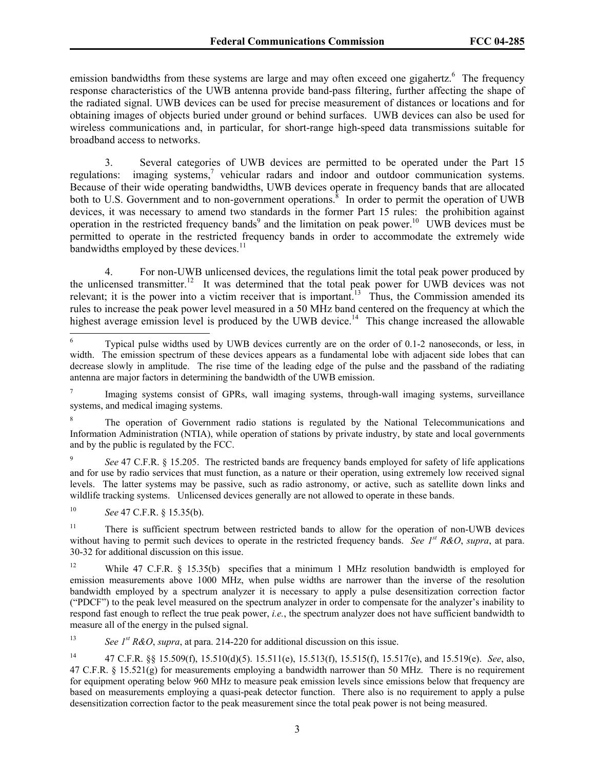emission bandwidths from these systems are large and may often exceed one gigahertz.[6] The frequency response characteristics of the UWB antenna provide band-pass filtering, further affecting the shape of the radiated signal. UWB devices can be used for precise measurement of distances or locations and for obtaining images of objects buried under ground or behind surfaces. UWB devices can also be used for wireless communications and, in particular, for short-range high-speed data transmissions suitable for broadband access to networks.

3. Several categories of UWB devices are permitted to be operated under the Part 15 regulations: imaging systems,[7] vehicular radars and indoor and outdoor communication systems. Because of their wide operating bandwidths, UWB devices operate in frequency bands that are allocated both to U.S. Government and to non-government operations.[8] In order to permit the operation of UWB devices, it was necessary to amend two standards in the former Part 15 rules: the prohibition against operation in the restricted frequency bands[9] and the limitation on peak power.[10] UWB devices must be permitted to operate in the restricted frequency bands in order to accommodate the extremely wide bandwidths employed by these devices.[11]

4. For non-UWB unlicensed devices, the regulations limit the total peak power produced by the unlicensed transmitter.[12] It was determined that the total peak power for UWB devices was not relevant; it is the power into a victim receiver that is important.[13] Thus, the Commission amended its rules to increase the peak power level measured in a 50 MHz band centered on the frequency at which the highest average emission level is produced by the UWB device.[14] This change increased the allowable

---

[6] Typical pulse widths used by UWB devices currently are on the order of 0.1-2 nanoseconds, or less, in width. The emission spectrum of these devices appears as a fundamental lobe with adjacent side lobes that can decrease slowly in amplitude. The rise time of the leading edge of the pulse and the passband of the radiating antenna are major factors in determining the bandwidth of the UWB emission.

[7] Imaging systems consist of GPRs, wall imaging systems, through-wall imaging systems, surveillance systems, and medical imaging systems.

[8] The operation of Government radio stations is regulated by the National Telecommunications and Information Administration (NTIA), while operation of stations by private industry, by state and local governments and by the public is regulated by the FCC.

[9] *See* 47 C.F.R. § 15.205. The restricted bands are frequency bands employed for safety of life applications and for use by radio services that must function, as a nature or their operation, using extremely low received signal levels. The latter systems may be passive, such as radio astronomy, or active, such as satellite down links and wildlife tracking systems. Unlicensed devices generally are not allowed to operate in these bands.

[10] *See* 47 C.F.R. § 15.35(b).

[11] There is sufficient spectrum between restricted bands to allow for the operation of non-UWB devices without having to permit such devices to operate in the restricted frequency bands. *See 1st R&O*, *supra*, at para. 30-32 for additional discussion on this issue.

[12] While 47 C.F.R. § 15.35(b) specifies that a minimum 1 MHz resolution bandwidth is employed for emission measurements above 1000 MHz, when pulse widths are narrower than the inverse of the resolution bandwidth employed by a spectrum analyzer it is necessary to apply a pulse desensitization correction factor ("PDCF") to the peak level measured on the spectrum analyzer in order to compensate for the analyzer's inability to respond fast enough to reflect the true peak power, *i.e.*, the spectrum analyzer does not have sufficient bandwidth to measure all of the energy in the pulsed signal.

[13] *See 1st R&O*, *supra*, at para. 214-220 for additional discussion on this issue.

[14] 47 C.F.R. §§ 15.509(f), 15.510(d)(5). 15.511(e), 15.513(f), 15.515(f), 15.517(e), and 15.519(e). *See*, also, 47 C.F.R. § 15.521(g) for measurements employing a bandwidth narrower than 50 MHz. There is no requirement for equipment operating below 960 MHz to measure peak emission levels since emissions below that frequency are based on measurements employing a quasi-peak detector function. There also is no requirement to apply a pulse desensitization correction factor to the peak measurement since the total peak power is not being measured.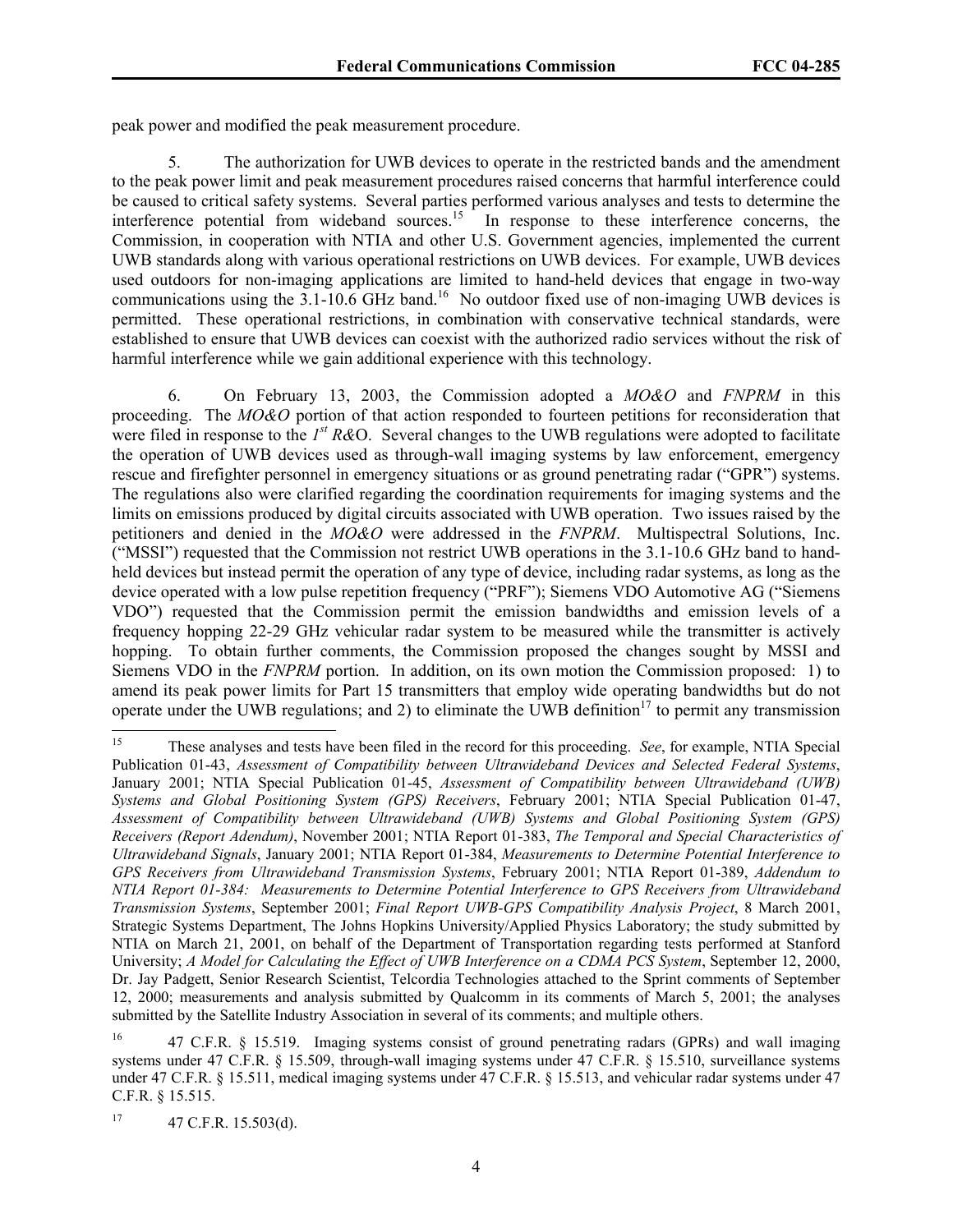peak power and modified the peak measurement procedure.

5. The authorization for UWB devices to operate in the restricted bands and the amendment to the peak power limit and peak measurement procedures raised concerns that harmful interference could be caused to critical safety systems. Several parties performed various analyses and tests to determine the interference potential from wideband sources.[15] In response to these interference concerns, the Commission, in cooperation with NTIA and other U.S. Government agencies, implemented the current UWB standards along with various operational restrictions on UWB devices. For example, UWB devices used outdoors for non-imaging applications are limited to hand-held devices that engage in two-way communications using the 3.1-10.6 GHz band.[16] No outdoor fixed use of non-imaging UWB devices is permitted. These operational restrictions, in combination with conservative technical standards, were established to ensure that UWB devices can coexist with the authorized radio services without the risk of harmful interference while we gain additional experience with this technology.

6. On February 13, 2003, the Commission adopted a *MO&O* and *FNPRM* in this proceeding. The *MO&O* portion of that action responded to fourteen petitions for reconsideration that were filed in response to the *1st R&O*. Several changes to the UWB regulations were adopted to facilitate the operation of UWB devices used as through-wall imaging systems by law enforcement, emergency rescue and firefighter personnel in emergency situations or as ground penetrating radar ("GPR") systems. The regulations also were clarified regarding the coordination requirements for imaging systems and the limits on emissions produced by digital circuits associated with UWB operation. Two issues raised by the petitioners and denied in the *MO&O* were addressed in the *FNPRM*. Multispectral Solutions, Inc. ("MSSI") requested that the Commission not restrict UWB operations in the 3.1-10.6 GHz band to hand-held devices but instead permit the operation of any type of device, including radar systems, as long as the device operated with a low pulse repetition frequency ("PRF"); Siemens VDO Automotive AG ("Siemens VDO") requested that the Commission permit the emission bandwidths and emission levels of a frequency hopping 22-29 GHz vehicular radar system to be measured while the transmitter is actively hopping. To obtain further comments, the Commission proposed the changes sought by MSSI and Siemens VDO in the *FNPRM* portion. In addition, on its own motion the Commission proposed: 1) to amend its peak power limits for Part 15 transmitters that employ wide operating bandwidths but do not operate under the UWB regulations; and 2) to eliminate the UWB definition[17] to permit any transmission

---

[15] These analyses and tests have been filed in the record for this proceeding. *See*, for example, NTIA Special Publication 01-43, *Assessment of Compatibility between Ultrawideband Devices and Selected Federal Systems*, January 2001; NTIA Special Publication 01-45, *Assessment of Compatibility between Ultrawideband (UWB) Systems and Global Positioning System (GPS) Receivers*, February 2001; NTIA Special Publication 01-47, *Assessment of Compatibility between Ultrawideband (UWB) Systems and Global Positioning System (GPS) Receivers (Report Adendum)*, November 2001; NTIA Report 01-383, *The Temporal and Special Characteristics of Ultrawideband Signals*, January 2001; NTIA Report 01-384, *Measurements to Determine Potential Interference to GPS Receivers from Ultrawideband Transmission Systems*, February 2001; NTIA Report 01-389, *Addendum to NTIA Report 01-384: Measurements to Determine Potential Interference to GPS Receivers from Ultrawideband Transmission Systems*, September 2001; *Final Report UWB-GPS Compatibility Analysis Project*, 8 March 2001, Strategic Systems Department, The Johns Hopkins University/Applied Physics Laboratory; the study submitted by NTIA on March 21, 2001, on behalf of the Department of Transportation regarding tests performed at Stanford University; *A Model for Calculating the Effect of UWB Interference on a CDMA PCS System*, September 12, 2000, Dr. Jay Padgett, Senior Research Scientist, Telcordia Technologies attached to the Sprint comments of September 12, 2000; measurements and analysis submitted by Qualcomm in its comments of March 5, 2001; the analyses submitted by the Satellite Industry Association in several of its comments; and multiple others.

[16] 47 C.F.R. § 15.519. Imaging systems consist of ground penetrating radars (GPRs) and wall imaging systems under 47 C.F.R. § 15.509, through-wall imaging systems under 47 C.F.R. § 15.510, surveillance systems under 47 C.F.R. § 15.511, medical imaging systems under 47 C.F.R. § 15.513, and vehicular radar systems under 47 C.F.R. § 15.515.

[17] 47 C.F.R. 15.503(d).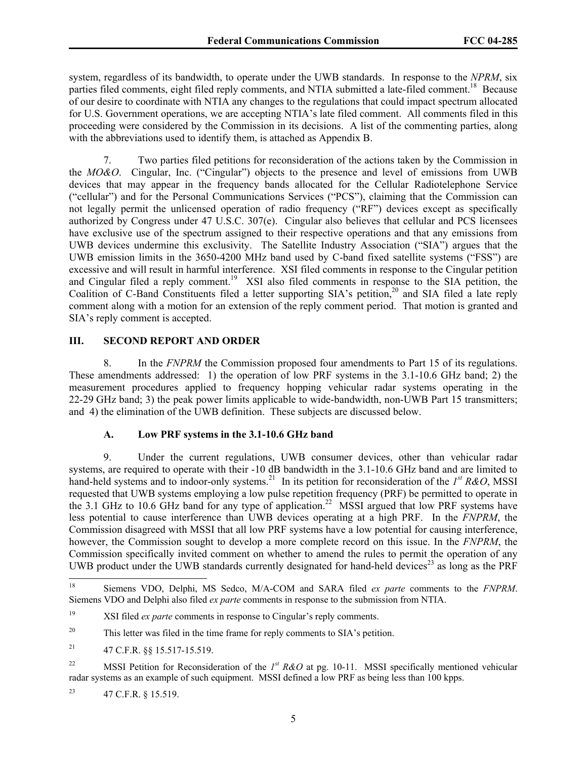system, regardless of its bandwidth, to operate under the UWB standards. In response to the *NPRM*, six parties filed comments, eight filed reply comments, and NTIA submitted a late-filed comment.[18] Because of our desire to coordinate with NTIA any changes to the regulations that could impact spectrum allocated for U.S. Government operations, we are accepting NTIA's late filed comment. All comments filed in this proceeding were considered by the Commission in its decisions. A list of the commenting parties, along with the abbreviations used to identify them, is attached as Appendix B.

7. Two parties filed petitions for reconsideration of the actions taken by the Commission in the *MO&O*. Cingular, Inc. ("Cingular") objects to the presence and level of emissions from UWB devices that may appear in the frequency bands allocated for the Cellular Radiotelephone Service ("cellular") and for the Personal Communications Services ("PCS"), claiming that the Commission can not legally permit the unlicensed operation of radio frequency ("RF") devices except as specifically authorized by Congress under 47 U.S.C. 307(e). Cingular also believes that cellular and PCS licensees have exclusive use of the spectrum assigned to their respective operations and that any emissions from UWB devices undermine this exclusivity. The Satellite Industry Association ("SIA") argues that the UWB emission limits in the 3650-4200 MHz band used by C-band fixed satellite systems ("FSS") are excessive and will result in harmful interference. XSI filed comments in response to the Cingular petition and Cingular filed a reply comment.[19] XSI also filed comments in response to the SIA petition, the Coalition of C-Band Constituents filed a letter supporting SIA's petition,[20] and SIA filed a late reply comment along with a motion for an extension of the reply comment period. That motion is granted and SIA's reply comment is accepted.

## III. SECOND REPORT AND ORDER

8. In the *FNPRM* the Commission proposed four amendments to Part 15 of its regulations. These amendments addressed: 1) the operation of low PRF systems in the 3.1-10.6 GHz band; 2) the measurement procedures applied to frequency hopping vehicular radar systems operating in the 22-29 GHz band; 3) the peak power limits applicable to wide-bandwidth, non-UWB Part 15 transmitters; and 4) the elimination of the UWB definition. These subjects are discussed below.

### A. Low PRF systems in the 3.1-10.6 GHz band

9. Under the current regulations, UWB consumer devices, other than vehicular radar systems, are required to operate with their -10 dB bandwidth in the 3.1-10.6 GHz band and are limited to hand-held systems and to indoor-only systems.[21] In its petition for reconsideration of the *1st R&O*, MSSI requested that UWB systems employing a low pulse repetition frequency (PRF) be permitted to operate in the 3.1 GHz to 10.6 GHz band for any type of application.[22] MSSI argued that low PRF systems have less potential to cause interference than UWB devices operating at a high PRF. In the *FNPRM*, the Commission disagreed with MSSI that all low PRF systems have a low potential for causing interference, however, the Commission sought to develop a more complete record on this issue. In the *FNPRM*, the Commission specifically invited comment on whether to amend the rules to permit the operation of any UWB product under the UWB standards currently designated for hand-held devices[23] as long as the PRF

---

[18] Siemens VDO, Delphi, MS Sedco, M/A-COM and SARA filed *ex parte* comments to the *FNPRM*. Siemens VDO and Delphi also filed *ex parte* comments in response to the submission from NTIA.

[19] XSI filed *ex parte* comments in response to Cingular's reply comments.

[20] This letter was filed in the time frame for reply comments to SIA's petition.

[21] 47 C.F.R. §§ 15.517-15.519.

[22] MSSI Petition for Reconsideration of the *1st R&O* at pg. 10-11. MSSI specifically mentioned vehicular radar systems as an example of such equipment. MSSI defined a low PRF as being less than 100 kpps.

[23] 47 C.F.R. § 15.519.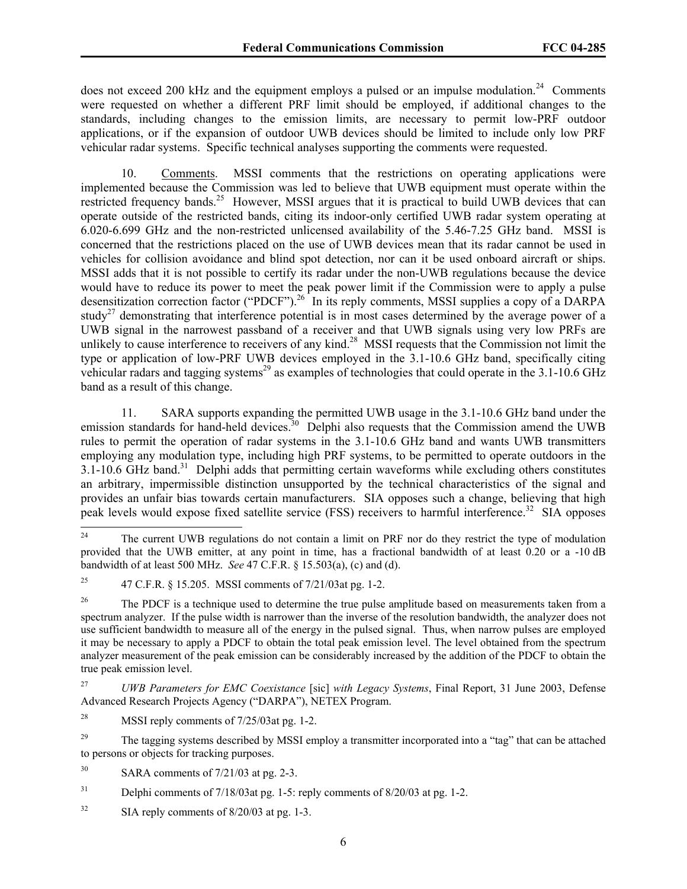does not exceed 200 kHz and the equipment employs a pulsed or an impulse modulation.[24] Comments were requested on whether a different PRF limit should be employed, if additional changes to the standards, including changes to the emission limits, are necessary to permit low-PRF outdoor applications, or if the expansion of outdoor UWB devices should be limited to include only low PRF vehicular radar systems. Specific technical analyses supporting the comments were requested.

10. Comments. MSSI comments that the restrictions on operating applications were implemented because the Commission was led to believe that UWB equipment must operate within the restricted frequency bands.[25] However, MSSI argues that it is practical to build UWB devices that can operate outside of the restricted bands, citing its indoor-only certified UWB radar system operating at 6.020-6.699 GHz and the non-restricted unlicensed availability of the 5.46-7.25 GHz band. MSSI is concerned that the restrictions placed on the use of UWB devices mean that its radar cannot be used in vehicles for collision avoidance and blind spot detection, nor can it be used onboard aircraft or ships. MSSI adds that it is not possible to certify its radar under the non-UWB regulations because the device would have to reduce its power to meet the peak power limit if the Commission were to apply a pulse desensitization correction factor ("PDCF").[26] In its reply comments, MSSI supplies a copy of a DARPA study[27] demonstrating that interference potential is in most cases determined by the average power of a UWB signal in the narrowest passband of a receiver and that UWB signals using very low PRFs are unlikely to cause interference to receivers of any kind.[28] MSSI requests that the Commission not limit the type or application of low-PRF UWB devices employed in the 3.1-10.6 GHz band, specifically citing vehicular radars and tagging systems[29] as examples of technologies that could operate in the 3.1-10.6 GHz band as a result of this change.

11. SARA supports expanding the permitted UWB usage in the 3.1-10.6 GHz band under the emission standards for hand-held devices.[30] Delphi also requests that the Commission amend the UWB rules to permit the operation of radar systems in the 3.1-10.6 GHz band and wants UWB transmitters employing any modulation type, including high PRF systems, to be permitted to operate outdoors in the 3.1-10.6 GHz band.[31] Delphi adds that permitting certain waveforms while excluding others constitutes an arbitrary, impermissible distinction unsupported by the technical characteristics of the signal and provides an unfair bias towards certain manufacturers. SIA opposes such a change, believing that high peak levels would expose fixed satellite service (FSS) receivers to harmful interference.[32] SIA opposes

---

[24] The current UWB regulations do not contain a limit on PRF nor do they restrict the type of modulation provided that the UWB emitter, at any point in time, has a fractional bandwidth of at least 0.20 or a -10 dB bandwidth of at least 500 MHz. *See* 47 C.F.R. § 15.503(a), (c) and (d).

[25] 47 C.F.R. § 15.205. MSSI comments of 7/21/03at pg. 1-2.

[26] The PDCF is a technique used to determine the true pulse amplitude based on measurements taken from a spectrum analyzer. If the pulse width is narrower than the inverse of the resolution bandwidth, the analyzer does not use sufficient bandwidth to measure all of the energy in the pulsed signal. Thus, when narrow pulses are employed it may be necessary to apply a PDCF to obtain the total peak emission level. The level obtained from the spectrum analyzer measurement of the peak emission can be considerably increased by the addition of the PDCF to obtain the true peak emission level.

[27] *UWB Parameters for EMC Coexistance* [sic] *with Legacy Systems*, Final Report, 31 June 2003, Defense Advanced Research Projects Agency ("DARPA"), NETEX Program.

[28] MSSI reply comments of 7/25/03at pg. 1-2.

[29] The tagging systems described by MSSI employ a transmitter incorporated into a "tag" that can be attached to persons or objects for tracking purposes.

[30] SARA comments of 7/21/03 at pg. 2-3.

[31] Delphi comments of 7/18/03at pg. 1-5: reply comments of 8/20/03 at pg. 1-2.

[32] SIA reply comments of 8/20/03 at pg. 1-3.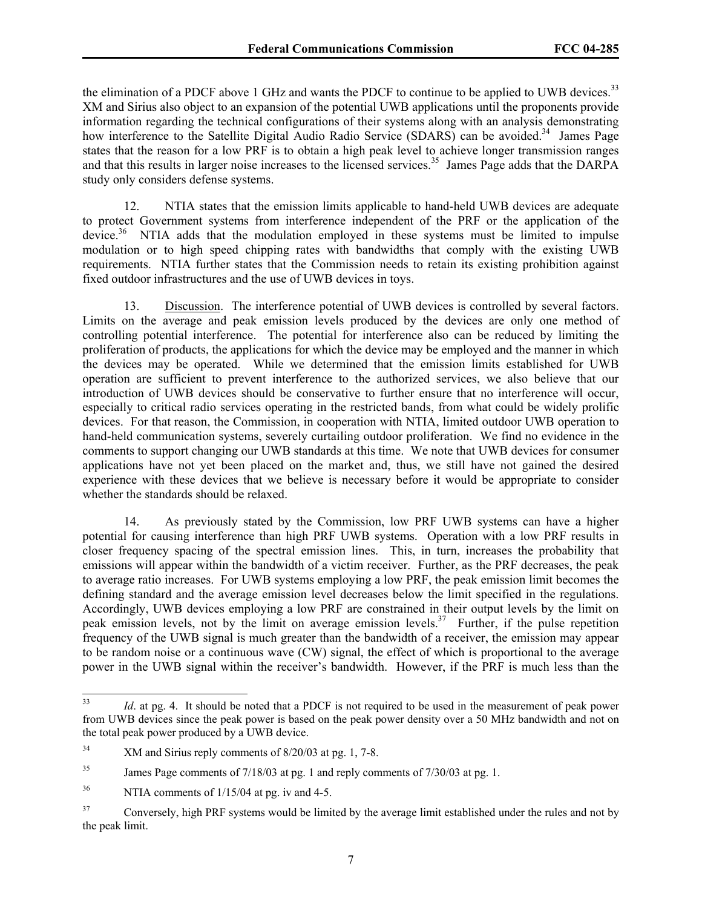the elimination of a PDCF above 1 GHz and wants the PDCF to continue to be applied to UWB devices.[33] XM and Sirius also object to an expansion of the potential UWB applications until the proponents provide information regarding the technical configurations of their systems along with an analysis demonstrating how interference to the Satellite Digital Audio Radio Service (SDARS) can be avoided.[34] James Page states that the reason for a low PRF is to obtain a high peak level to achieve longer transmission ranges and that this results in larger noise increases to the licensed services.[35] James Page adds that the DARPA study only considers defense systems.

12. NTIA states that the emission limits applicable to hand-held UWB devices are adequate to protect Government systems from interference independent of the PRF or the application of the device.[36] NTIA adds that the modulation employed in these systems must be limited to impulse modulation or to high speed chipping rates with bandwidths that comply with the existing UWB requirements. NTIA further states that the Commission needs to retain its existing prohibition against fixed outdoor infrastructures and the use of UWB devices in toys.

13. Discussion. The interference potential of UWB devices is controlled by several factors. Limits on the average and peak emission levels produced by the devices are only one method of controlling potential interference. The potential for interference also can be reduced by limiting the proliferation of products, the applications for which the device may be employed and the manner in which the devices may be operated. While we determined that the emission limits established for UWB operation are sufficient to prevent interference to the authorized services, we also believe that our introduction of UWB devices should be conservative to further ensure that no interference will occur, especially to critical radio services operating in the restricted bands, from what could be widely prolific devices. For that reason, the Commission, in cooperation with NTIA, limited outdoor UWB operation to hand-held communication systems, severely curtailing outdoor proliferation. We find no evidence in the comments to support changing our UWB standards at this time. We note that UWB devices for consumer applications have not yet been placed on the market and, thus, we still have not gained the desired experience with these devices that we believe is necessary before it would be appropriate to consider whether the standards should be relaxed.

14. As previously stated by the Commission, low PRF UWB systems can have a higher potential for causing interference than high PRF UWB systems. Operation with a low PRF results in closer frequency spacing of the spectral emission lines. This, in turn, increases the probability that emissions will appear within the bandwidth of a victim receiver. Further, as the PRF decreases, the peak to average ratio increases. For UWB systems employing a low PRF, the peak emission limit becomes the defining standard and the average emission level decreases below the limit specified in the regulations. Accordingly, UWB devices employing a low PRF are constrained in their output levels by the limit on peak emission levels, not by the limit on average emission levels.[37] Further, if the pulse repetition frequency of the UWB signal is much greater than the bandwidth of a receiver, the emission may appear to be random noise or a continuous wave (CW) signal, the effect of which is proportional to the average power in the UWB signal within the receiver's bandwidth. However, if the PRF is much less than the

---

[33] *Id*. at pg. 4. It should be noted that a PDCF is not required to be used in the measurement of peak power from UWB devices since the peak power is based on the peak power density over a 50 MHz bandwidth and not on the total peak power produced by a UWB device.

[34] XM and Sirius reply comments of 8/20/03 at pg. 1, 7-8.

[35] James Page comments of 7/18/03 at pg. 1 and reply comments of 7/30/03 at pg. 1.

[36] NTIA comments of 1/15/04 at pg. iv and 4-5.

[37] Conversely, high PRF systems would be limited by the average limit established under the rules and not by the peak limit.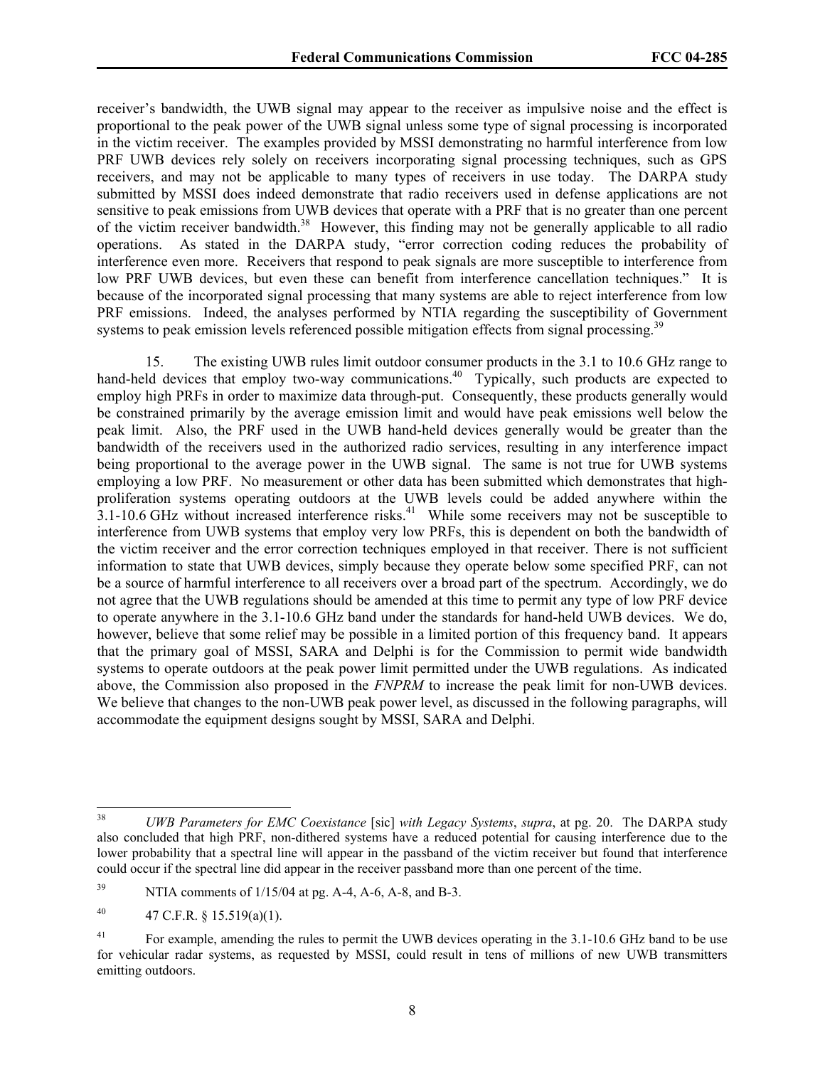receiver's bandwidth, the UWB signal may appear to the receiver as impulsive noise and the effect is proportional to the peak power of the UWB signal unless some type of signal processing is incorporated in the victim receiver. The examples provided by MSSI demonstrating no harmful interference from low PRF UWB devices rely solely on receivers incorporating signal processing techniques, such as GPS receivers, and may not be applicable to many types of receivers in use today. The DARPA study submitted by MSSI does indeed demonstrate that radio receivers used in defense applications are not sensitive to peak emissions from UWB devices that operate with a PRF that is no greater than one percent of the victim receiver bandwidth.[38] However, this finding may not be generally applicable to all radio operations. As stated in the DARPA study, "error correction coding reduces the probability of interference even more. Receivers that respond to peak signals are more susceptible to interference from low PRF UWB devices, but even these can benefit from interference cancellation techniques." It is because of the incorporated signal processing that many systems are able to reject interference from low PRF emissions. Indeed, the analyses performed by NTIA regarding the susceptibility of Government systems to peak emission levels referenced possible mitigation effects from signal processing.[39]

15. The existing UWB rules limit outdoor consumer products in the 3.1 to 10.6 GHz range to hand-held devices that employ two-way communications.[40] Typically, such products are expected to employ high PRFs in order to maximize data through-put. Consequently, these products generally would be constrained primarily by the average emission limit and would have peak emissions well below the peak limit. Also, the PRF used in the UWB hand-held devices generally would be greater than the bandwidth of the receivers used in the authorized radio services, resulting in any interference impact being proportional to the average power in the UWB signal. The same is not true for UWB systems employing a low PRF. No measurement or other data has been submitted which demonstrates that high-proliferation systems operating outdoors at the UWB levels could be added anywhere within the 3.1-10.6 GHz without increased interference risks.[41] While some receivers may not be susceptible to interference from UWB systems that employ very low PRFs, this is dependent on both the bandwidth of the victim receiver and the error correction techniques employed in that receiver. There is not sufficient information to state that UWB devices, simply because they operate below some specified PRF, can not be a source of harmful interference to all receivers over a broad part of the spectrum. Accordingly, we do not agree that the UWB regulations should be amended at this time to permit any type of low PRF device to operate anywhere in the 3.1-10.6 GHz band under the standards for hand-held UWB devices. We do, however, believe that some relief may be possible in a limited portion of this frequency band. It appears that the primary goal of MSSI, SARA and Delphi is for the Commission to permit wide bandwidth systems to operate outdoors at the peak power limit permitted under the UWB regulations. As indicated above, the Commission also proposed in the *FNPRM* to increase the peak limit for non-UWB devices. We believe that changes to the non-UWB peak power level, as discussed in the following paragraphs, will accommodate the equipment designs sought by MSSI, SARA and Delphi.

---

[38] *UWB Parameters for EMC Coexistance* [sic] *with Legacy Systems*, *supra*, at pg. 20. The DARPA study also concluded that high PRF, non-dithered systems have a reduced potential for causing interference due to the lower probability that a spectral line will appear in the passband of the victim receiver but found that interference could occur if the spectral line did appear in the receiver passband more than one percent of the time.

[39] NTIA comments of 1/15/04 at pg. A-4, A-6, A-8, and B-3.

[40] 47 C.F.R. § 15.519(a)(1).

[41] For example, amending the rules to permit the UWB devices operating in the 3.1-10.6 GHz band to be use for vehicular radar systems, as requested by MSSI, could result in tens of millions of new UWB transmitters emitting outdoors.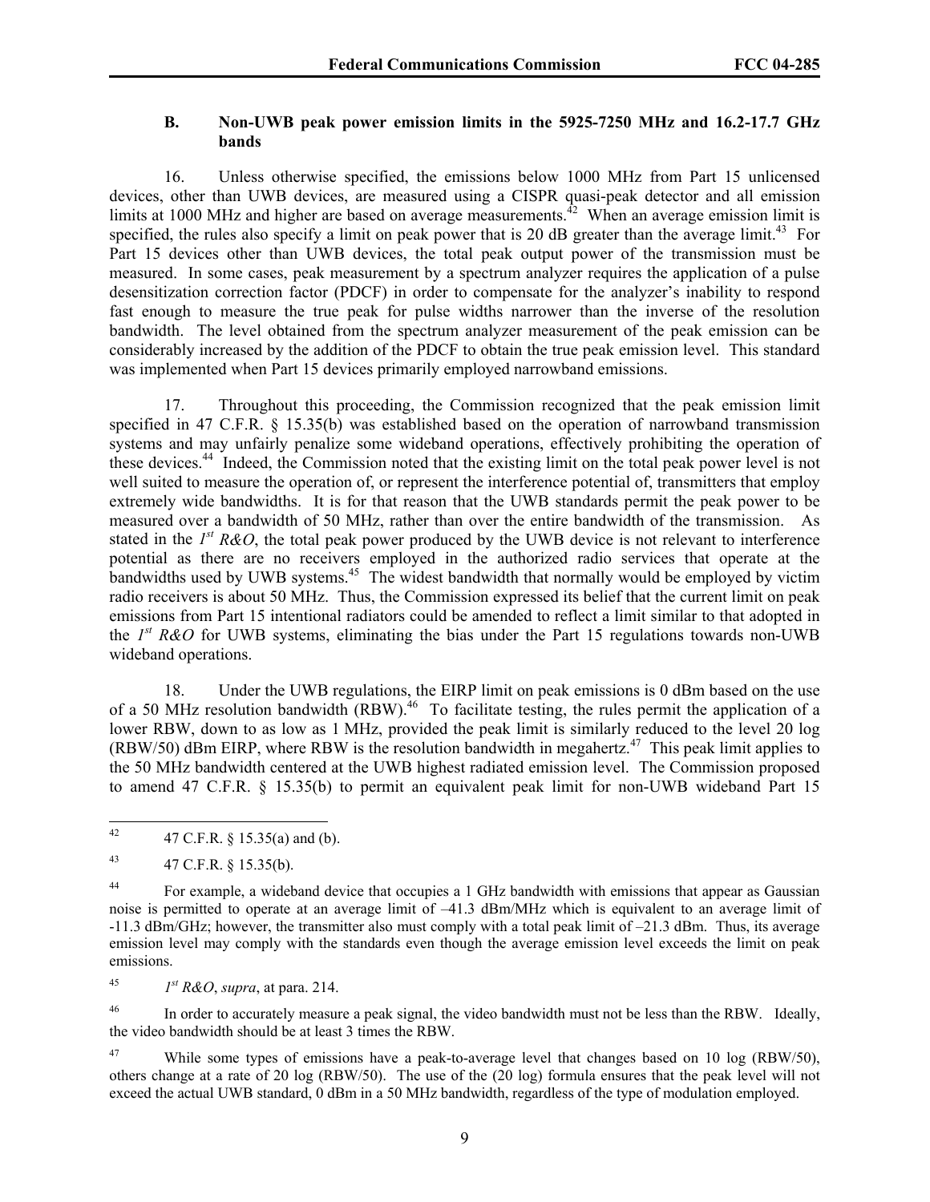### B. Non-UWB peak power emission limits in the 5925-7250 MHz and 16.2-17.7 GHz bands

16. Unless otherwise specified, the emissions below 1000 MHz from Part 15 unlicensed devices, other than UWB devices, are measured using a CISPR quasi-peak detector and all emission limits at 1000 MHz and higher are based on average measurements.[42] When an average emission limit is specified, the rules also specify a limit on peak power that is 20 dB greater than the average limit.[43] For Part 15 devices other than UWB devices, the total peak output power of the transmission must be measured. In some cases, peak measurement by a spectrum analyzer requires the application of a pulse desensitization correction factor (PDCF) in order to compensate for the analyzer's inability to respond fast enough to measure the true peak for pulse widths narrower than the inverse of the resolution bandwidth. The level obtained from the spectrum analyzer measurement of the peak emission can be considerably increased by the addition of the PDCF to obtain the true peak emission level. This standard was implemented when Part 15 devices primarily employed narrowband emissions.

17. Throughout this proceeding, the Commission recognized that the peak emission limit specified in 47 C.F.R. § 15.35(b) was established based on the operation of narrowband transmission systems and may unfairly penalize some wideband operations, effectively prohibiting the operation of these devices.[44] Indeed, the Commission noted that the existing limit on the total peak power level is not well suited to measure the operation of, or represent the interference potential of, transmitters that employ extremely wide bandwidths. It is for that reason that the UWB standards permit the peak power to be measured over a bandwidth of 50 MHz, rather than over the entire bandwidth of the transmission. As stated in the *1st R&O*, the total peak power produced by the UWB device is not relevant to interference potential as there are no receivers employed in the authorized radio services that operate at the bandwidths used by UWB systems.[45] The widest bandwidth that normally would be employed by victim radio receivers is about 50 MHz. Thus, the Commission expressed its belief that the current limit on peak emissions from Part 15 intentional radiators could be amended to reflect a limit similar to that adopted in the *1st R&O* for UWB systems, eliminating the bias under the Part 15 regulations towards non-UWB wideband operations.

18. Under the UWB regulations, the EIRP limit on peak emissions is 0 dBm based on the use of a 50 MHz resolution bandwidth (RBW).[46] To facilitate testing, the rules permit the application of a lower RBW, down to as low as 1 MHz, provided the peak limit is similarly reduced to the level 20 log (RBW/50) dBm EIRP, where RBW is the resolution bandwidth in megahertz.[47] This peak limit applies to the 50 MHz bandwidth centered at the UWB highest radiated emission level. The Commission proposed to amend 47 C.F.R. § 15.35(b) to permit an equivalent peak limit for non-UWB wideband Part 15

---

[42] 47 C.F.R. § 15.35(a) and (b).

[43] 47 C.F.R. § 15.35(b).

[44] For example, a wideband device that occupies a 1 GHz bandwidth with emissions that appear as Gaussian noise is permitted to operate at an average limit of –41.3 dBm/MHz which is equivalent to an average limit of -11.3 dBm/GHz; however, the transmitter also must comply with a total peak limit of –21.3 dBm. Thus, its average emission level may comply with the standards even though the average emission level exceeds the limit on peak emissions.

[45] *1st R&O*, *supra*, at para. 214.

[46] In order to accurately measure a peak signal, the video bandwidth must not be less than the RBW. Ideally, the video bandwidth should be at least 3 times the RBW.

[47] While some types of emissions have a peak-to-average level that changes based on 10 log (RBW/50), others change at a rate of 20 log (RBW/50). The use of the (20 log) formula ensures that the peak level will not exceed the actual UWB standard, 0 dBm in a 50 MHz bandwidth, regardless of the type of modulation employed.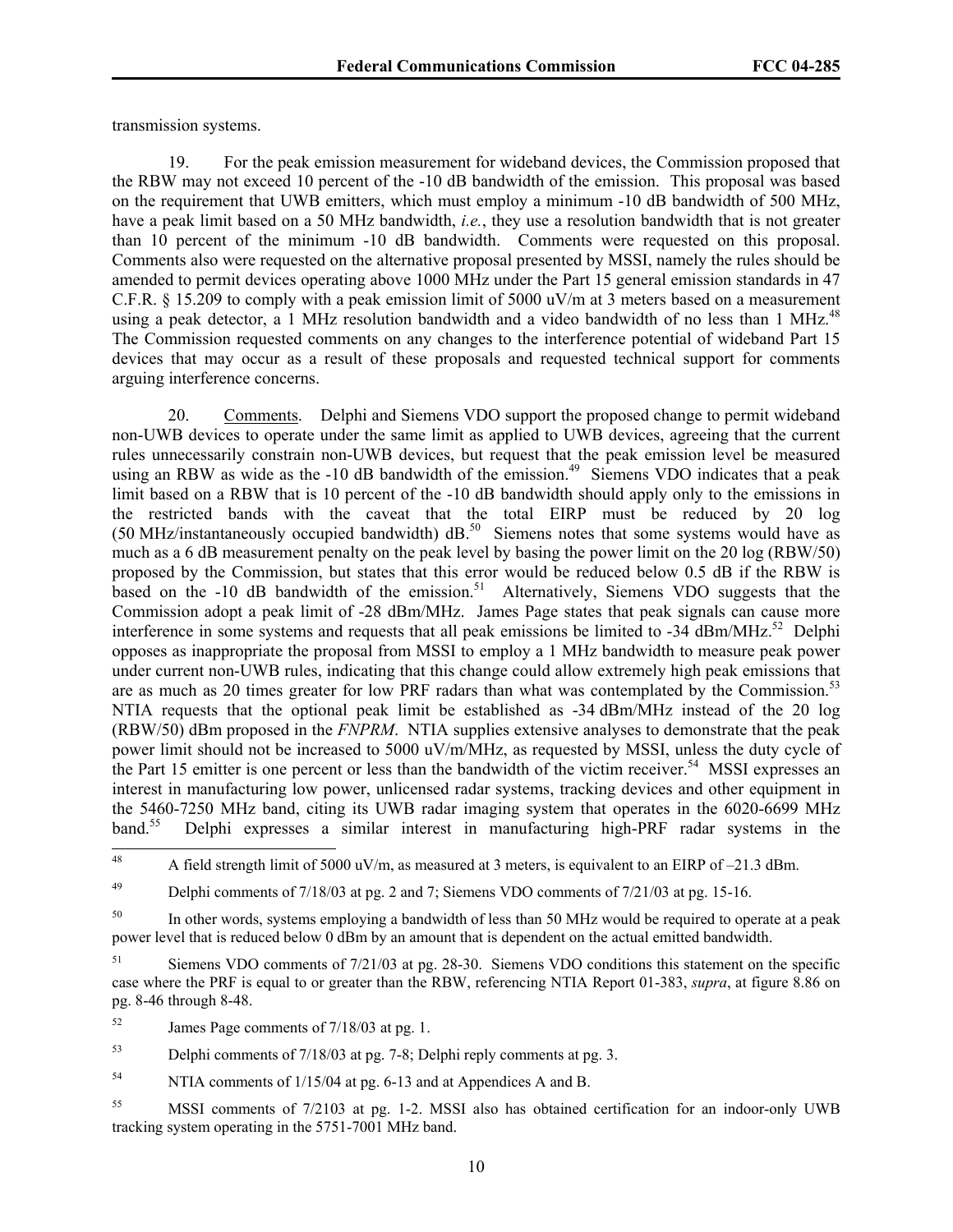transmission systems.

19. For the peak emission measurement for wideband devices, the Commission proposed that the RBW may not exceed 10 percent of the -10 dB bandwidth of the emission. This proposal was based on the requirement that UWB emitters, which must employ a minimum -10 dB bandwidth of 500 MHz, have a peak limit based on a 50 MHz bandwidth, *i.e.*, they use a resolution bandwidth that is not greater than 10 percent of the minimum -10 dB bandwidth. Comments were requested on this proposal. Comments also were requested on the alternative proposal presented by MSSI, namely the rules should be amended to permit devices operating above 1000 MHz under the Part 15 general emission standards in 47 C.F.R. § 15.209 to comply with a peak emission limit of 5000 uV/m at 3 meters based on a measurement using a peak detector, a 1 MHz resolution bandwidth and a video bandwidth of no less than 1 MHz.[48] The Commission requested comments on any changes to the interference potential of wideband Part 15 devices that may occur as a result of these proposals and requested technical support for comments arguing interference concerns.

20. Comments. Delphi and Siemens VDO support the proposed change to permit wideband non-UWB devices to operate under the same limit as applied to UWB devices, agreeing that the current rules unnecessarily constrain non-UWB devices, but request that the peak emission level be measured using an RBW as wide as the -10 dB bandwidth of the emission.[49] Siemens VDO indicates that a peak limit based on a RBW that is 10 percent of the -10 dB bandwidth should apply only to the emissions in the restricted bands with the caveat that the total EIRP must be reduced by 20 log (50 MHz/instantaneously occupied bandwidth) dB.[50] Siemens notes that some systems would have as much as a 6 dB measurement penalty on the peak level by basing the power limit on the 20 log (RBW/50) proposed by the Commission, but states that this error would be reduced below 0.5 dB if the RBW is based on the -10 dB bandwidth of the emission.[51] Alternatively, Siemens VDO suggests that the Commission adopt a peak limit of -28 dBm/MHz. James Page states that peak signals can cause more interference in some systems and requests that all peak emissions be limited to -34 dBm/MHz.[52] Delphi opposes as inappropriate the proposal from MSSI to employ a 1 MHz bandwidth to measure peak power under current non-UWB rules, indicating that this change could allow extremely high peak emissions that are as much as 20 times greater for low PRF radars than what was contemplated by the Commission.[53] NTIA requests that the optional peak limit be established as -34 dBm/MHz instead of the 20 log (RBW/50) dBm proposed in the *FNPRM*. NTIA supplies extensive analyses to demonstrate that the peak power limit should not be increased to 5000 uV/m/MHz, as requested by MSSI, unless the duty cycle of the Part 15 emitter is one percent or less than the bandwidth of the victim receiver.[54] MSSI expresses an interest in manufacturing low power, unlicensed radar systems, tracking devices and other equipment in the 5460-7250 MHz band, citing its UWB radar imaging system that operates in the 6020-6699 MHz band.[55] Delphi expresses a similar interest in manufacturing high-PRF radar systems in the

---

[48] A field strength limit of 5000 uV/m, as measured at 3 meters, is equivalent to an EIRP of –21.3 dBm.

[49] Delphi comments of 7/18/03 at pg. 2 and 7; Siemens VDO comments of 7/21/03 at pg. 15-16.

[50] In other words, systems employing a bandwidth of less than 50 MHz would be required to operate at a peak power level that is reduced below 0 dBm by an amount that is dependent on the actual emitted bandwidth.

[51] Siemens VDO comments of 7/21/03 at pg. 28-30. Siemens VDO conditions this statement on the specific case where the PRF is equal to or greater than the RBW, referencing NTIA Report 01-383, *supra*, at figure 8.86 on pg. 8-46 through 8-48.

[52] James Page comments of 7/18/03 at pg. 1.

[53] Delphi comments of 7/18/03 at pg. 7-8; Delphi reply comments at pg. 3.

[54] NTIA comments of 1/15/04 at pg. 6-13 and at Appendices A and B.

[55] MSSI comments of 7/2103 at pg. 1-2. MSSI also has obtained certification for an indoor-only UWB tracking system operating in the 5751-7001 MHz band.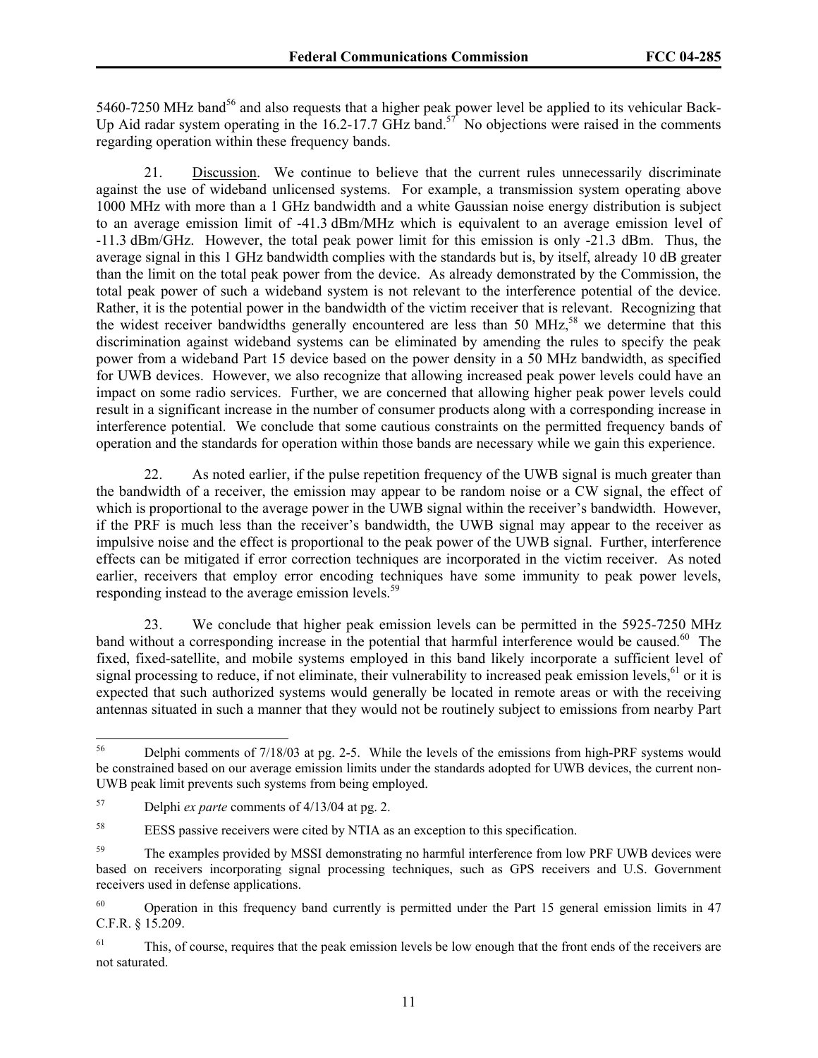5460-7250 MHz band[56] and also requests that a higher peak power level be applied to its vehicular Back-Up Aid radar system operating in the 16.2-17.7 GHz band.[57] No objections were raised in the comments regarding operation within these frequency bands.

21. Discussion. We continue to believe that the current rules unnecessarily discriminate against the use of wideband unlicensed systems. For example, a transmission system operating above 1000 MHz with more than a 1 GHz bandwidth and a white Gaussian noise energy distribution is subject to an average emission limit of -41.3 dBm/MHz which is equivalent to an average emission level of -11.3 dBm/GHz. However, the total peak power limit for this emission is only -21.3 dBm. Thus, the average signal in this 1 GHz bandwidth complies with the standards but is, by itself, already 10 dB greater than the limit on the total peak power from the device. As already demonstrated by the Commission, the total peak power of such a wideband system is not relevant to the interference potential of the device. Rather, it is the potential power in the bandwidth of the victim receiver that is relevant. Recognizing that the widest receiver bandwidths generally encountered are less than 50 MHz,[58] we determine that this discrimination against wideband systems can be eliminated by amending the rules to specify the peak power from a wideband Part 15 device based on the power density in a 50 MHz bandwidth, as specified for UWB devices. However, we also recognize that allowing increased peak power levels could have an impact on some radio services. Further, we are concerned that allowing higher peak power levels could result in a significant increase in the number of consumer products along with a corresponding increase in interference potential. We conclude that some cautious constraints on the permitted frequency bands of operation and the standards for operation within those bands are necessary while we gain this experience.

22. As noted earlier, if the pulse repetition frequency of the UWB signal is much greater than the bandwidth of a receiver, the emission may appear to be random noise or a CW signal, the effect of which is proportional to the average power in the UWB signal within the receiver's bandwidth. However, if the PRF is much less than the receiver's bandwidth, the UWB signal may appear to the receiver as impulsive noise and the effect is proportional to the peak power of the UWB signal. Further, interference effects can be mitigated if error correction techniques are incorporated in the victim receiver. As noted earlier, receivers that employ error encoding techniques have some immunity to peak power levels, responding instead to the average emission levels.[59]

23. We conclude that higher peak emission levels can be permitted in the 5925-7250 MHz band without a corresponding increase in the potential that harmful interference would be caused.[60] The fixed, fixed-satellite, and mobile systems employed in this band likely incorporate a sufficient level of signal processing to reduce, if not eliminate, their vulnerability to increased peak emission levels,[61] or it is expected that such authorized systems would generally be located in remote areas or with the receiving antennas situated in such a manner that they would not be routinely subject to emissions from nearby Part

---

[56] Delphi comments of 7/18/03 at pg. 2-5. While the levels of the emissions from high-PRF systems would be constrained based on our average emission limits under the standards adopted for UWB devices, the current non-UWB peak limit prevents such systems from being employed.

[57] Delphi *ex parte* comments of 4/13/04 at pg. 2.

[58] EESS passive receivers were cited by NTIA as an exception to this specification.

[59] The examples provided by MSSI demonstrating no harmful interference from low PRF UWB devices were based on receivers incorporating signal processing techniques, such as GPS receivers and U.S. Government receivers used in defense applications.

[60] Operation in this frequency band currently is permitted under the Part 15 general emission limits in 47 C.F.R. § 15.209.

[61] This, of course, requires that the peak emission levels be low enough that the front ends of the receivers are not saturated.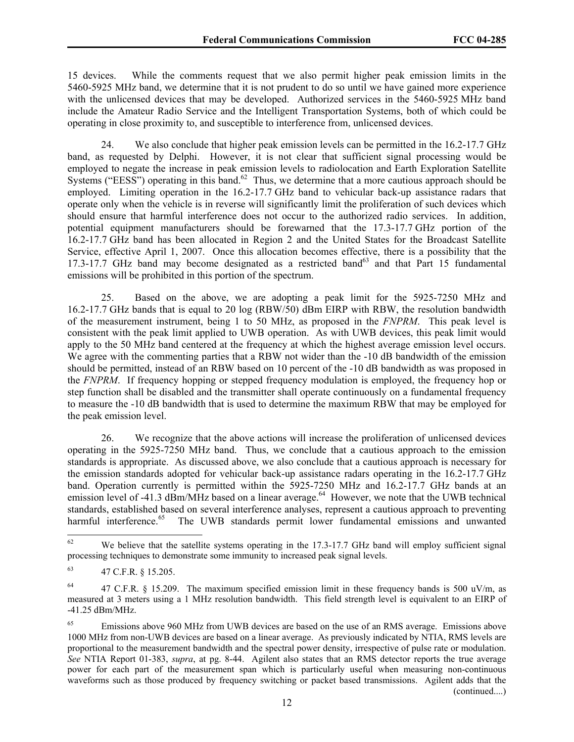15 devices. While the comments request that we also permit higher peak emission limits in the 5460-5925 MHz band, we determine that it is not prudent to do so until we have gained more experience with the unlicensed devices that may be developed. Authorized services in the 5460-5925 MHz band include the Amateur Radio Service and the Intelligent Transportation Systems, both of which could be operating in close proximity to, and susceptible to interference from, unlicensed devices.

24. We also conclude that higher peak emission levels can be permitted in the 16.2-17.7 GHz band, as requested by Delphi. However, it is not clear that sufficient signal processing would be employed to negate the increase in peak emission levels to radiolocation and Earth Exploration Satellite Systems ("EESS") operating in this band.[62] Thus, we determine that a more cautious approach should be employed. Limiting operation in the 16.2-17.7 GHz band to vehicular back-up assistance radars that operate only when the vehicle is in reverse will significantly limit the proliferation of such devices which should ensure that harmful interference does not occur to the authorized radio services. In addition, potential equipment manufacturers should be forewarned that the 17.3-17.7 GHz portion of the 16.2-17.7 GHz band has been allocated in Region 2 and the United States for the Broadcast Satellite Service, effective April 1, 2007. Once this allocation becomes effective, there is a possibility that the 17.3-17.7 GHz band may become designated as a restricted band[63] and that Part 15 fundamental emissions will be prohibited in this portion of the spectrum.

25. Based on the above, we are adopting a peak limit for the 5925-7250 MHz and 16.2-17.7 GHz bands that is equal to 20 log (RBW/50) dBm EIRP with RBW, the resolution bandwidth of the measurement instrument, being 1 to 50 MHz, as proposed in the *FNPRM*. This peak level is consistent with the peak limit applied to UWB operation. As with UWB devices, this peak limit would apply to the 50 MHz band centered at the frequency at which the highest average emission level occurs. We agree with the commenting parties that a RBW not wider than the -10 dB bandwidth of the emission should be permitted, instead of an RBW based on 10 percent of the -10 dB bandwidth as was proposed in the *FNPRM*. If frequency hopping or stepped frequency modulation is employed, the frequency hop or step function shall be disabled and the transmitter shall operate continuously on a fundamental frequency to measure the -10 dB bandwidth that is used to determine the maximum RBW that may be employed for the peak emission level.

26. We recognize that the above actions will increase the proliferation of unlicensed devices operating in the 5925-7250 MHz band. Thus, we conclude that a cautious approach to the emission standards is appropriate. As discussed above, we also conclude that a cautious approach is necessary for the emission standards adopted for vehicular back-up assistance radars operating in the 16.2-17.7 GHz band. Operation currently is permitted within the 5925-7250 MHz and 16.2-17.7 GHz bands at an emission level of -41.3 dBm/MHz based on a linear average.[64] However, we note that the UWB technical standards, established based on several interference analyses, represent a cautious approach to preventing harmful interference.[65] The UWB standards permit lower fundamental emissions and unwanted

---

[62] We believe that the satellite systems operating in the 17.3-17.7 GHz band will employ sufficient signal processing techniques to demonstrate some immunity to increased peak signal levels.

[63] 47 C.F.R. § 15.205.

[64] 47 C.F.R. § 15.209. The maximum specified emission limit in these frequency bands is 500 uV/m, as measured at 3 meters using a 1 MHz resolution bandwidth. This field strength level is equivalent to an EIRP of -41.25 dBm/MHz.

[65] Emissions above 960 MHz from UWB devices are based on the use of an RMS average. Emissions above 1000 MHz from non-UWB devices are based on a linear average. As previously indicated by NTIA, RMS levels are proportional to the measurement bandwidth and the spectral power density, irrespective of pulse rate or modulation. *See* NTIA Report 01-383, *supra*, at pg. 8-44. Agilent also states that an RMS detector reports the true average power for each part of the measurement span which is particularly useful when measuring non-continuous waveforms such as those produced by frequency switching or packet based transmissions. Agilent adds that the (continued....)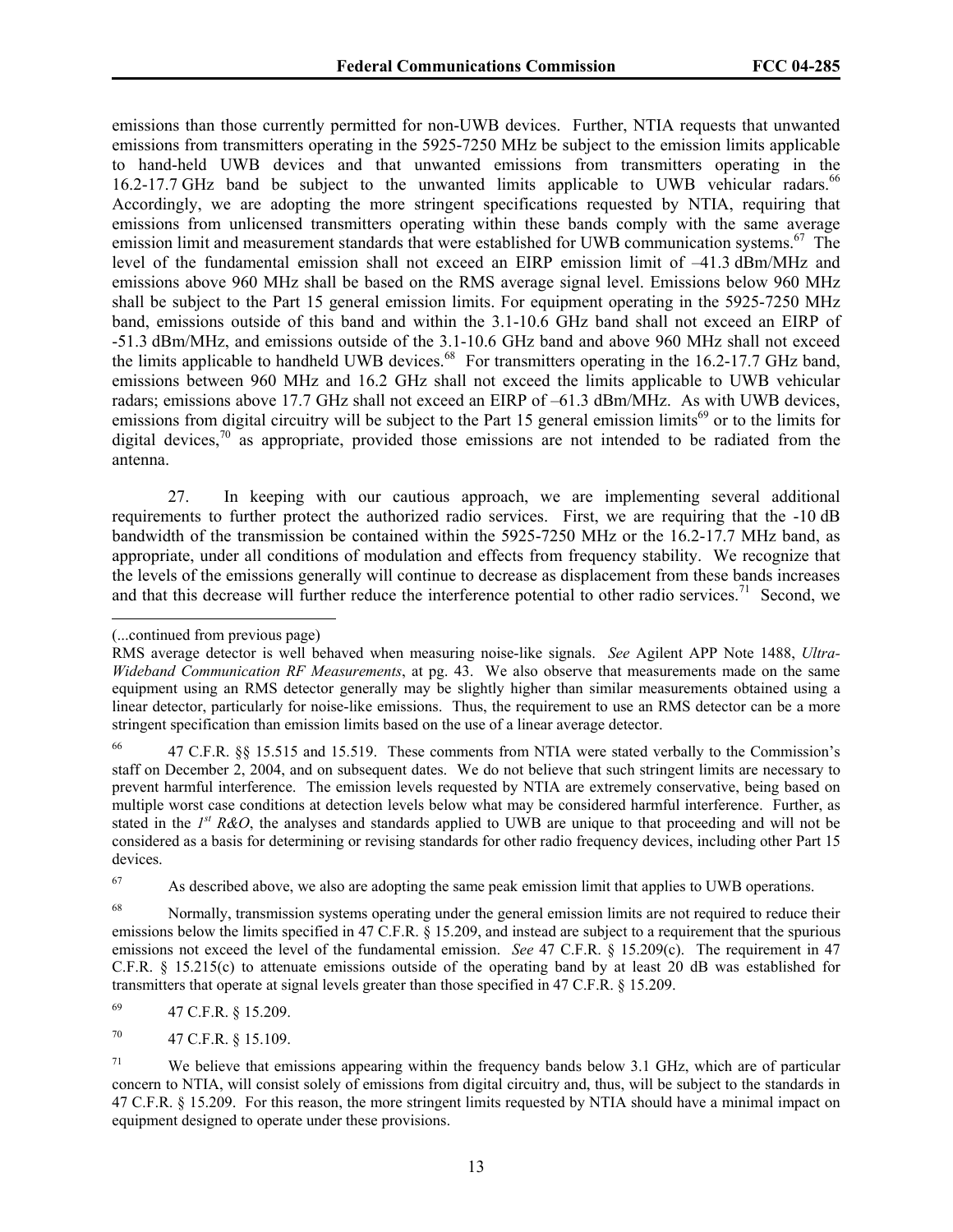emissions than those currently permitted for non-UWB devices. Further, NTIA requests that unwanted emissions from transmitters operating in the 5925-7250 MHz be subject to the emission limits applicable to hand-held UWB devices and that unwanted emissions from transmitters operating in the 16.2-17.7 GHz band be subject to the unwanted limits applicable to UWB vehicular radars.[66] Accordingly, we are adopting the more stringent specifications requested by NTIA, requiring that emissions from unlicensed transmitters operating within these bands comply with the same average emission limit and measurement standards that were established for UWB communication systems.[67] The level of the fundamental emission shall not exceed an EIRP emission limit of –41.3 dBm/MHz and emissions above 960 MHz shall be based on the RMS average signal level. Emissions below 960 MHz shall be subject to the Part 15 general emission limits. For equipment operating in the 5925-7250 MHz band, emissions outside of this band and within the 3.1-10.6 GHz band shall not exceed an EIRP of -51.3 dBm/MHz, and emissions outside of the 3.1-10.6 GHz band and above 960 MHz shall not exceed the limits applicable to handheld UWB devices.[68] For transmitters operating in the 16.2-17.7 GHz band, emissions between 960 MHz and 16.2 GHz shall not exceed the limits applicable to UWB vehicular radars; emissions above 17.7 GHz shall not exceed an EIRP of –61.3 dBm/MHz. As with UWB devices, emissions from digital circuitry will be subject to the Part 15 general emission limits[69] or to the limits for digital devices,[70] as appropriate, provided those emissions are not intended to be radiated from the antenna.

27. In keeping with our cautious approach, we are implementing several additional requirements to further protect the authorized radio services. First, we are requiring that the -10 dB bandwidth of the transmission be contained within the 5925-7250 MHz or the 16.2-17.7 MHz band, as appropriate, under all conditions of modulation and effects from frequency stability. We recognize that the levels of the emissions generally will continue to decrease as displacement from these bands increases and that this decrease will further reduce the interference potential to other radio services.[71] Second, we

---

(...continued from previous page)
RMS average detector is well behaved when measuring noise-like signals. *See* Agilent APP Note 1488, *Ultra-Wideband Communication RF Measurements*, at pg. 43. We also observe that measurements made on the same equipment using an RMS detector generally may be slightly higher than similar measurements obtained using a linear detector, particularly for noise-like emissions. Thus, the requirement to use an RMS detector can be a more stringent specification than emission limits based on the use of a linear average detector.

[66] 47 C.F.R. §§ 15.515 and 15.519. These comments from NTIA were stated verbally to the Commission's staff on December 2, 2004, and on subsequent dates. We do not believe that such stringent limits are necessary to prevent harmful interference. The emission levels requested by NTIA are extremely conservative, being based on multiple worst case conditions at detection levels below what may be considered harmful interference. Further, as stated in the *1st R&O*, the analyses and standards applied to UWB are unique to that proceeding and will not be considered as a basis for determining or revising standards for other radio frequency devices, including other Part 15 devices.

[67] As described above, we also are adopting the same peak emission limit that applies to UWB operations.

[68] Normally, transmission systems operating under the general emission limits are not required to reduce their emissions below the limits specified in 47 C.F.R. § 15.209, and instead are subject to a requirement that the spurious emissions not exceed the level of the fundamental emission. *See* 47 C.F.R. § 15.209(c). The requirement in 47 C.F.R. § 15.215(c) to attenuate emissions outside of the operating band by at least 20 dB was established for transmitters that operate at signal levels greater than those specified in 47 C.F.R. § 15.209.

[69] 47 C.F.R. § 15.209.

[70] 47 C.F.R. § 15.109.

[71] We believe that emissions appearing within the frequency bands below 3.1 GHz, which are of particular concern to NTIA, will consist solely of emissions from digital circuitry and, thus, will be subject to the standards in 47 C.F.R. § 15.209. For this reason, the more stringent limits requested by NTIA should have a minimal impact on equipment designed to operate under these provisions.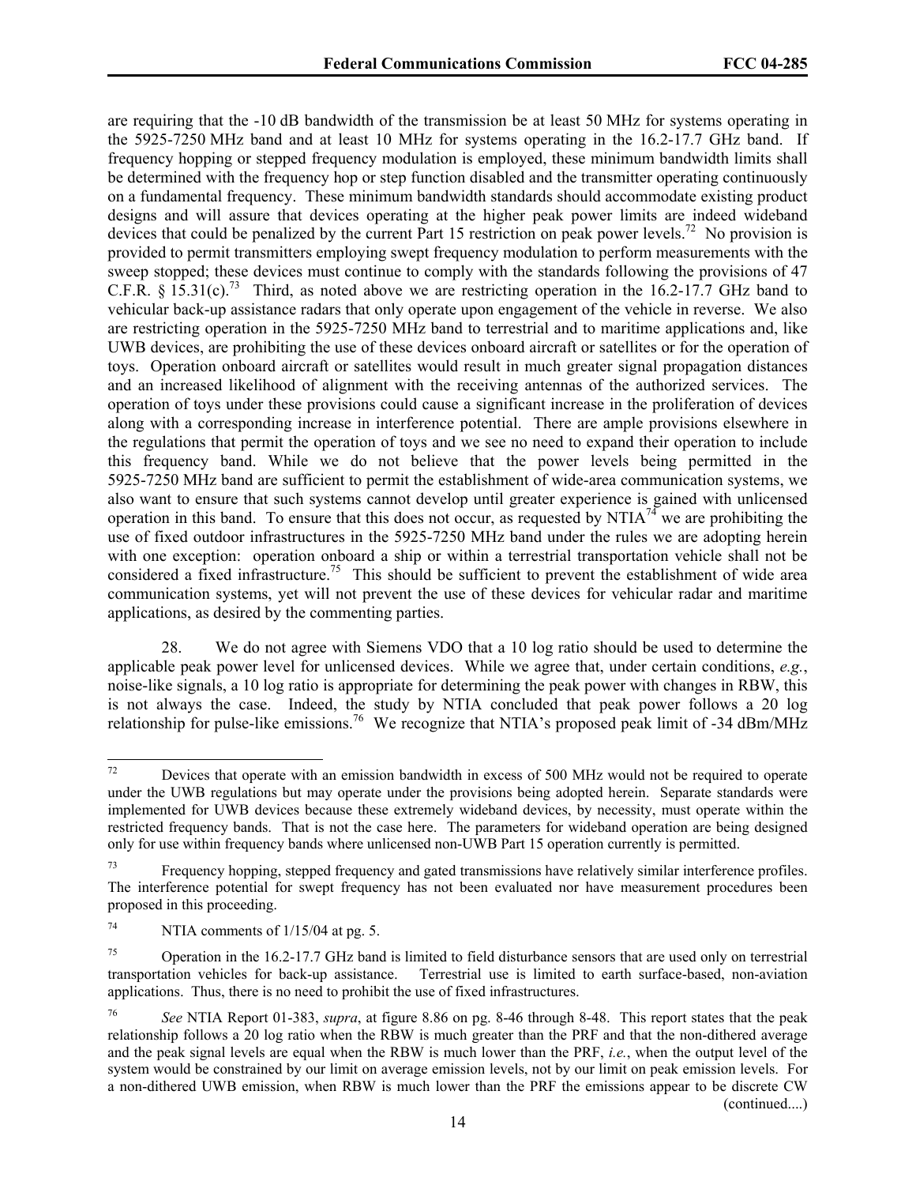are requiring that the -10 dB bandwidth of the transmission be at least 50 MHz for systems operating in the 5925-7250 MHz band and at least 10 MHz for systems operating in the 16.2-17.7 GHz band. If frequency hopping or stepped frequency modulation is employed, these minimum bandwidth limits shall be determined with the frequency hop or step function disabled and the transmitter operating continuously on a fundamental frequency. These minimum bandwidth standards should accommodate existing product designs and will assure that devices operating at the higher peak power limits are indeed wideband devices that could be penalized by the current Part 15 restriction on peak power levels.[72] No provision is provided to permit transmitters employing swept frequency modulation to perform measurements with the sweep stopped; these devices must continue to comply with the standards following the provisions of 47 C.F.R. § 15.31(c).[73] Third, as noted above we are restricting operation in the 16.2-17.7 GHz band to vehicular back-up assistance radars that only operate upon engagement of the vehicle in reverse. We also are restricting operation in the 5925-7250 MHz band to terrestrial and to maritime applications and, like UWB devices, are prohibiting the use of these devices onboard aircraft or satellites or for the operation of toys. Operation onboard aircraft or satellites would result in much greater signal propagation distances and an increased likelihood of alignment with the receiving antennas of the authorized services. The operation of toys under these provisions could cause a significant increase in the proliferation of devices along with a corresponding increase in interference potential. There are ample provisions elsewhere in the regulations that permit the operation of toys and we see no need to expand their operation to include this frequency band. While we do not believe that the power levels being permitted in the 5925-7250 MHz band are sufficient to permit the establishment of wide-area communication systems, we also want to ensure that such systems cannot develop until greater experience is gained with unlicensed operation in this band. To ensure that this does not occur, as requested by NTIA[74] we are prohibiting the use of fixed outdoor infrastructures in the 5925-7250 MHz band under the rules we are adopting herein with one exception: operation onboard a ship or within a terrestrial transportation vehicle shall not be considered a fixed infrastructure.[75] This should be sufficient to prevent the establishment of wide area communication systems, yet will not prevent the use of these devices for vehicular radar and maritime applications, as desired by the commenting parties.

28. We do not agree with Siemens VDO that a 10 log ratio should be used to determine the applicable peak power level for unlicensed devices. While we agree that, under certain conditions, *e.g.*, noise-like signals, a 10 log ratio is appropriate for determining the peak power with changes in RBW, this is not always the case. Indeed, the study by NTIA concluded that peak power follows a 20 log relationship for pulse-like emissions.[76] We recognize that NTIA's proposed peak limit of -34 dBm/MHz

---

[72] Devices that operate with an emission bandwidth in excess of 500 MHz would not be required to operate under the UWB regulations but may operate under the provisions being adopted herein. Separate standards were implemented for UWB devices because these extremely wideband devices, by necessity, must operate within the restricted frequency bands. That is not the case here. The parameters for wideband operation are being designed only for use within frequency bands where unlicensed non-UWB Part 15 operation currently is permitted.

[73] Frequency hopping, stepped frequency and gated transmissions have relatively similar interference profiles. The interference potential for swept frequency has not been evaluated nor have measurement procedures been proposed in this proceeding.

[74] NTIA comments of 1/15/04 at pg. 5.

[75] Operation in the 16.2-17.7 GHz band is limited to field disturbance sensors that are used only on terrestrial transportation vehicles for back-up assistance. Terrestrial use is limited to earth surface-based, non-aviation applications. Thus, there is no need to prohibit the use of fixed infrastructures.

[76] *See* NTIA Report 01-383, *supra*, at figure 8.86 on pg. 8-46 through 8-48. This report states that the peak relationship follows a 20 log ratio when the RBW is much greater than the PRF and that the non-dithered average and the peak signal levels are equal when the RBW is much lower than the PRF, *i.e.*, when the output level of the system would be constrained by our limit on average emission levels, not by our limit on peak emission levels. For a non-dithered UWB emission, when RBW is much lower than the PRF the emissions appear to be discrete CW (continued....)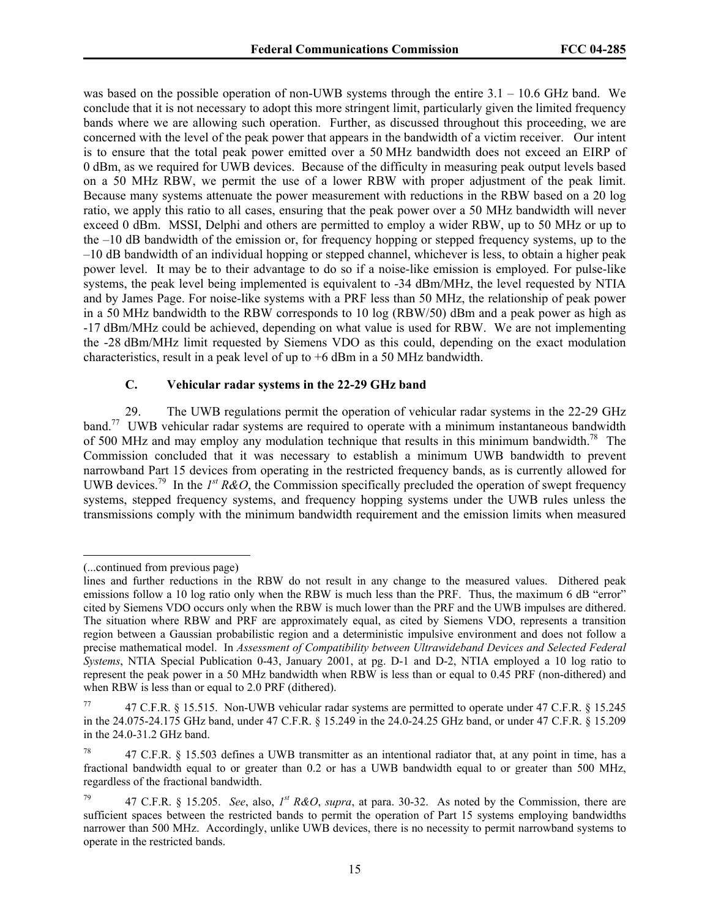was based on the possible operation of non-UWB systems through the entire 3.1 – 10.6 GHz band. We conclude that it is not necessary to adopt this more stringent limit, particularly given the limited frequency bands where we are allowing such operation. Further, as discussed throughout this proceeding, we are concerned with the level of the peak power that appears in the bandwidth of a victim receiver. Our intent is to ensure that the total peak power emitted over a 50 MHz bandwidth does not exceed an EIRP of 0 dBm, as we required for UWB devices. Because of the difficulty in measuring peak output levels based on a 50 MHz RBW, we permit the use of a lower RBW with proper adjustment of the peak limit. Because many systems attenuate the power measurement with reductions in the RBW based on a 20 log ratio, we apply this ratio to all cases, ensuring that the peak power over a 50 MHz bandwidth will never exceed 0 dBm. MSSI, Delphi and others are permitted to employ a wider RBW, up to 50 MHz or up to the –10 dB bandwidth of the emission or, for frequency hopping or stepped frequency systems, up to the –10 dB bandwidth of an individual hopping or stepped channel, whichever is less, to obtain a higher peak power level. It may be to their advantage to do so if a noise-like emission is employed. For pulse-like systems, the peak level being implemented is equivalent to -34 dBm/MHz, the level requested by NTIA and by James Page. For noise-like systems with a PRF less than 50 MHz, the relationship of peak power in a 50 MHz bandwidth to the RBW corresponds to 10 log (RBW/50) dBm and a peak power as high as -17 dBm/MHz could be achieved, depending on what value is used for RBW. We are not implementing the -28 dBm/MHz limit requested by Siemens VDO as this could, depending on the exact modulation characteristics, result in a peak level of up to +6 dBm in a 50 MHz bandwidth.

### C. Vehicular radar systems in the 22-29 GHz band

29. The UWB regulations permit the operation of vehicular radar systems in the 22-29 GHz band.[77] UWB vehicular radar systems are required to operate with a minimum instantaneous bandwidth of 500 MHz and may employ any modulation technique that results in this minimum bandwidth.[78] The Commission concluded that it was necessary to establish a minimum UWB bandwidth to prevent narrowband Part 15 devices from operating in the restricted frequency bands, as is currently allowed for UWB devices.[79] In the *1st R&O*, the Commission specifically precluded the operation of swept frequency systems, stepped frequency systems, and frequency hopping systems under the UWB rules unless the transmissions comply with the minimum bandwidth requirement and the emission limits when measured

---

(...continued from previous page)

lines and further reductions in the RBW do not result in any change to the measured values. Dithered peak emissions follow a 10 log ratio only when the RBW is much less than the PRF. Thus, the maximum 6 dB "error" cited by Siemens VDO occurs only when the RBW is much lower than the PRF and the UWB impulses are dithered. The situation where RBW and PRF are approximately equal, as cited by Siemens VDO, represents a transition region between a Gaussian probabilistic region and a deterministic impulsive environment and does not follow a precise mathematical model. In *Assessment of Compatibility between Ultrawideband Devices and Selected Federal Systems*, NTIA Special Publication 0-43, January 2001, at pg. D-1 and D-2, NTIA employed a 10 log ratio to represent the peak power in a 50 MHz bandwidth when RBW is less than or equal to 0.45 PRF (non-dithered) and when RBW is less than or equal to 2.0 PRF (dithered).

[77] 47 C.F.R. § 15.515. Non-UWB vehicular radar systems are permitted to operate under 47 C.F.R. § 15.245 in the 24.075-24.175 GHz band, under 47 C.F.R. § 15.249 in the 24.0-24.25 GHz band, or under 47 C.F.R. § 15.209 in the 24.0-31.2 GHz band.

[78] 47 C.F.R. § 15.503 defines a UWB transmitter as an intentional radiator that, at any point in time, has a fractional bandwidth equal to or greater than 0.2 or has a UWB bandwidth equal to or greater than 500 MHz, regardless of the fractional bandwidth.

[79] 47 C.F.R. § 15.205. *See*, also, *1st R&O*, *supra*, at para. 30-32. As noted by the Commission, there are sufficient spaces between the restricted bands to permit the operation of Part 15 systems employing bandwidths narrower than 500 MHz. Accordingly, unlike UWB devices, there is no necessity to permit narrowband systems to operate in the restricted bands.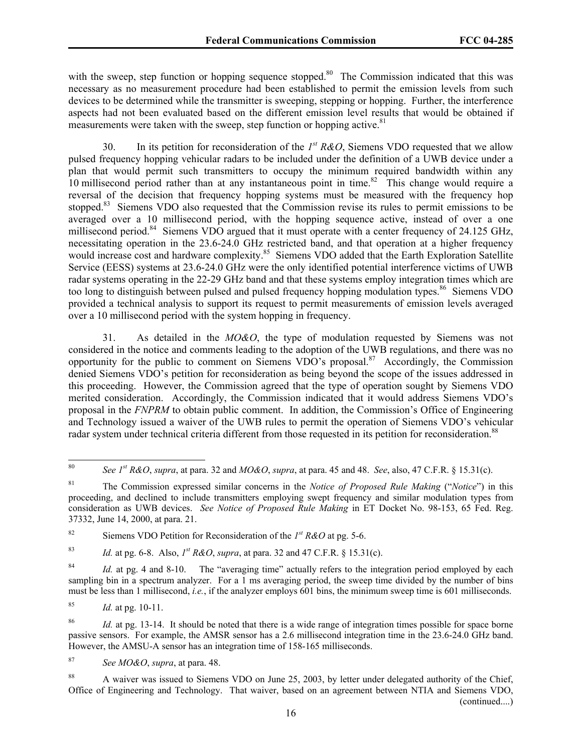with the sweep, step function or hopping sequence stopped.[80] The Commission indicated that this was necessary as no measurement procedure had been established to permit the emission levels from such devices to be determined while the transmitter is sweeping, stepping or hopping. Further, the interference aspects had not been evaluated based on the different emission level results that would be obtained if measurements were taken with the sweep, step function or hopping active.[81]

30. In its petition for reconsideration of the *1st R&O*, Siemens VDO requested that we allow pulsed frequency hopping vehicular radars to be included under the definition of a UWB device under a plan that would permit such transmitters to occupy the minimum required bandwidth within any 10 millisecond period rather than at any instantaneous point in time.[82] This change would require a reversal of the decision that frequency hopping systems must be measured with the frequency hop stopped.[83] Siemens VDO also requested that the Commission revise its rules to permit emissions to be averaged over a 10 millisecond period, with the hopping sequence active, instead of over a one millisecond period.[84] Siemens VDO argued that it must operate with a center frequency of 24.125 GHz, necessitating operation in the 23.6-24.0 GHz restricted band, and that operation at a higher frequency would increase cost and hardware complexity.[85] Siemens VDO added that the Earth Exploration Satellite Service (EESS) systems at 23.6-24.0 GHz were the only identified potential interference victims of UWB radar systems operating in the 22-29 GHz band and that these systems employ integration times which are too long to distinguish between pulsed and pulsed frequency hopping modulation types.[86] Siemens VDO provided a technical analysis to support its request to permit measurements of emission levels averaged over a 10 millisecond period with the system hopping in frequency.

31. As detailed in the *MO&O*, the type of modulation requested by Siemens was not considered in the notice and comments leading to the adoption of the UWB regulations, and there was no opportunity for the public to comment on Siemens VDO's proposal.[87] Accordingly, the Commission denied Siemens VDO's petition for reconsideration as being beyond the scope of the issues addressed in this proceeding. However, the Commission agreed that the type of operation sought by Siemens VDO merited consideration. Accordingly, the Commission indicated that it would address Siemens VDO's proposal in the *FNPRM* to obtain public comment. In addition, the Commission's Office of Engineering and Technology issued a waiver of the UWB rules to permit the operation of Siemens VDO's vehicular radar system under technical criteria different from those requested in its petition for reconsideration.[88]

---

[80] *See 1st R&O*, *supra*, at para. 32 and *MO&O*, *supra*, at para. 45 and 48. *See*, also, 47 C.F.R. § 15.31(c).

[81] The Commission expressed similar concerns in the *Notice of Proposed Rule Making* ("*Notice*") in this proceeding, and declined to include transmitters employing swept frequency and similar modulation types from consideration as UWB devices. *See Notice of Proposed Rule Making* in ET Docket No. 98-153, 65 Fed. Reg. 37332, June 14, 2000, at para. 21.

[82] Siemens VDO Petition for Reconsideration of the *1st R&O* at pg. 5-6.

[83] *Id.* at pg. 6-8. Also, *1st R&O*, *supra*, at para. 32 and 47 C.F.R. § 15.31(c).

[84] *Id.* at pg. 4 and 8-10. The "averaging time" actually refers to the integration period employed by each sampling bin in a spectrum analyzer. For a 1 ms averaging period, the sweep time divided by the number of bins must be less than 1 millisecond, *i.e.*, if the analyzer employs 601 bins, the minimum sweep time is 601 milliseconds.

[85] *Id.* at pg. 10-11.

[86] *Id.* at pg. 13-14. It should be noted that there is a wide range of integration times possible for space borne passive sensors. For example, the AMSR sensor has a 2.6 millisecond integration time in the 23.6-24.0 GHz band. However, the AMSU-A sensor has an integration time of 158-165 milliseconds.

[87] *See MO&O*, *supra*, at para. 48.

[88] A waiver was issued to Siemens VDO on June 25, 2003, by letter under delegated authority of the Chief, Office of Engineering and Technology. That waiver, based on an agreement between NTIA and Siemens VDO, (continued....)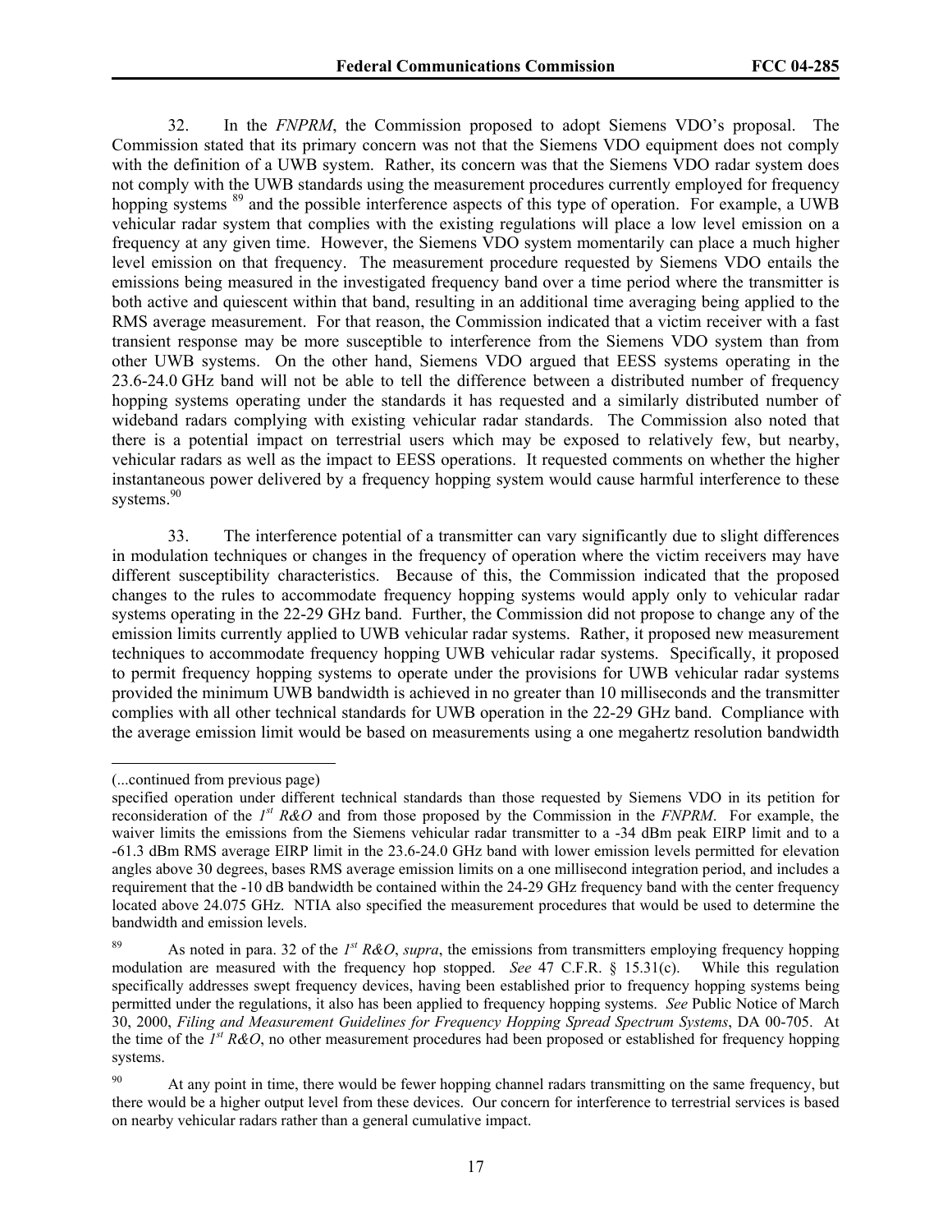32. In the *FNPRM*, the Commission proposed to adopt Siemens VDO's proposal. The Commission stated that its primary concern was not that the Siemens VDO equipment does not comply with the definition of a UWB system. Rather, its concern was that the Siemens VDO radar system does not comply with the UWB standards using the measurement procedures currently employed for frequency hopping systems [89] and the possible interference aspects of this type of operation. For example, a UWB vehicular radar system that complies with the existing regulations will place a low level emission on a frequency at any given time. However, the Siemens VDO system momentarily can place a much higher level emission on that frequency. The measurement procedure requested by Siemens VDO entails the emissions being measured in the investigated frequency band over a time period where the transmitter is both active and quiescent within that band, resulting in an additional time averaging being applied to the RMS average measurement. For that reason, the Commission indicated that a victim receiver with a fast transient response may be more susceptible to interference from the Siemens VDO system than from other UWB systems. On the other hand, Siemens VDO argued that EESS systems operating in the 23.6-24.0 GHz band will not be able to tell the difference between a distributed number of frequency hopping systems operating under the standards it has requested and a similarly distributed number of wideband radars complying with existing vehicular radar standards. The Commission also noted that there is a potential impact on terrestrial users which may be exposed to relatively few, but nearby, vehicular radars as well as the impact to EESS operations. It requested comments on whether the higher instantaneous power delivered by a frequency hopping system would cause harmful interference to these systems.[90]

33. The interference potential of a transmitter can vary significantly due to slight differences in modulation techniques or changes in the frequency of operation where the victim receivers may have different susceptibility characteristics. Because of this, the Commission indicated that the proposed changes to the rules to accommodate frequency hopping systems would apply only to vehicular radar systems operating in the 22-29 GHz band. Further, the Commission did not propose to change any of the emission limits currently applied to UWB vehicular radar systems. Rather, it proposed new measurement techniques to accommodate frequency hopping UWB vehicular radar systems. Specifically, it proposed to permit frequency hopping systems to operate under the provisions for UWB vehicular radar systems provided the minimum UWB bandwidth is achieved in no greater than 10 milliseconds and the transmitter complies with all other technical standards for UWB operation in the 22-29 GHz band. Compliance with the average emission limit would be based on measurements using a one megahertz resolution bandwidth

---

(...continued from previous page)

specified operation under different technical standards than those requested by Siemens VDO in its petition for reconsideration of the *1st R&O* and from those proposed by the Commission in the *FNPRM*. For example, the waiver limits the emissions from the Siemens vehicular radar transmitter to a -34 dBm peak EIRP limit and to a -61.3 dBm RMS average EIRP limit in the 23.6-24.0 GHz band with lower emission levels permitted for elevation angles above 30 degrees, bases RMS average emission limits on a one millisecond integration period, and includes a requirement that the -10 dB bandwidth be contained within the 24-29 GHz frequency band with the center frequency located above 24.075 GHz. NTIA also specified the measurement procedures that would be used to determine the bandwidth and emission levels.

[89] As noted in para. 32 of the *1st R&O*, *supra*, the emissions from transmitters employing frequency hopping modulation are measured with the frequency hop stopped. *See* 47 C.F.R. § 15.31(c). While this regulation specifically addresses swept frequency devices, having been established prior to frequency hopping systems being permitted under the regulations, it also has been applied to frequency hopping systems. *See* Public Notice of March 30, 2000, *Filing and Measurement Guidelines for Frequency Hopping Spread Spectrum Systems*, DA 00-705. At the time of the *1st R&O*, no other measurement procedures had been proposed or established for frequency hopping systems.

[90] At any point in time, there would be fewer hopping channel radars transmitting on the same frequency, but there would be a higher output level from these devices. Our concern for interference to terrestrial services is based on nearby vehicular radars rather than a general cumulative impact.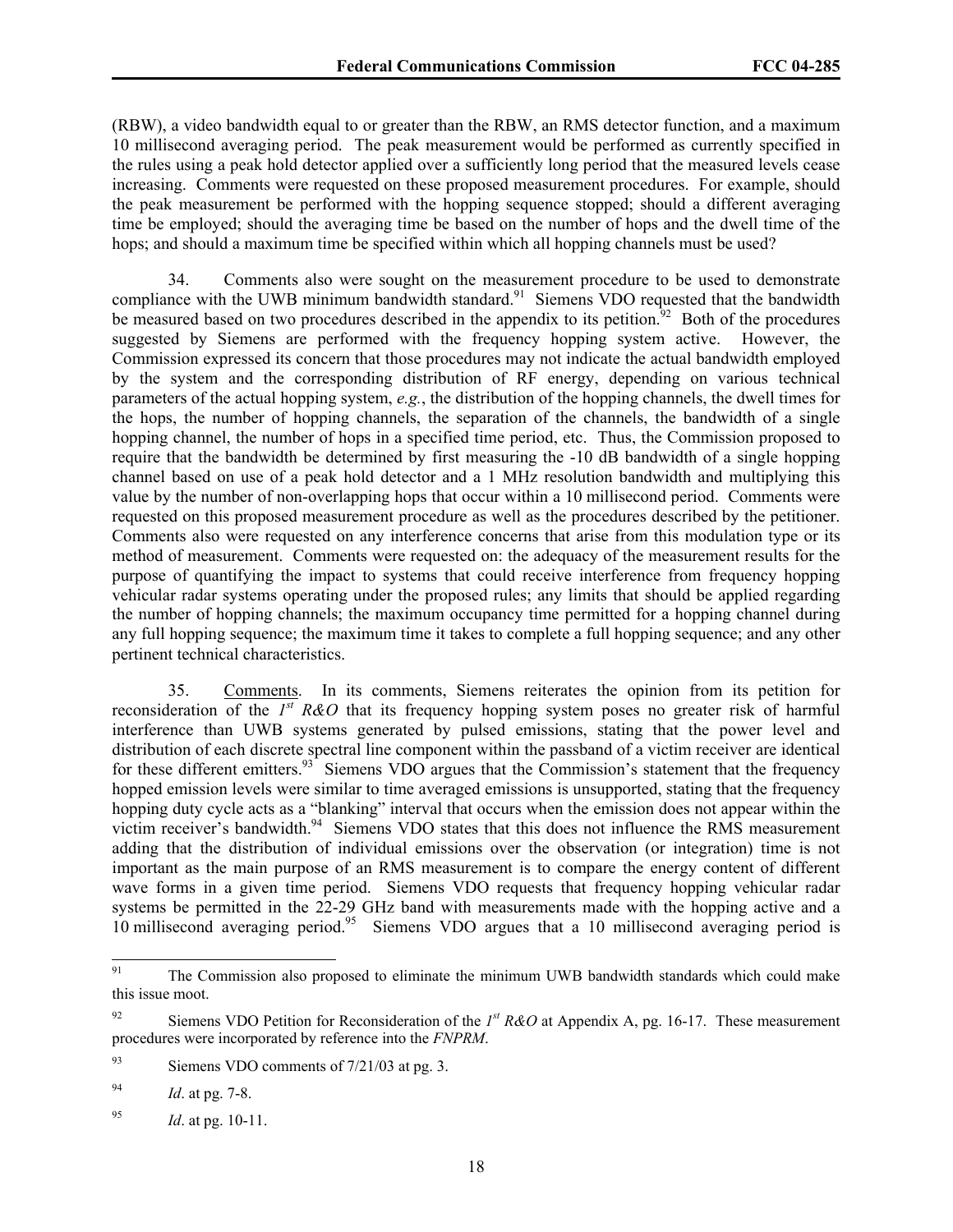(RBW), a video bandwidth equal to or greater than the RBW, an RMS detector function, and a maximum 10 millisecond averaging period. The peak measurement would be performed as currently specified in the rules using a peak hold detector applied over a sufficiently long period that the measured levels cease increasing. Comments were requested on these proposed measurement procedures. For example, should the peak measurement be performed with the hopping sequence stopped; should a different averaging time be employed; should the averaging time be based on the number of hops and the dwell time of the hops; and should a maximum time be specified within which all hopping channels must be used?

34. Comments also were sought on the measurement procedure to be used to demonstrate compliance with the UWB minimum bandwidth standard.[91] Siemens VDO requested that the bandwidth be measured based on two procedures described in the appendix to its petition.[92] Both of the procedures suggested by Siemens are performed with the frequency hopping system active. However, the Commission expressed its concern that those procedures may not indicate the actual bandwidth employed by the system and the corresponding distribution of RF energy, depending on various technical parameters of the actual hopping system, *e.g.*, the distribution of the hopping channels, the dwell times for the hops, the number of hopping channels, the separation of the channels, the bandwidth of a single hopping channel, the number of hops in a specified time period, etc. Thus, the Commission proposed to require that the bandwidth be determined by first measuring the -10 dB bandwidth of a single hopping channel based on use of a peak hold detector and a 1 MHz resolution bandwidth and multiplying this value by the number of non-overlapping hops that occur within a 10 millisecond period. Comments were requested on this proposed measurement procedure as well as the procedures described by the petitioner. Comments also were requested on any interference concerns that arise from this modulation type or its method of measurement. Comments were requested on: the adequacy of the measurement results for the purpose of quantifying the impact to systems that could receive interference from frequency hopping vehicular radar systems operating under the proposed rules; any limits that should be applied regarding the number of hopping channels; the maximum occupancy time permitted for a hopping channel during any full hopping sequence; the maximum time it takes to complete a full hopping sequence; and any other pertinent technical characteristics.

35. Comments. In its comments, Siemens reiterates the opinion from its petition for reconsideration of the *1st R&O* that its frequency hopping system poses no greater risk of harmful interference than UWB systems generated by pulsed emissions, stating that the power level and distribution of each discrete spectral line component within the passband of a victim receiver are identical for these different emitters.[93] Siemens VDO argues that the Commission's statement that the frequency hopped emission levels were similar to time averaged emissions is unsupported, stating that the frequency hopping duty cycle acts as a "blanking" interval that occurs when the emission does not appear within the victim receiver's bandwidth.[94] Siemens VDO states that this does not influence the RMS measurement adding that the distribution of individual emissions over the observation (or integration) time is not important as the main purpose of an RMS measurement is to compare the energy content of different wave forms in a given time period. Siemens VDO requests that frequency hopping vehicular radar systems be permitted in the 22-29 GHz band with measurements made with the hopping active and a 10 millisecond averaging period.[95] Siemens VDO argues that a 10 millisecond averaging period is

---

[91] The Commission also proposed to eliminate the minimum UWB bandwidth standards which could make this issue moot.

[92] Siemens VDO Petition for Reconsideration of the *1st R&O* at Appendix A, pg. 16-17. These measurement procedures were incorporated by reference into the *FNPRM*.

[93] Siemens VDO comments of 7/21/03 at pg. 3.

[94] *Id*. at pg. 7-8.

[95] *Id*. at pg. 10-11.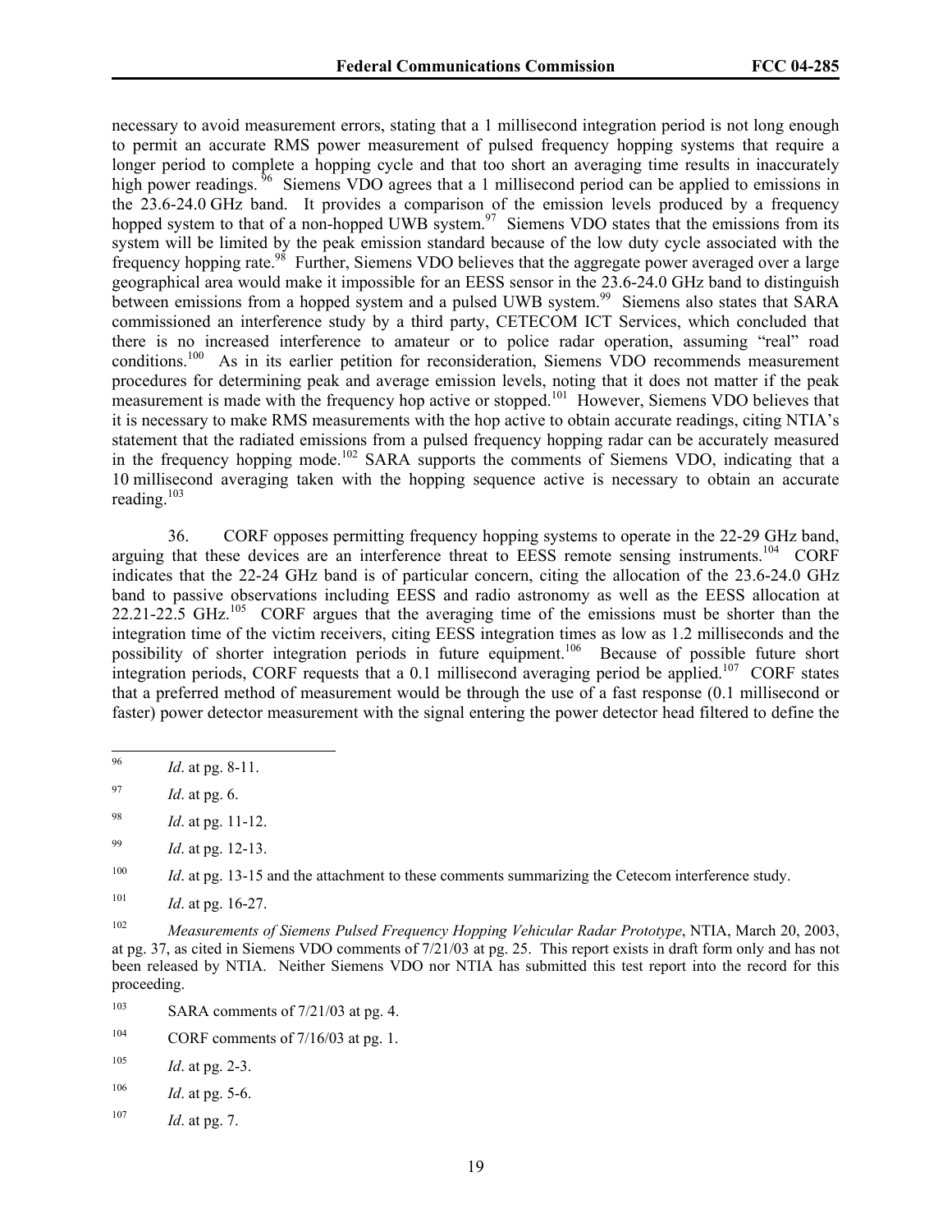necessary to avoid measurement errors, stating that a 1 millisecond integration period is not long enough to permit an accurate RMS power measurement of pulsed frequency hopping systems that require a longer period to complete a hopping cycle and that too short an averaging time results in inaccurately high power readings.[96] Siemens VDO agrees that a 1 millisecond period can be applied to emissions in the 23.6-24.0 GHz band. It provides a comparison of the emission levels produced by a frequency hopped system to that of a non-hopped UWB system.[97] Siemens VDO states that the emissions from its system will be limited by the peak emission standard because of the low duty cycle associated with the frequency hopping rate.[98] Further, Siemens VDO believes that the aggregate power averaged over a large geographical area would make it impossible for an EESS sensor in the 23.6-24.0 GHz band to distinguish between emissions from a hopped system and a pulsed UWB system.[99] Siemens also states that SARA commissioned an interference study by a third party, CETECOM ICT Services, which concluded that there is no increased interference to amateur or to police radar operation, assuming "real" road conditions.[100] As in its earlier petition for reconsideration, Siemens VDO recommends measurement procedures for determining peak and average emission levels, noting that it does not matter if the peak measurement is made with the frequency hop active or stopped.[101] However, Siemens VDO believes that it is necessary to make RMS measurements with the hop active to obtain accurate readings, citing NTIA's statement that the radiated emissions from a pulsed frequency hopping radar can be accurately measured in the frequency hopping mode.[102] SARA supports the comments of Siemens VDO, indicating that a 10 millisecond averaging taken with the hopping sequence active is necessary to obtain an accurate reading.[103]

36. CORF opposes permitting frequency hopping systems to operate in the 22-29 GHz band, arguing that these devices are an interference threat to EESS remote sensing instruments.[104] CORF indicates that the 22-24 GHz band is of particular concern, citing the allocation of the 23.6-24.0 GHz band to passive observations including EESS and radio astronomy as well as the EESS allocation at 22.21-22.5 GHz.[105] CORF argues that the averaging time of the emissions must be shorter than the integration time of the victim receivers, citing EESS integration times as low as 1.2 milliseconds and the possibility of shorter integration periods in future equipment.[106] Because of possible future short integration periods, CORF requests that a 0.1 millisecond averaging period be applied.[107] CORF states that a preferred method of measurement would be through the use of a fast response (0.1 millisecond or faster) power detector measurement with the signal entering the power detector head filtered to define the

---

[96] *Id*. at pg. 8-11.

[97] *Id*. at pg. 6.

[98] *Id*. at pg. 11-12.

[99] *Id*. at pg. 12-13.

[100] *Id*. at pg. 13-15 and the attachment to these comments summarizing the Cetecom interference study.

[101] *Id*. at pg. 16-27.

[102] *Measurements of Siemens Pulsed Frequency Hopping Vehicular Radar Prototype*, NTIA, March 20, 2003, at pg. 37, as cited in Siemens VDO comments of 7/21/03 at pg. 25. This report exists in draft form only and has not been released by NTIA. Neither Siemens VDO nor NTIA has submitted this test report into the record for this proceeding.

[103] SARA comments of 7/21/03 at pg. 4.

[104] CORF comments of 7/16/03 at pg. 1.

[105] *Id*. at pg. 2-3.

[106] *Id*. at pg. 5-6.

[107] *Id*. at pg. 7.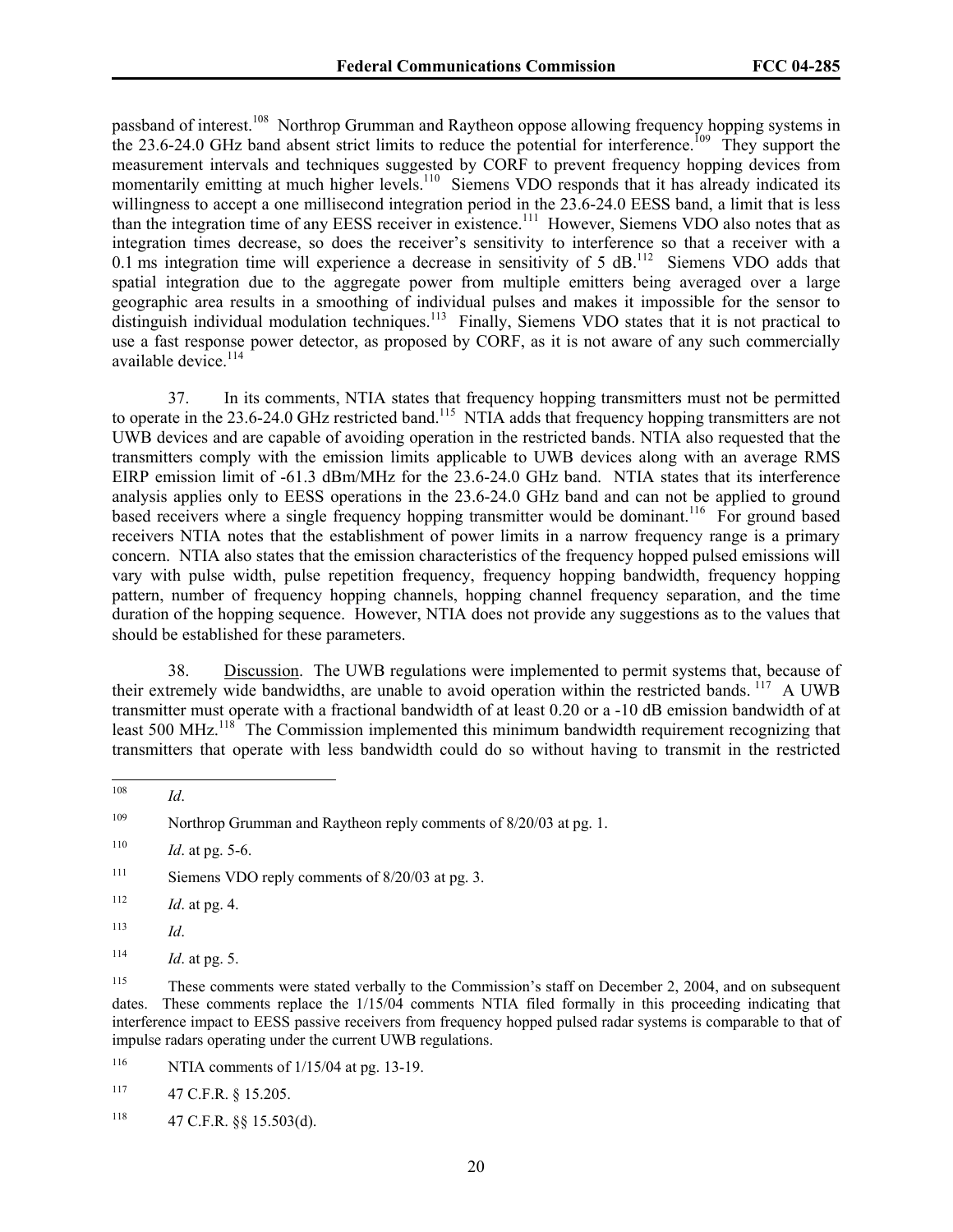passband of interest.[108] Northrop Grumman and Raytheon oppose allowing frequency hopping systems in the 23.6-24.0 GHz band absent strict limits to reduce the potential for interference.[109] They support the measurement intervals and techniques suggested by CORF to prevent frequency hopping devices from momentarily emitting at much higher levels.[110] Siemens VDO responds that it has already indicated its willingness to accept a one millisecond integration period in the 23.6-24.0 EESS band, a limit that is less than the integration time of any EESS receiver in existence.[111] However, Siemens VDO also notes that as integration times decrease, so does the receiver's sensitivity to interference so that a receiver with a 0.1 ms integration time will experience a decrease in sensitivity of 5 dB.[112] Siemens VDO adds that spatial integration due to the aggregate power from multiple emitters being averaged over a large geographic area results in a smoothing of individual pulses and makes it impossible for the sensor to distinguish individual modulation techniques.[113] Finally, Siemens VDO states that it is not practical to use a fast response power detector, as proposed by CORF, as it is not aware of any such commercially available device.[114]

37. In its comments, NTIA states that frequency hopping transmitters must not be permitted to operate in the 23.6-24.0 GHz restricted band.[115] NTIA adds that frequency hopping transmitters are not UWB devices and are capable of avoiding operation in the restricted bands. NTIA also requested that the transmitters comply with the emission limits applicable to UWB devices along with an average RMS EIRP emission limit of -61.3 dBm/MHz for the 23.6-24.0 GHz band. NTIA states that its interference analysis applies only to EESS operations in the 23.6-24.0 GHz band and can not be applied to ground based receivers where a single frequency hopping transmitter would be dominant.[116] For ground based receivers NTIA notes that the establishment of power limits in a narrow frequency range is a primary concern. NTIA also states that the emission characteristics of the frequency hopped pulsed emissions will vary with pulse width, pulse repetition frequency, frequency hopping bandwidth, frequency hopping pattern, number of frequency hopping channels, hopping channel frequency separation, and the time duration of the hopping sequence. However, NTIA does not provide any suggestions as to the values that should be established for these parameters.

38. Discussion. The UWB regulations were implemented to permit systems that, because of their extremely wide bandwidths, are unable to avoid operation within the restricted bands.[117] A UWB transmitter must operate with a fractional bandwidth of at least 0.20 or a -10 dB emission bandwidth of at least 500 MHz.[118] The Commission implemented this minimum bandwidth requirement recognizing that transmitters that operate with less bandwidth could do so without having to transmit in the restricted

---

[108] *Id*.

[109] Northrop Grumman and Raytheon reply comments of 8/20/03 at pg. 1.

[110] *Id*. at pg. 5-6.

[111] Siemens VDO reply comments of 8/20/03 at pg. 3.

[112] *Id*. at pg. 4.

[113] *Id*.

[114] *Id*. at pg. 5.

[115] These comments were stated verbally to the Commission's staff on December 2, 2004, and on subsequent dates. These comments replace the 1/15/04 comments NTIA filed formally in this proceeding indicating that interference impact to EESS passive receivers from frequency hopped pulsed radar systems is comparable to that of impulse radars operating under the current UWB regulations.

[116] NTIA comments of 1/15/04 at pg. 13-19.

[117] 47 C.F.R. § 15.205.

[118] 47 C.F.R. §§ 15.503(d).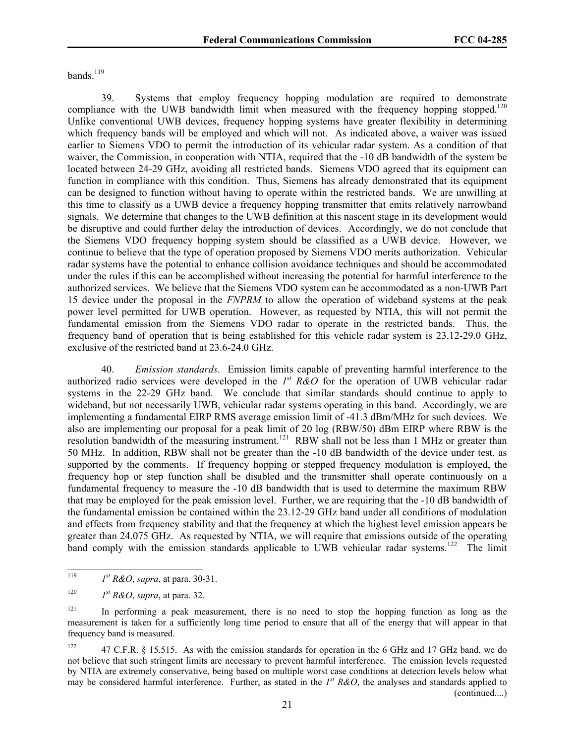bands.[119]

39. Systems that employ frequency hopping modulation are required to demonstrate compliance with the UWB bandwidth limit when measured with the frequency hopping stopped.[120] Unlike conventional UWB devices, frequency hopping systems have greater flexibility in determining which frequency bands will be employed and which will not. As indicated above, a waiver was issued earlier to Siemens VDO to permit the introduction of its vehicular radar system. As a condition of that waiver, the Commission, in cooperation with NTIA, required that the -10 dB bandwidth of the system be located between 24-29 GHz, avoiding all restricted bands. Siemens VDO agreed that its equipment can function in compliance with this condition. Thus, Siemens has already demonstrated that its equipment can be designed to function without having to operate within the restricted bands. We are unwilling at this time to classify as a UWB device a frequency hopping transmitter that emits relatively narrowband signals. We determine that changes to the UWB definition at this nascent stage in its development would be disruptive and could further delay the introduction of devices. Accordingly, we do not conclude that the Siemens VDO frequency hopping system should be classified as a UWB device. However, we continue to believe that the type of operation proposed by Siemens VDO merits authorization. Vehicular radar systems have the potential to enhance collision avoidance techniques and should be accommodated under the rules if this can be accomplished without increasing the potential for harmful interference to the authorized services. We believe that the Siemens VDO system can be accommodated as a non-UWB Part 15 device under the proposal in the *FNPRM* to allow the operation of wideband systems at the peak power level permitted for UWB operation. However, as requested by NTIA, this will not permit the fundamental emission from the Siemens VDO radar to operate in the restricted bands. Thus, the frequency band of operation that is being established for this vehicle radar system is 23.12-29.0 GHz, exclusive of the restricted band at 23.6-24.0 GHz.

40. *Emission standards*. Emission limits capable of preventing harmful interference to the authorized radio services were developed in the *1st R&O* for the operation of UWB vehicular radar systems in the 22-29 GHz band. We conclude that similar standards should continue to apply to wideband, but not necessarily UWB, vehicular radar systems operating in this band. Accordingly, we are implementing a fundamental EIRP RMS average emission limit of -41.3 dBm/MHz for such devices. We also are implementing our proposal for a peak limit of 20 log (RBW/50) dBm EIRP where RBW is the resolution bandwidth of the measuring instrument.[121] RBW shall not be less than 1 MHz or greater than 50 MHz. In addition, RBW shall not be greater than the -10 dB bandwidth of the device under test, as supported by the comments. If frequency hopping or stepped frequency modulation is employed, the frequency hop or step function shall be disabled and the transmitter shall operate continuously on a fundamental frequency to measure the -10 dB bandwidth that is used to determine the maximum RBW that may be employed for the peak emission level. Further, we are requiring that the -10 dB bandwidth of the fundamental emission be contained within the 23.12-29 GHz band under all conditions of modulation and effects from frequency stability and that the frequency at which the highest level emission appears be greater than 24.075 GHz. As requested by NTIA, we will require that emissions outside of the operating band comply with the emission standards applicable to UWB vehicular radar systems.[122] The limit

---

[119] *1st R&O*, *supra*, at para. 30-31.

[120] *1st R&O*, *supra*, at para. 32.

[121] In performing a peak measurement, there is no need to stop the hopping function as long as the measurement is taken for a sufficiently long time period to ensure that all of the energy that will appear in that frequency band is measured.

[122] 47 C.F.R. § 15.515. As with the emission standards for operation in the 6 GHz and 17 GHz band, we do not believe that such stringent limits are necessary to prevent harmful interference. The emission levels requested by NTIA are extremely conservative, being based on multiple worst case conditions at detection levels below what may be considered harmful interference. Further, as stated in the *1st R&O*, the analyses and standards applied to (continued....)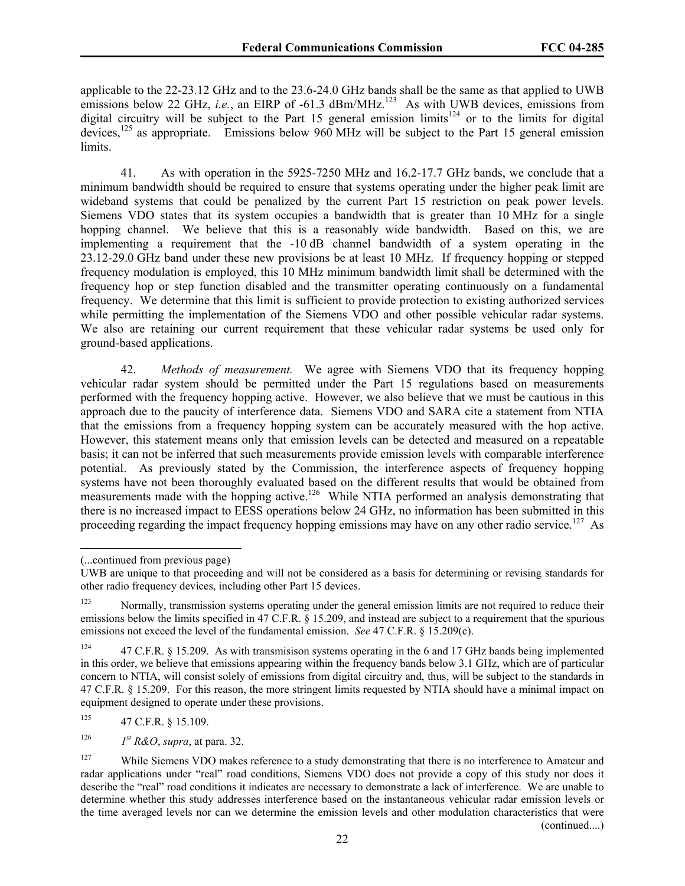applicable to the 22-23.12 GHz and to the 23.6-24.0 GHz bands shall be the same as that applied to UWB emissions below 22 GHz, *i.e.*, an EIRP of -61.3 dBm/MHz.[123] As with UWB devices, emissions from digital circuitry will be subject to the Part 15 general emission limits[124] or to the limits for digital devices,[125] as appropriate. Emissions below 960 MHz will be subject to the Part 15 general emission limits.

41. As with operation in the 5925-7250 MHz and 16.2-17.7 GHz bands, we conclude that a minimum bandwidth should be required to ensure that systems operating under the higher peak limit are wideband systems that could be penalized by the current Part 15 restriction on peak power levels. Siemens VDO states that its system occupies a bandwidth that is greater than 10 MHz for a single hopping channel. We believe that this is a reasonably wide bandwidth. Based on this, we are implementing a requirement that the -10 dB channel bandwidth of a system operating in the 23.12-29.0 GHz band under these new provisions be at least 10 MHz. If frequency hopping or stepped frequency modulation is employed, this 10 MHz minimum bandwidth limit shall be determined with the frequency hop or step function disabled and the transmitter operating continuously on a fundamental frequency. We determine that this limit is sufficient to provide protection to existing authorized services while permitting the implementation of the Siemens VDO and other possible vehicular radar systems. We also are retaining our current requirement that these vehicular radar systems be used only for ground-based applications.

42. *Methods of measurement.* We agree with Siemens VDO that its frequency hopping vehicular radar system should be permitted under the Part 15 regulations based on measurements performed with the frequency hopping active. However, we also believe that we must be cautious in this approach due to the paucity of interference data. Siemens VDO and SARA cite a statement from NTIA that the emissions from a frequency hopping system can be accurately measured with the hop active. However, this statement means only that emission levels can be detected and measured on a repeatable basis; it can not be inferred that such measurements provide emission levels with comparable interference potential. As previously stated by the Commission, the interference aspects of frequency hopping systems have not been thoroughly evaluated based on the different results that would be obtained from measurements made with the hopping active.[126] While NTIA performed an analysis demonstrating that there is no increased impact to EESS operations below 24 GHz, no information has been submitted in this proceeding regarding the impact frequency hopping emissions may have on any other radio service.[127] As

---

(...continued from previous page)

UWB are unique to that proceeding and will not be considered as a basis for determining or revising standards for other radio frequency devices, including other Part 15 devices.

[123] Normally, transmission systems operating under the general emission limits are not required to reduce their emissions below the limits specified in 47 C.F.R. § 15.209, and instead are subject to a requirement that the spurious emissions not exceed the level of the fundamental emission. *See* 47 C.F.R. § 15.209(c).

[124] 47 C.F.R. § 15.209. As with transmisison systems operating in the 6 and 17 GHz bands being implemented in this order, we believe that emissions appearing within the frequency bands below 3.1 GHz, which are of particular concern to NTIA, will consist solely of emissions from digital circuitry and, thus, will be subject to the standards in 47 C.F.R. § 15.209. For this reason, the more stringent limits requested by NTIA should have a minimal impact on equipment designed to operate under these provisions.

[125] 47 C.F.R. § 15.109.

[126] *1st R&O*, *supra*, at para. 32.

[127] While Siemens VDO makes reference to a study demonstrating that there is no interference to Amateur and radar applications under "real" road conditions, Siemens VDO does not provide a copy of this study nor does it describe the "real" road conditions it indicates are necessary to demonstrate a lack of interference. We are unable to determine whether this study addresses interference based on the instantaneous vehicular radar emission levels or the time averaged levels nor can we determine the emission levels and other modulation characteristics that were

(continued....)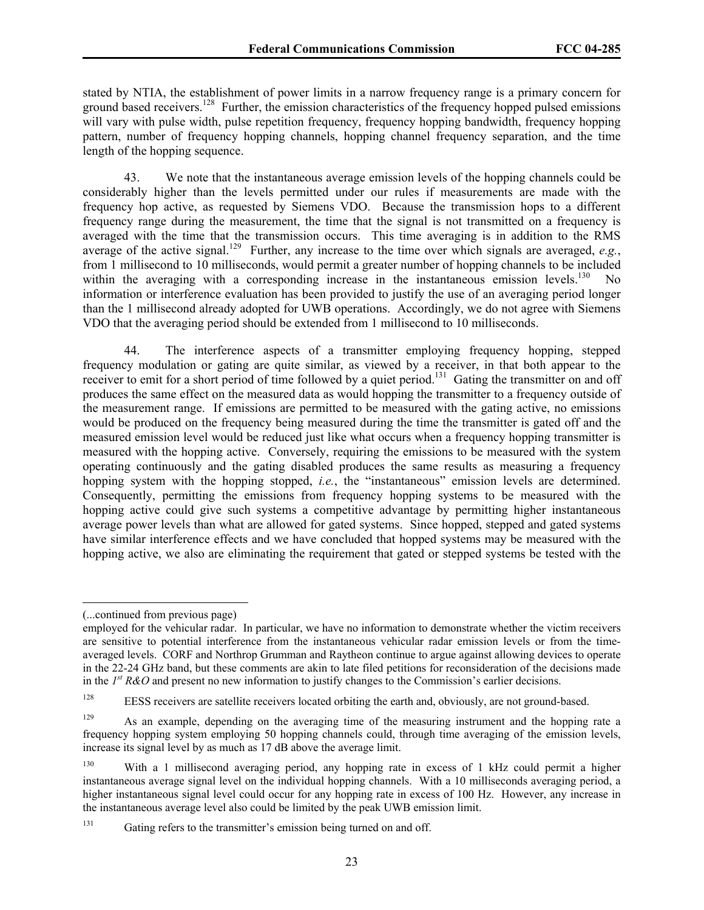stated by NTIA, the establishment of power limits in a narrow frequency range is a primary concern for ground based receivers.[128] Further, the emission characteristics of the frequency hopped pulsed emissions will vary with pulse width, pulse repetition frequency, frequency hopping bandwidth, frequency hopping pattern, number of frequency hopping channels, hopping channel frequency separation, and the time length of the hopping sequence.

43. We note that the instantaneous average emission levels of the hopping channels could be considerably higher than the levels permitted under our rules if measurements are made with the frequency hop active, as requested by Siemens VDO. Because the transmission hops to a different frequency range during the measurement, the time that the signal is not transmitted on a frequency is averaged with the time that the transmission occurs. This time averaging is in addition to the RMS average of the active signal.[129] Further, any increase to the time over which signals are averaged, *e.g.*, from 1 millisecond to 10 milliseconds, would permit a greater number of hopping channels to be included within the averaging with a corresponding increase in the instantaneous emission levels.[130] No information or interference evaluation has been provided to justify the use of an averaging period longer than the 1 millisecond already adopted for UWB operations. Accordingly, we do not agree with Siemens VDO that the averaging period should be extended from 1 millisecond to 10 milliseconds.

44. The interference aspects of a transmitter employing frequency hopping, stepped frequency modulation or gating are quite similar, as viewed by a receiver, in that both appear to the receiver to emit for a short period of time followed by a quiet period.[131] Gating the transmitter on and off produces the same effect on the measured data as would hopping the transmitter to a frequency outside of the measurement range. If emissions are permitted to be measured with the gating active, no emissions would be produced on the frequency being measured during the time the transmitter is gated off and the measured emission level would be reduced just like what occurs when a frequency hopping transmitter is measured with the hopping active. Conversely, requiring the emissions to be measured with the system operating continuously and the gating disabled produces the same results as measuring a frequency hopping system with the hopping stopped, *i.e.*, the "instantaneous" emission levels are determined. Consequently, permitting the emissions from frequency hopping systems to be measured with the hopping active could give such systems a competitive advantage by permitting higher instantaneous average power levels than what are allowed for gated systems. Since hopped, stepped and gated systems have similar interference effects and we have concluded that hopped systems may be measured with the hopping active, we also are eliminating the requirement that gated or stepped systems be tested with the

---

(...continued from previous page)

employed for the vehicular radar. In particular, we have no information to demonstrate whether the victim receivers are sensitive to potential interference from the instantaneous vehicular radar emission levels or from the time-averaged levels. CORF and Northrop Grumman and Raytheon continue to argue against allowing devices to operate in the 22-24 GHz band, but these comments are akin to late filed petitions for reconsideration of the decisions made in the *1st R&O* and present no new information to justify changes to the Commission's earlier decisions.

[128] EESS receivers are satellite receivers located orbiting the earth and, obviously, are not ground-based.

[129] As an example, depending on the averaging time of the measuring instrument and the hopping rate a frequency hopping system employing 50 hopping channels could, through time averaging of the emission levels, increase its signal level by as much as 17 dB above the average limit.

[130] With a 1 millisecond averaging period, any hopping rate in excess of 1 kHz could permit a higher instantaneous average signal level on the individual hopping channels. With a 10 milliseconds averaging period, a higher instantaneous signal level could occur for any hopping rate in excess of 100 Hz. However, any increase in the instantaneous average level also could be limited by the peak UWB emission limit.

[131] Gating refers to the transmitter's emission being turned on and off.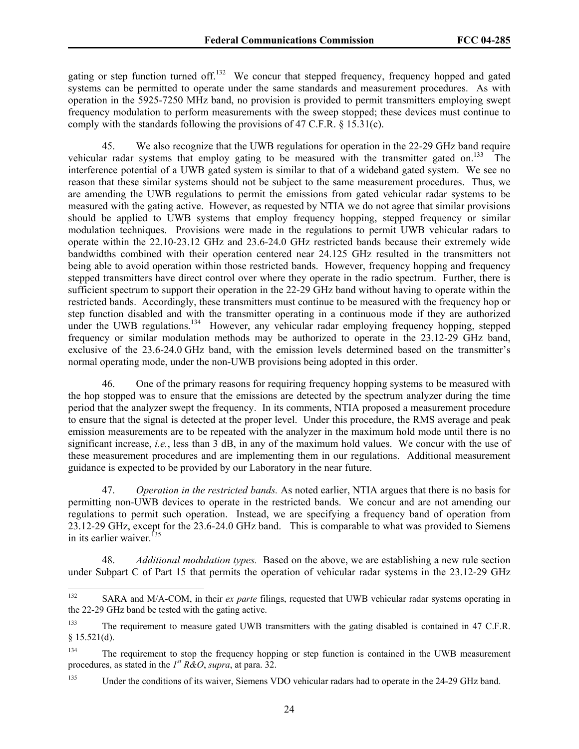gating or step function turned off.[132] We concur that stepped frequency, frequency hopped and gated systems can be permitted to operate under the same standards and measurement procedures. As with operation in the 5925-7250 MHz band, no provision is provided to permit transmitters employing swept frequency modulation to perform measurements with the sweep stopped; these devices must continue to comply with the standards following the provisions of 47 C.F.R. § 15.31(c).

45. We also recognize that the UWB regulations for operation in the 22-29 GHz band require vehicular radar systems that employ gating to be measured with the transmitter gated on.[133] The interference potential of a UWB gated system is similar to that of a wideband gated system. We see no reason that these similar systems should not be subject to the same measurement procedures. Thus, we are amending the UWB regulations to permit the emissions from gated vehicular radar systems to be measured with the gating active. However, as requested by NTIA we do not agree that similar provisions should be applied to UWB systems that employ frequency hopping, stepped frequency or similar modulation techniques. Provisions were made in the regulations to permit UWB vehicular radars to operate within the 22.10-23.12 GHz and 23.6-24.0 GHz restricted bands because their extremely wide bandwidths combined with their operation centered near 24.125 GHz resulted in the transmitters not being able to avoid operation within those restricted bands. However, frequency hopping and frequency stepped transmitters have direct control over where they operate in the radio spectrum. Further, there is sufficient spectrum to support their operation in the 22-29 GHz band without having to operate within the restricted bands. Accordingly, these transmitters must continue to be measured with the frequency hop or step function disabled and with the transmitter operating in a continuous mode if they are authorized under the UWB regulations.[134] However, any vehicular radar employing frequency hopping, stepped frequency or similar modulation methods may be authorized to operate in the 23.12-29 GHz band, exclusive of the 23.6-24.0 GHz band, with the emission levels determined based on the transmitter's normal operating mode, under the non-UWB provisions being adopted in this order.

46. One of the primary reasons for requiring frequency hopping systems to be measured with the hop stopped was to ensure that the emissions are detected by the spectrum analyzer during the time period that the analyzer swept the frequency. In its comments, NTIA proposed a measurement procedure to ensure that the signal is detected at the proper level. Under this procedure, the RMS average and peak emission measurements are to be repeated with the analyzer in the maximum hold mode until there is no significant increase, *i.e.*, less than 3 dB, in any of the maximum hold values. We concur with the use of these measurement procedures and are implementing them in our regulations. Additional measurement guidance is expected to be provided by our Laboratory in the near future.

47. *Operation in the restricted bands.* As noted earlier, NTIA argues that there is no basis for permitting non-UWB devices to operate in the restricted bands. We concur and are not amending our regulations to permit such operation. Instead, we are specifying a frequency band of operation from 23.12-29 GHz, except for the 23.6-24.0 GHz band. This is comparable to what was provided to Siemens in its earlier waiver.[135]

48. *Additional modulation types.* Based on the above, we are establishing a new rule section under Subpart C of Part 15 that permits the operation of vehicular radar systems in the 23.12-29 GHz

---

[132] SARA and M/A-COM, in their *ex parte* filings, requested that UWB vehicular radar systems operating in the 22-29 GHz band be tested with the gating active.

[133] The requirement to measure gated UWB transmitters with the gating disabled is contained in 47 C.F.R. § 15.521(d).

[134] The requirement to stop the frequency hopping or step function is contained in the UWB measurement procedures, as stated in the *1st R&O*, *supra*, at para. 32.

[135] Under the conditions of its waiver, Siemens VDO vehicular radars had to operate in the 24-29 GHz band.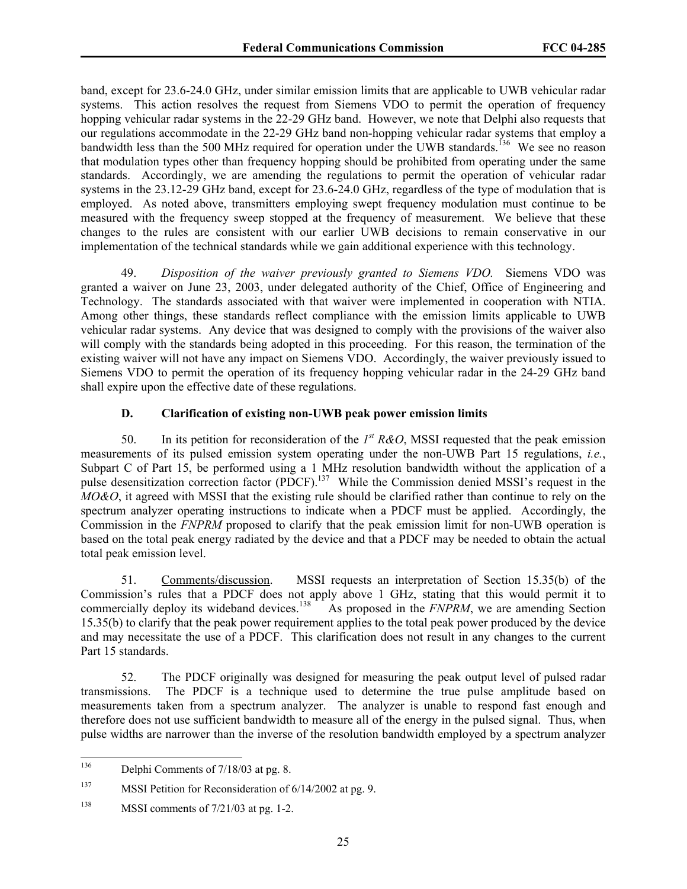band, except for 23.6-24.0 GHz, under similar emission limits that are applicable to UWB vehicular radar systems. This action resolves the request from Siemens VDO to permit the operation of frequency hopping vehicular radar systems in the 22-29 GHz band. However, we note that Delphi also requests that our regulations accommodate in the 22-29 GHz band non-hopping vehicular radar systems that employ a bandwidth less than the 500 MHz required for operation under the UWB standards.[136] We see no reason that modulation types other than frequency hopping should be prohibited from operating under the same standards. Accordingly, we are amending the regulations to permit the operation of vehicular radar systems in the 23.12-29 GHz band, except for 23.6-24.0 GHz, regardless of the type of modulation that is employed. As noted above, transmitters employing swept frequency modulation must continue to be measured with the frequency sweep stopped at the frequency of measurement. We believe that these changes to the rules are consistent with our earlier UWB decisions to remain conservative in our implementation of the technical standards while we gain additional experience with this technology.

49. *Disposition of the waiver previously granted to Siemens VDO.* Siemens VDO was granted a waiver on June 23, 2003, under delegated authority of the Chief, Office of Engineering and Technology. The standards associated with that waiver were implemented in cooperation with NTIA. Among other things, these standards reflect compliance with the emission limits applicable to UWB vehicular radar systems. Any device that was designed to comply with the provisions of the waiver also will comply with the standards being adopted in this proceeding. For this reason, the termination of the existing waiver will not have any impact on Siemens VDO. Accordingly, the waiver previously issued to Siemens VDO to permit the operation of its frequency hopping vehicular radar in the 24-29 GHz band shall expire upon the effective date of these regulations.

### D. Clarification of existing non-UWB peak power emission limits

50. In its petition for reconsideration of the *1st R&O*, MSSI requested that the peak emission measurements of its pulsed emission system operating under the non-UWB Part 15 regulations, *i.e.*, Subpart C of Part 15, be performed using a 1 MHz resolution bandwidth without the application of a pulse desensitization correction factor (PDCF).[137] While the Commission denied MSSI's request in the *MO&O*, it agreed with MSSI that the existing rule should be clarified rather than continue to rely on the spectrum analyzer operating instructions to indicate when a PDCF must be applied. Accordingly, the Commission in the *FNPRM* proposed to clarify that the peak emission limit for non-UWB operation is based on the total peak energy radiated by the device and that a PDCF may be needed to obtain the actual total peak emission level.

51. Comments/discussion. MSSI requests an interpretation of Section 15.35(b) of the Commission's rules that a PDCF does not apply above 1 GHz, stating that this would permit it to commercially deploy its wideband devices.[138] As proposed in the *FNPRM*, we are amending Section 15.35(b) to clarify that the peak power requirement applies to the total peak power produced by the device and may necessitate the use of a PDCF. This clarification does not result in any changes to the current Part 15 standards.

52. The PDCF originally was designed for measuring the peak output level of pulsed radar transmissions. The PDCF is a technique used to determine the true pulse amplitude based on measurements taken from a spectrum analyzer. The analyzer is unable to respond fast enough and therefore does not use sufficient bandwidth to measure all of the energy in the pulsed signal. Thus, when pulse widths are narrower than the inverse of the resolution bandwidth employed by a spectrum analyzer

---

[136] Delphi Comments of 7/18/03 at pg. 8.

[137] MSSI Petition for Reconsideration of 6/14/2002 at pg. 9.

[138] MSSI comments of 7/21/03 at pg. 1-2.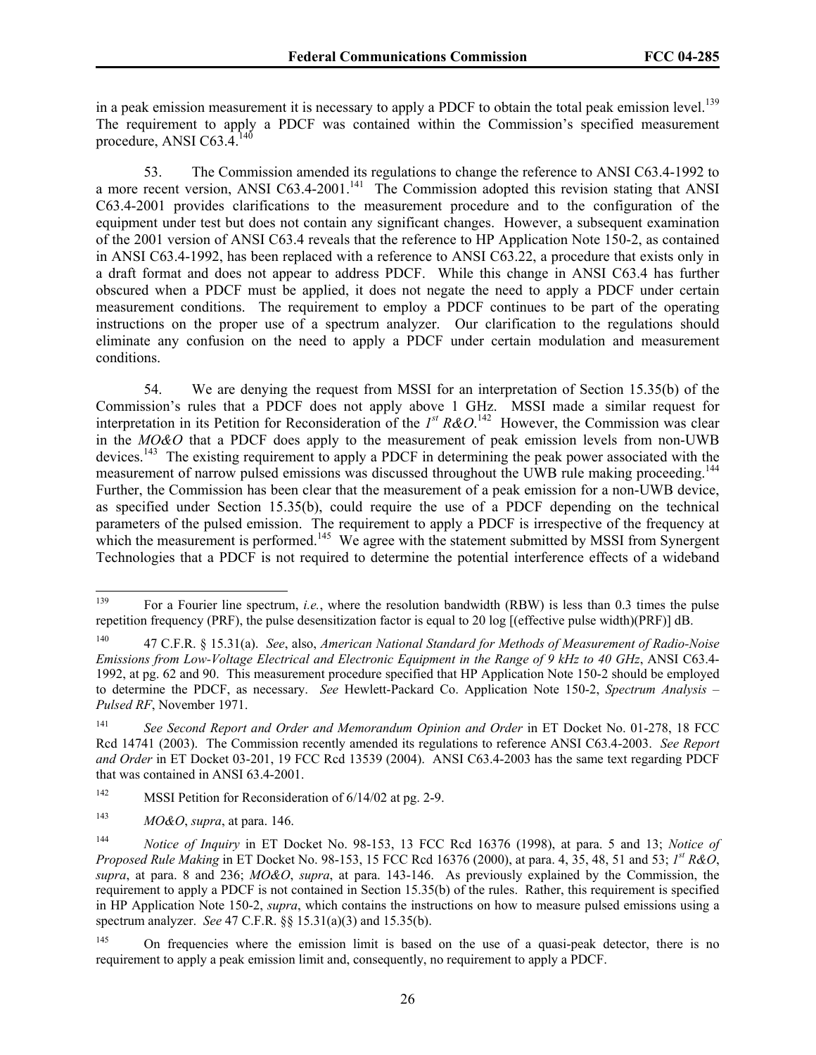in a peak emission measurement it is necessary to apply a PDCF to obtain the total peak emission level.[139] The requirement to apply a PDCF was contained within the Commission's specified measurement procedure, ANSI C63.4.[140]

53. The Commission amended its regulations to change the reference to ANSI C63.4-1992 to a more recent version, ANSI C63.4-2001.[141] The Commission adopted this revision stating that ANSI C63.4-2001 provides clarifications to the measurement procedure and to the configuration of the equipment under test but does not contain any significant changes. However, a subsequent examination of the 2001 version of ANSI C63.4 reveals that the reference to HP Application Note 150-2, as contained in ANSI C63.4-1992, has been replaced with a reference to ANSI C63.22, a procedure that exists only in a draft format and does not appear to address PDCF. While this change in ANSI C63.4 has further obscured when a PDCF must be applied, it does not negate the need to apply a PDCF under certain measurement conditions. The requirement to employ a PDCF continues to be part of the operating instructions on the proper use of a spectrum analyzer. Our clarification to the regulations should eliminate any confusion on the need to apply a PDCF under certain modulation and measurement conditions.

54. We are denying the request from MSSI for an interpretation of Section 15.35(b) of the Commission's rules that a PDCF does not apply above 1 GHz. MSSI made a similar request for interpretation in its Petition for Reconsideration of the *1st R&O*.[142] However, the Commission was clear in the *MO&O* that a PDCF does apply to the measurement of peak emission levels from non-UWB devices.[143] The existing requirement to apply a PDCF in determining the peak power associated with the measurement of narrow pulsed emissions was discussed throughout the UWB rule making proceeding.[144] Further, the Commission has been clear that the measurement of a peak emission for a non-UWB device, as specified under Section 15.35(b), could require the use of a PDCF depending on the technical parameters of the pulsed emission. The requirement to apply a PDCF is irrespective of the frequency at which the measurement is performed.[145] We agree with the statement submitted by MSSI from Synergent Technologies that a PDCF is not required to determine the potential interference effects of a wideband

---

[139] For a Fourier line spectrum, *i.e.*, where the resolution bandwidth (RBW) is less than 0.3 times the pulse repetition frequency (PRF), the pulse desensitization factor is equal to 20 log [(effective pulse width)(PRF)] dB.

[140] 47 C.F.R. § 15.31(a). *See*, also, *American National Standard for Methods of Measurement of Radio-Noise Emissions from Low-Voltage Electrical and Electronic Equipment in the Range of 9 kHz to 40 GHz*, ANSI C63.4-1992, at pg. 62 and 90. This measurement procedure specified that HP Application Note 150-2 should be employed to determine the PDCF, as necessary. *See* Hewlett-Packard Co. Application Note 150-2, *Spectrum Analysis – Pulsed RF*, November 1971.

[141] *See Second Report and Order and Memorandum Opinion and Order* in ET Docket No. 01-278, 18 FCC Rcd 14741 (2003). The Commission recently amended its regulations to reference ANSI C63.4-2003. *See Report and Order* in ET Docket 03-201, 19 FCC Rcd 13539 (2004). ANSI C63.4-2003 has the same text regarding PDCF that was contained in ANSI 63.4-2001.

[142] MSSI Petition for Reconsideration of 6/14/02 at pg. 2-9.

[143] *MO&O*, *supra*, at para. 146.

[144] *Notice of Inquiry* in ET Docket No. 98-153, 13 FCC Rcd 16376 (1998), at para. 5 and 13; *Notice of Proposed Rule Making* in ET Docket No. 98-153, 15 FCC Rcd 16376 (2000), at para. 4, 35, 48, 51 and 53; *1st R&O*, *supra*, at para. 8 and 236; *MO&O*, *supra*, at para. 143-146. As previously explained by the Commission, the requirement to apply a PDCF is not contained in Section 15.35(b) of the rules. Rather, this requirement is specified in HP Application Note 150-2, *supra*, which contains the instructions on how to measure pulsed emissions using a spectrum analyzer. *See* 47 C.F.R. §§ 15.31(a)(3) and 15.35(b).

[145] On frequencies where the emission limit is based on the use of a quasi-peak detector, there is no requirement to apply a peak emission limit and, consequently, no requirement to apply a PDCF.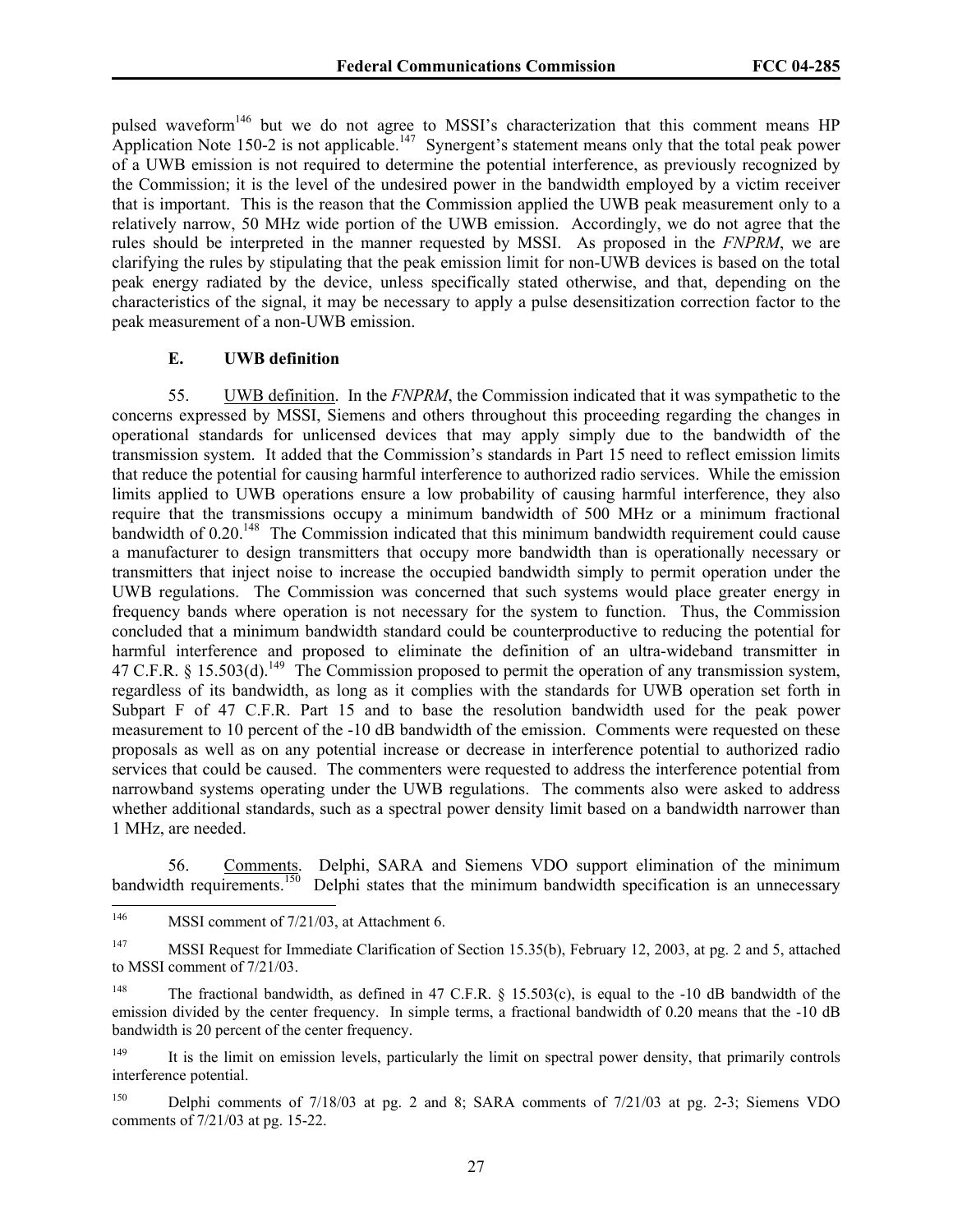pulsed waveform[146] but we do not agree to MSSI's characterization that this comment means HP Application Note 150-2 is not applicable.[147] Synergent's statement means only that the total peak power of a UWB emission is not required to determine the potential interference, as previously recognized by the Commission; it is the level of the undesired power in the bandwidth employed by a victim receiver that is important. This is the reason that the Commission applied the UWB peak measurement only to a relatively narrow, 50 MHz wide portion of the UWB emission. Accordingly, we do not agree that the rules should be interpreted in the manner requested by MSSI. As proposed in the *FNPRM*, we are clarifying the rules by stipulating that the peak emission limit for non-UWB devices is based on the total peak energy radiated by the device, unless specifically stated otherwise, and that, depending on the characteristics of the signal, it may be necessary to apply a pulse desensitization correction factor to the peak measurement of a non-UWB emission.

### E. UWB definition

55. UWB definition. In the *FNPRM*, the Commission indicated that it was sympathetic to the concerns expressed by MSSI, Siemens and others throughout this proceeding regarding the changes in operational standards for unlicensed devices that may apply simply due to the bandwidth of the transmission system. It added that the Commission's standards in Part 15 need to reflect emission limits that reduce the potential for causing harmful interference to authorized radio services. While the emission limits applied to UWB operations ensure a low probability of causing harmful interference, they also require that the transmissions occupy a minimum bandwidth of 500 MHz or a minimum fractional bandwidth of 0.20.[148] The Commission indicated that this minimum bandwidth requirement could cause a manufacturer to design transmitters that occupy more bandwidth than is operationally necessary or transmitters that inject noise to increase the occupied bandwidth simply to permit operation under the UWB regulations. The Commission was concerned that such systems would place greater energy in frequency bands where operation is not necessary for the system to function. Thus, the Commission concluded that a minimum bandwidth standard could be counterproductive to reducing the potential for harmful interference and proposed to eliminate the definition of an ultra-wideband transmitter in 47 C.F.R. § 15.503(d).[149] The Commission proposed to permit the operation of any transmission system, regardless of its bandwidth, as long as it complies with the standards for UWB operation set forth in Subpart F of 47 C.F.R. Part 15 and to base the resolution bandwidth used for the peak power measurement to 10 percent of the -10 dB bandwidth of the emission. Comments were requested on these proposals as well as on any potential increase or decrease in interference potential to authorized radio services that could be caused. The commenters were requested to address the interference potential from narrowband systems operating under the UWB regulations. The comments also were asked to address whether additional standards, such as a spectral power density limit based on a bandwidth narrower than 1 MHz, are needed.

56. Comments. Delphi, SARA and Siemens VDO support elimination of the minimum bandwidth requirements.[150] Delphi states that the minimum bandwidth specification is an unnecessary

---

[146] MSSI comment of 7/21/03, at Attachment 6.

[147] MSSI Request for Immediate Clarification of Section 15.35(b), February 12, 2003, at pg. 2 and 5, attached to MSSI comment of 7/21/03.

[148] The fractional bandwidth, as defined in 47 C.F.R. § 15.503(c), is equal to the -10 dB bandwidth of the emission divided by the center frequency. In simple terms, a fractional bandwidth of 0.20 means that the -10 dB bandwidth is 20 percent of the center frequency.

[149] It is the limit on emission levels, particularly the limit on spectral power density, that primarily controls interference potential.

[150] Delphi comments of 7/18/03 at pg. 2 and 8; SARA comments of 7/21/03 at pg. 2-3; Siemens VDO comments of 7/21/03 at pg. 15-22.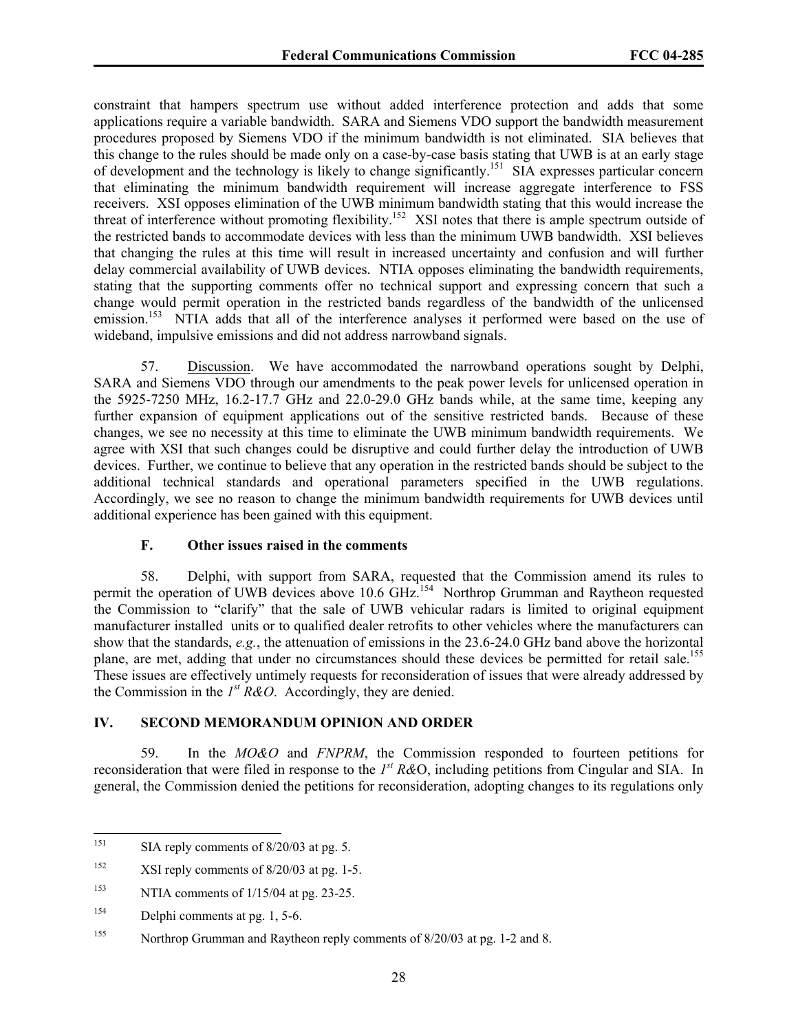constraint that hampers spectrum use without added interference protection and adds that some applications require a variable bandwidth. SARA and Siemens VDO support the bandwidth measurement procedures proposed by Siemens VDO if the minimum bandwidth is not eliminated. SIA believes that this change to the rules should be made only on a case-by-case basis stating that UWB is at an early stage of development and the technology is likely to change significantly.[151] SIA expresses particular concern that eliminating the minimum bandwidth requirement will increase aggregate interference to FSS receivers. XSI opposes elimination of the UWB minimum bandwidth stating that this would increase the threat of interference without promoting flexibility.[152] XSI notes that there is ample spectrum outside of the restricted bands to accommodate devices with less than the minimum UWB bandwidth. XSI believes that changing the rules at this time will result in increased uncertainty and confusion and will further delay commercial availability of UWB devices. NTIA opposes eliminating the bandwidth requirements, stating that the supporting comments offer no technical support and expressing concern that such a change would permit operation in the restricted bands regardless of the bandwidth of the unlicensed emission.[153] NTIA adds that all of the interference analyses it performed were based on the use of wideband, impulsive emissions and did not address narrowband signals.

57. Discussion. We have accommodated the narrowband operations sought by Delphi, SARA and Siemens VDO through our amendments to the peak power levels for unlicensed operation in the 5925-7250 MHz, 16.2-17.7 GHz and 22.0-29.0 GHz bands while, at the same time, keeping any further expansion of equipment applications out of the sensitive restricted bands. Because of these changes, we see no necessity at this time to eliminate the UWB minimum bandwidth requirements. We agree with XSI that such changes could be disruptive and could further delay the introduction of UWB devices. Further, we continue to believe that any operation in the restricted bands should be subject to the additional technical standards and operational parameters specified in the UWB regulations. Accordingly, we see no reason to change the minimum bandwidth requirements for UWB devices until additional experience has been gained with this equipment.

### F. Other issues raised in the comments

58. Delphi, with support from SARA, requested that the Commission amend its rules to permit the operation of UWB devices above 10.6 GHz.[154] Northrop Grumman and Raytheon requested the Commission to "clarify" that the sale of UWB vehicular radars is limited to original equipment manufacturer installed units or to qualified dealer retrofits to other vehicles where the manufacturers can show that the standards, *e.g.*, the attenuation of emissions in the 23.6-24.0 GHz band above the horizontal plane, are met, adding that under no circumstances should these devices be permitted for retail sale.[155] These issues are effectively untimely requests for reconsideration of issues that were already addressed by the Commission in the *1st R&O*. Accordingly, they are denied.

## IV. SECOND MEMORANDUM OPINION AND ORDER

59. In the *MO&O* and *FNPRM*, the Commission responded to fourteen petitions for reconsideration that were filed in response to the *1st R&*O, including petitions from Cingular and SIA. In general, the Commission denied the petitions for reconsideration, adopting changes to its regulations only

---

[151] SIA reply comments of 8/20/03 at pg. 5.

[152] XSI reply comments of 8/20/03 at pg. 1-5.

[153] NTIA comments of 1/15/04 at pg. 23-25.

[154] Delphi comments at pg. 1, 5-6.

[155] Northrop Grumman and Raytheon reply comments of 8/20/03 at pg. 1-2 and 8.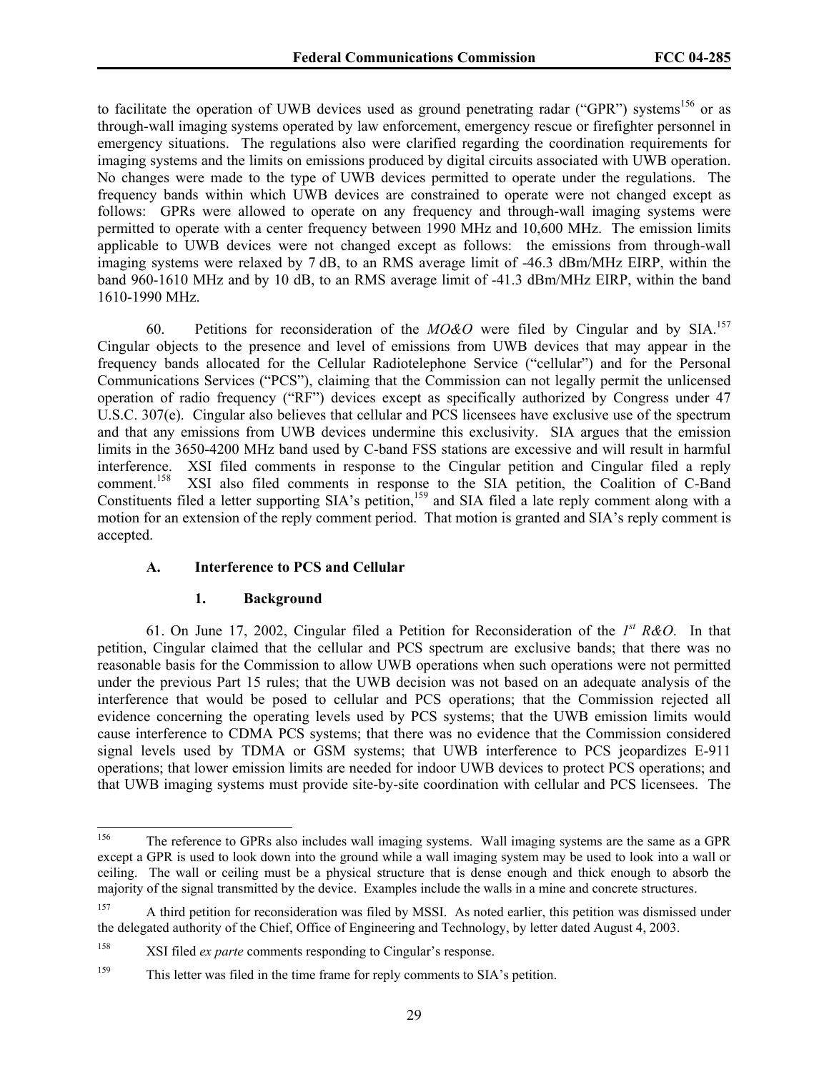to facilitate the operation of UWB devices used as ground penetrating radar ("GPR") systems[156] or as through-wall imaging systems operated by law enforcement, emergency rescue or firefighter personnel in emergency situations. The regulations also were clarified regarding the coordination requirements for imaging systems and the limits on emissions produced by digital circuits associated with UWB operation. No changes were made to the type of UWB devices permitted to operate under the regulations. The frequency bands within which UWB devices are constrained to operate were not changed except as follows: GPRs were allowed to operate on any frequency and through-wall imaging systems were permitted to operate with a center frequency between 1990 MHz and 10,600 MHz. The emission limits applicable to UWB devices were not changed except as follows: the emissions from through-wall imaging systems were relaxed by 7 dB, to an RMS average limit of -46.3 dBm/MHz EIRP, within the band 960-1610 MHz and by 10 dB, to an RMS average limit of -41.3 dBm/MHz EIRP, within the band 1610-1990 MHz.

60. Petitions for reconsideration of the *MO&O* were filed by Cingular and by SIA.[157] Cingular objects to the presence and level of emissions from UWB devices that may appear in the frequency bands allocated for the Cellular Radiotelephone Service ("cellular") and for the Personal Communications Services ("PCS"), claiming that the Commission can not legally permit the unlicensed operation of radio frequency ("RF") devices except as specifically authorized by Congress under 47 U.S.C. 307(e). Cingular also believes that cellular and PCS licensees have exclusive use of the spectrum and that any emissions from UWB devices undermine this exclusivity. SIA argues that the emission limits in the 3650-4200 MHz band used by C-band FSS stations are excessive and will result in harmful interference. XSI filed comments in response to the Cingular petition and Cingular filed a reply comment.[158] XSI also filed comments in response to the SIA petition, the Coalition of C-Band Constituents filed a letter supporting SIA's petition,[159] and SIA filed a late reply comment along with a motion for an extension of the reply comment period. That motion is granted and SIA's reply comment is accepted.

### A. Interference to PCS and Cellular

#### 1. Background

61. On June 17, 2002, Cingular filed a Petition for Reconsideration of the *1st R&O*. In that petition, Cingular claimed that the cellular and PCS spectrum are exclusive bands; that there was no reasonable basis for the Commission to allow UWB operations when such operations were not permitted under the previous Part 15 rules; that the UWB decision was not based on an adequate analysis of the interference that would be posed to cellular and PCS operations; that the Commission rejected all evidence concerning the operating levels used by PCS systems; that the UWB emission limits would cause interference to CDMA PCS systems; that there was no evidence that the Commission considered signal levels used by TDMA or GSM systems; that UWB interference to PCS jeopardizes E-911 operations; that lower emission limits are needed for indoor UWB devices to protect PCS operations; and that UWB imaging systems must provide site-by-site coordination with cellular and PCS licensees. The

---

[156] The reference to GPRs also includes wall imaging systems. Wall imaging systems are the same as a GPR except a GPR is used to look down into the ground while a wall imaging system may be used to look into a wall or ceiling. The wall or ceiling must be a physical structure that is dense enough and thick enough to absorb the majority of the signal transmitted by the device. Examples include the walls in a mine and concrete structures.

[157] A third petition for reconsideration was filed by MSSI. As noted earlier, this petition was dismissed under the delegated authority of the Chief, Office of Engineering and Technology, by letter dated August 4, 2003.

[158] XSI filed *ex parte* comments responding to Cingular's response.

[159] This letter was filed in the time frame for reply comments to SIA's petition.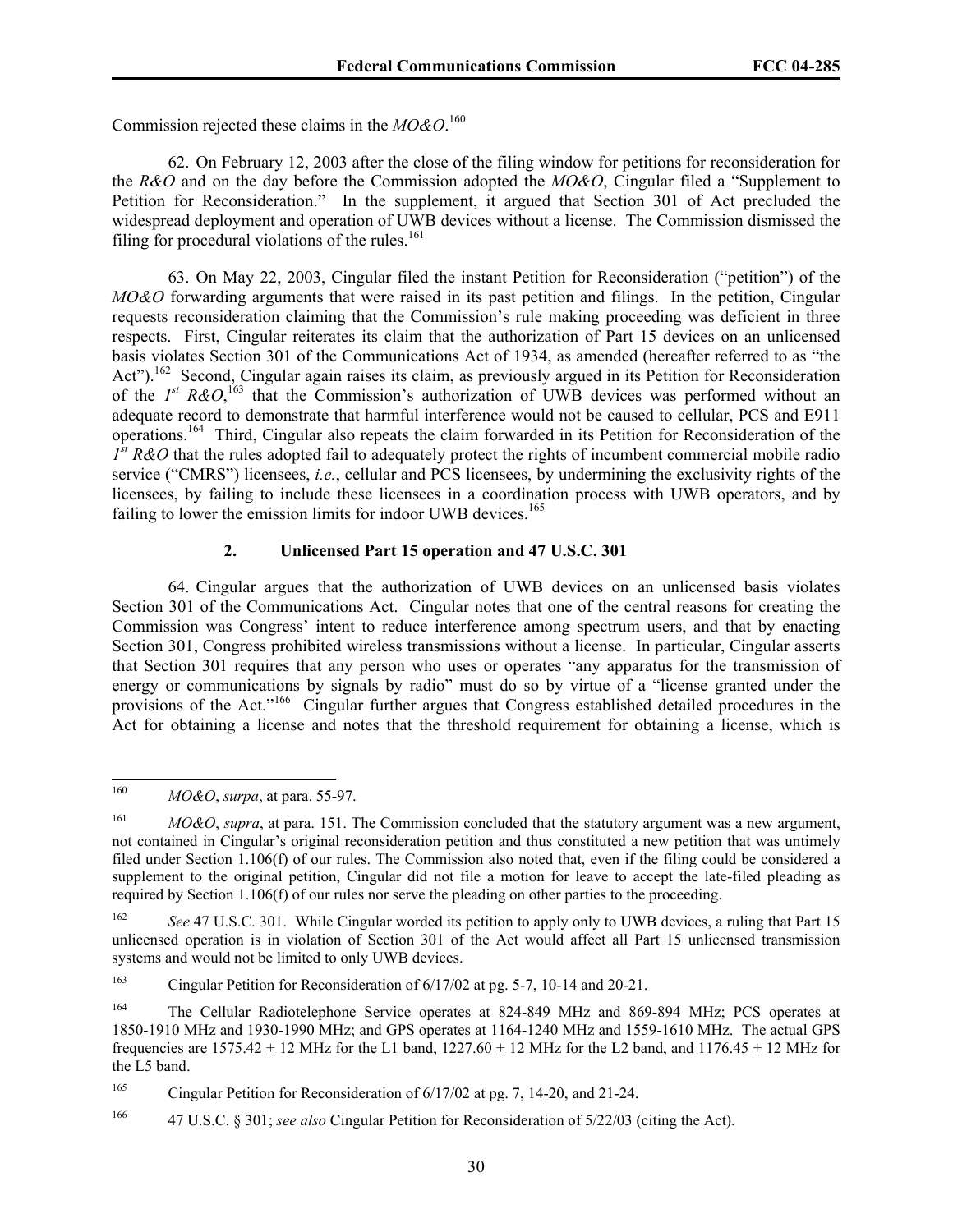Commission rejected these claims in the *MO&O*.[160]

62. On February 12, 2003 after the close of the filing window for petitions for reconsideration for the *R&O* and on the day before the Commission adopted the *MO&O*, Cingular filed a "Supplement to Petition for Reconsideration." In the supplement, it argued that Section 301 of Act precluded the widespread deployment and operation of UWB devices without a license. The Commission dismissed the filing for procedural violations of the rules.[161]

63. On May 22, 2003, Cingular filed the instant Petition for Reconsideration ("petition") of the *MO&O* forwarding arguments that were raised in its past petition and filings. In the petition, Cingular requests reconsideration claiming that the Commission's rule making proceeding was deficient in three respects. First, Cingular reiterates its claim that the authorization of Part 15 devices on an unlicensed basis violates Section 301 of the Communications Act of 1934, as amended (hereafter referred to as "the Act").[162] Second, Cingular again raises its claim, as previously argued in its Petition for Reconsideration of the *1st R&O*,[163] that the Commission's authorization of UWB devices was performed without an adequate record to demonstrate that harmful interference would not be caused to cellular, PCS and E911 operations.[164] Third, Cingular also repeats the claim forwarded in its Petition for Reconsideration of the *1st R&O* that the rules adopted fail to adequately protect the rights of incumbent commercial mobile radio service ("CMRS") licensees, *i.e.*, cellular and PCS licensees, by undermining the exclusivity rights of the licensees, by failing to include these licensees in a coordination process with UWB operators, and by failing to lower the emission limits for indoor UWB devices.[165]

### 2. Unlicensed Part 15 operation and 47 U.S.C. 301

64. Cingular argues that the authorization of UWB devices on an unlicensed basis violates Section 301 of the Communications Act. Cingular notes that one of the central reasons for creating the Commission was Congress' intent to reduce interference among spectrum users, and that by enacting Section 301, Congress prohibited wireless transmissions without a license. In particular, Cingular asserts that Section 301 requires that any person who uses or operates "any apparatus for the transmission of energy or communications by signals by radio" must do so by virtue of a "license granted under the provisions of the Act."[166] Cingular further argues that Congress established detailed procedures in the Act for obtaining a license and notes that the threshold requirement for obtaining a license, which is

---

[160] *MO&O*, *surpa*, at para. 55-97.

[161] *MO&O*, *supra*, at para. 151. The Commission concluded that the statutory argument was a new argument, not contained in Cingular's original reconsideration petition and thus constituted a new petition that was untimely filed under Section 1.106(f) of our rules. The Commission also noted that, even if the filing could be considered a supplement to the original petition, Cingular did not file a motion for leave to accept the late-filed pleading as required by Section 1.106(f) of our rules nor serve the pleading on other parties to the proceeding.

[162] *See* 47 U.S.C. 301. While Cingular worded its petition to apply only to UWB devices, a ruling that Part 15 unlicensed operation is in violation of Section 301 of the Act would affect all Part 15 unlicensed transmission systems and would not be limited to only UWB devices.

[163] Cingular Petition for Reconsideration of 6/17/02 at pg. 5-7, 10-14 and 20-21.

[164] The Cellular Radiotelephone Service operates at 824-849 MHz and 869-894 MHz; PCS operates at 1850-1910 MHz and 1930-1990 MHz; and GPS operates at 1164-1240 MHz and 1559-1610 MHz. The actual GPS frequencies are 1575.42 ± 12 MHz for the L1 band, 1227.60 ± 12 MHz for the L2 band, and 1176.45 ± 12 MHz for the L5 band.

[165] Cingular Petition for Reconsideration of 6/17/02 at pg. 7, 14-20, and 21-24.

[166] 47 U.S.C. § 301; *see also* Cingular Petition for Reconsideration of 5/22/03 (citing the Act).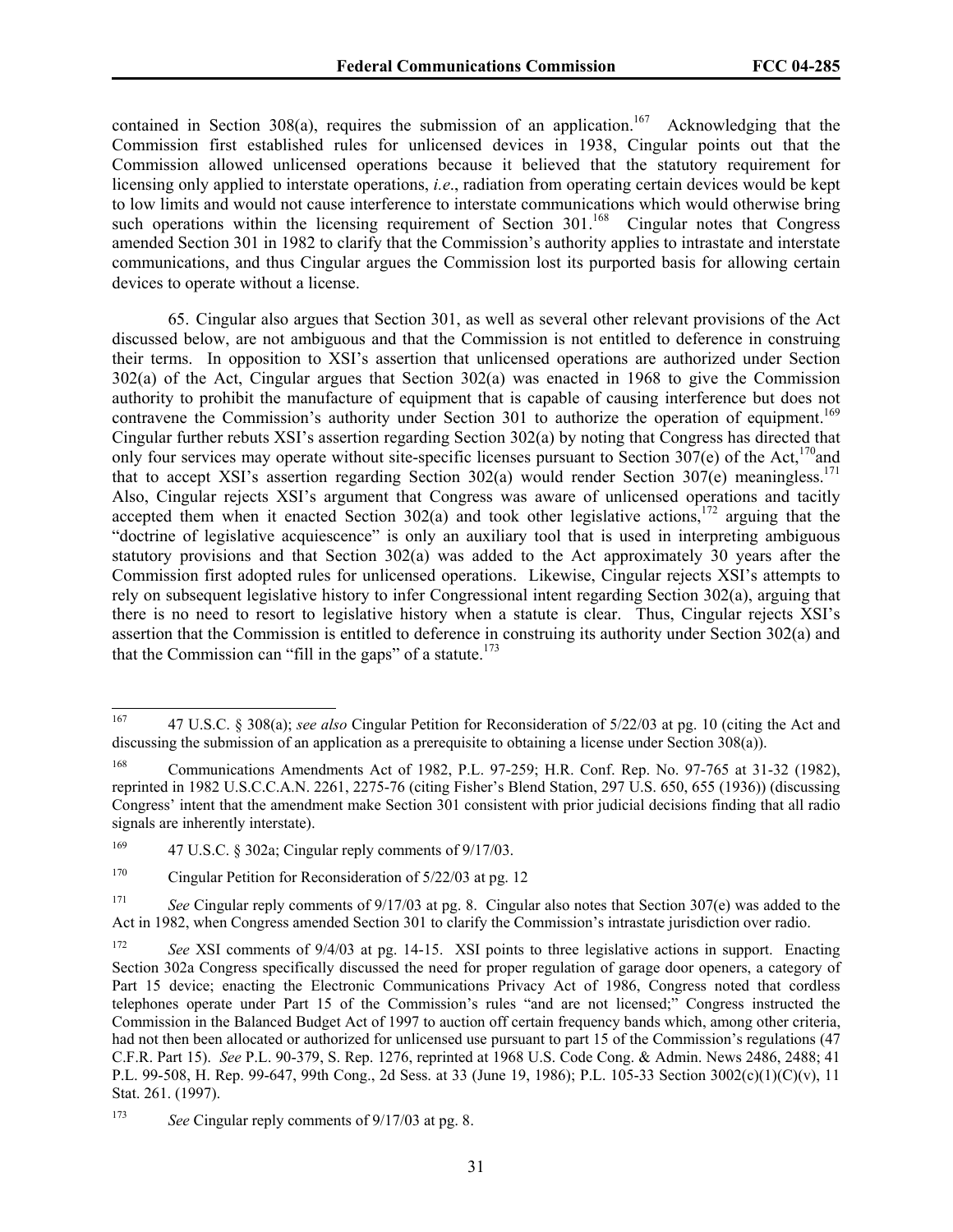contained in Section 308(a), requires the submission of an application.[167] Acknowledging that the Commission first established rules for unlicensed devices in 1938, Cingular points out that the Commission allowed unlicensed operations because it believed that the statutory requirement for licensing only applied to interstate operations, *i.e*., radiation from operating certain devices would be kept to low limits and would not cause interference to interstate communications which would otherwise bring such operations within the licensing requirement of Section 301.[168] Cingular notes that Congress amended Section 301 in 1982 to clarify that the Commission's authority applies to intrastate and interstate communications, and thus Cingular argues the Commission lost its purported basis for allowing certain devices to operate without a license.

65. Cingular also argues that Section 301, as well as several other relevant provisions of the Act discussed below, are not ambiguous and that the Commission is not entitled to deference in construing their terms. In opposition to XSI's assertion that unlicensed operations are authorized under Section 302(a) of the Act, Cingular argues that Section 302(a) was enacted in 1968 to give the Commission authority to prohibit the manufacture of equipment that is capable of causing interference but does not contravene the Commission's authority under Section 301 to authorize the operation of equipment.[169] Cingular further rebuts XSI's assertion regarding Section 302(a) by noting that Congress has directed that only four services may operate without site-specific licenses pursuant to Section 307(e) of the Act,[170] and that to accept XSI's assertion regarding Section 302(a) would render Section 307(e) meaningless.[171] Also, Cingular rejects XSI's argument that Congress was aware of unlicensed operations and tacitly accepted them when it enacted Section 302(a) and took other legislative actions,[172] arguing that the "doctrine of legislative acquiescence" is only an auxiliary tool that is used in interpreting ambiguous statutory provisions and that Section 302(a) was added to the Act approximately 30 years after the Commission first adopted rules for unlicensed operations. Likewise, Cingular rejects XSI's attempts to rely on subsequent legislative history to infer Congressional intent regarding Section 302(a), arguing that there is no need to resort to legislative history when a statute is clear. Thus, Cingular rejects XSI's assertion that the Commission is entitled to deference in construing its authority under Section 302(a) and that the Commission can "fill in the gaps" of a statute.[173]

---

[167] 47 U.S.C. § 308(a); *see also* Cingular Petition for Reconsideration of 5/22/03 at pg. 10 (citing the Act and discussing the submission of an application as a prerequisite to obtaining a license under Section 308(a)).

[168] Communications Amendments Act of 1982, P.L. 97-259; H.R. Conf. Rep. No. 97-765 at 31-32 (1982), reprinted in 1982 U.S.C.C.A.N. 2261, 2275-76 (citing Fisher's Blend Station, 297 U.S. 650, 655 (1936)) (discussing Congress' intent that the amendment make Section 301 consistent with prior judicial decisions finding that all radio signals are inherently interstate).

[169] 47 U.S.C. § 302a; Cingular reply comments of 9/17/03.

[170] Cingular Petition for Reconsideration of 5/22/03 at pg. 12

[171] *See* Cingular reply comments of 9/17/03 at pg. 8. Cingular also notes that Section 307(e) was added to the Act in 1982, when Congress amended Section 301 to clarify the Commission's intrastate jurisdiction over radio.

[172] *See* XSI comments of 9/4/03 at pg. 14-15. XSI points to three legislative actions in support. Enacting Section 302a Congress specifically discussed the need for proper regulation of garage door openers, a category of Part 15 device; enacting the Electronic Communications Privacy Act of 1986, Congress noted that cordless telephones operate under Part 15 of the Commission's rules "and are not licensed;" Congress instructed the Commission in the Balanced Budget Act of 1997 to auction off certain frequency bands which, among other criteria, had not then been allocated or authorized for unlicensed use pursuant to part 15 of the Commission's regulations (47 C.F.R. Part 15). *See* P.L. 90-379, S. Rep. 1276, reprinted at 1968 U.S. Code Cong. & Admin. News 2486, 2488; 41 P.L. 99-508, H. Rep. 99-647, 99th Cong., 2d Sess. at 33 (June 19, 1986); P.L. 105-33 Section 3002(c)(1)(C)(v), 11 Stat. 261. (1997).

[173] *See* Cingular reply comments of 9/17/03 at pg. 8.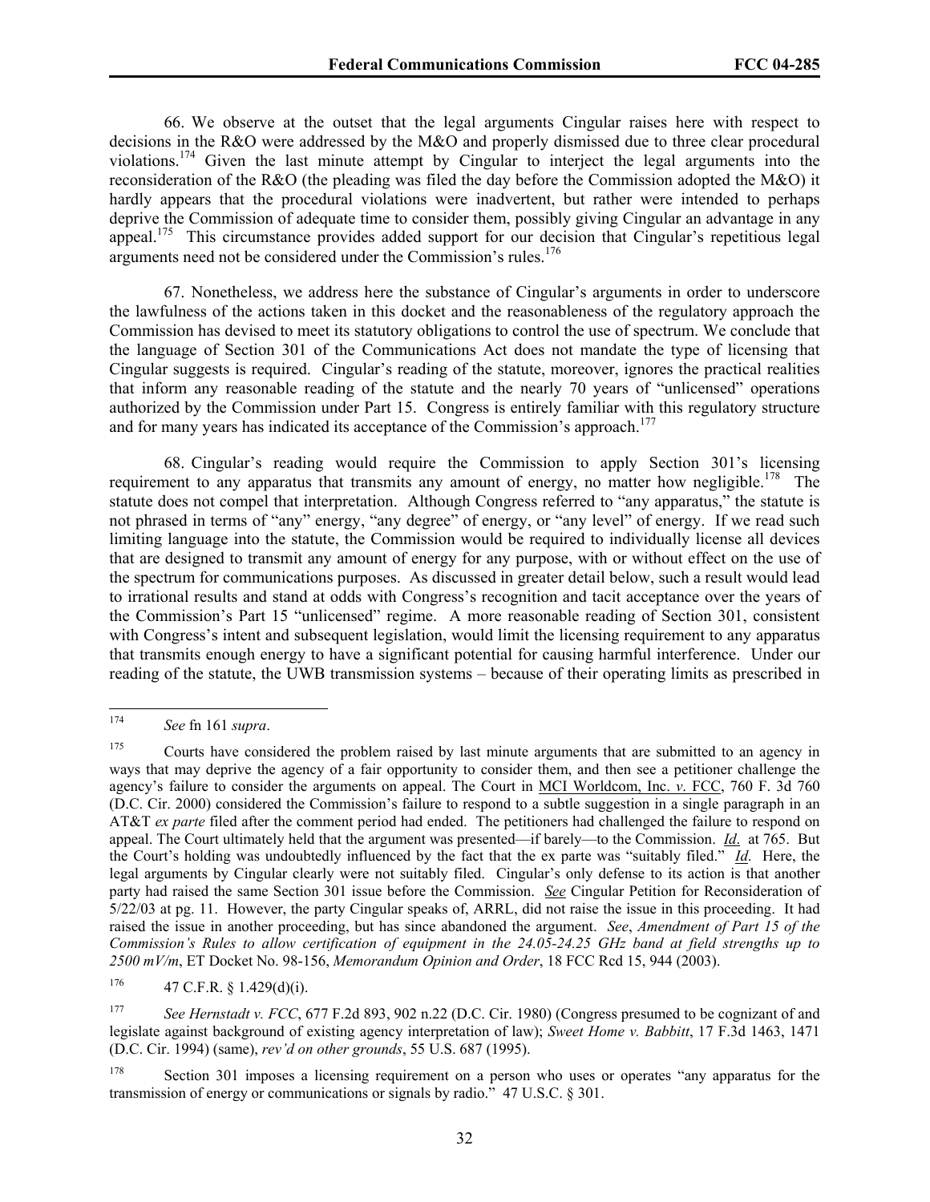66. We observe at the outset that the legal arguments Cingular raises here with respect to decisions in the R&O were addressed by the M&O and properly dismissed due to three clear procedural violations.[174] Given the last minute attempt by Cingular to interject the legal arguments into the reconsideration of the R&O (the pleading was filed the day before the Commission adopted the M&O) it hardly appears that the procedural violations were inadvertent, but rather were intended to perhaps deprive the Commission of adequate time to consider them, possibly giving Cingular an advantage in any appeal.[175] This circumstance provides added support for our decision that Cingular's repetitious legal arguments need not be considered under the Commission's rules.[176]

67. Nonetheless, we address here the substance of Cingular's arguments in order to underscore the lawfulness of the actions taken in this docket and the reasonableness of the regulatory approach the Commission has devised to meet its statutory obligations to control the use of spectrum. We conclude that the language of Section 301 of the Communications Act does not mandate the type of licensing that Cingular suggests is required. Cingular's reading of the statute, moreover, ignores the practical realities that inform any reasonable reading of the statute and the nearly 70 years of "unlicensed" operations authorized by the Commission under Part 15. Congress is entirely familiar with this regulatory structure and for many years has indicated its acceptance of the Commission's approach.[177]

68. Cingular's reading would require the Commission to apply Section 301's licensing requirement to any apparatus that transmits any amount of energy, no matter how negligible.[178] The statute does not compel that interpretation. Although Congress referred to "any apparatus," the statute is not phrased in terms of "any" energy, "any degree" of energy, or "any level" of energy. If we read such limiting language into the statute, the Commission would be required to individually license all devices that are designed to transmit any amount of energy for any purpose, with or without effect on the use of the spectrum for communications purposes. As discussed in greater detail below, such a result would lead to irrational results and stand at odds with Congress's recognition and tacit acceptance over the years of the Commission's Part 15 "unlicensed" regime. A more reasonable reading of Section 301, consistent with Congress's intent and subsequent legislation, would limit the licensing requirement to any apparatus that transmits enough energy to have a significant potential for causing harmful interference. Under our reading of the statute, the UWB transmission systems – because of their operating limits as prescribed in

---

[174] *See* fn 161 *supra*.

[175] Courts have considered the problem raised by last minute arguments that are submitted to an agency in ways that may deprive the agency of a fair opportunity to consider them, and then see a petitioner challenge the agency's failure to consider the arguments on appeal. The Court in MCI Worldcom, Inc. *v*. FCC, 760 F. 3d 760 (D.C. Cir. 2000) considered the Commission's failure to respond to a subtle suggestion in a single paragraph in an AT&T *ex parte* filed after the comment period had ended. The petitioners had challenged the failure to respond on appeal. The Court ultimately held that the argument was presented—if barely—to the Commission. *Id.* at 765. But the Court's holding was undoubtedly influenced by the fact that the ex parte was "suitably filed." *Id*. Here, the legal arguments by Cingular clearly were not suitably filed. Cingular's only defense to its action is that another party had raised the same Section 301 issue before the Commission. *See* Cingular Petition for Reconsideration of 5/22/03 at pg. 11. However, the party Cingular speaks of, ARRL, did not raise the issue in this proceeding. It had raised the issue in another proceeding, but has since abandoned the argument. *See*, *Amendment of Part 15 of the Commission's Rules to allow certification of equipment in the 24.05-24.25 GHz band at field strengths up to 2500 mV/m*, ET Docket No. 98-156, *Memorandum Opinion and Order*, 18 FCC Rcd 15, 944 (2003).

[176] 47 C.F.R. § 1.429(d)(i).

[177] *See Hernstadt v. FCC*, 677 F.2d 893, 902 n.22 (D.C. Cir. 1980) (Congress presumed to be cognizant of and legislate against background of existing agency interpretation of law); *Sweet Home v. Babbitt*, 17 F.3d 1463, 1471 (D.C. Cir. 1994) (same), *rev'd on other grounds*, 55 U.S. 687 (1995).

[178] Section 301 imposes a licensing requirement on a person who uses or operates "any apparatus for the transmission of energy or communications or signals by radio." 47 U.S.C. § 301.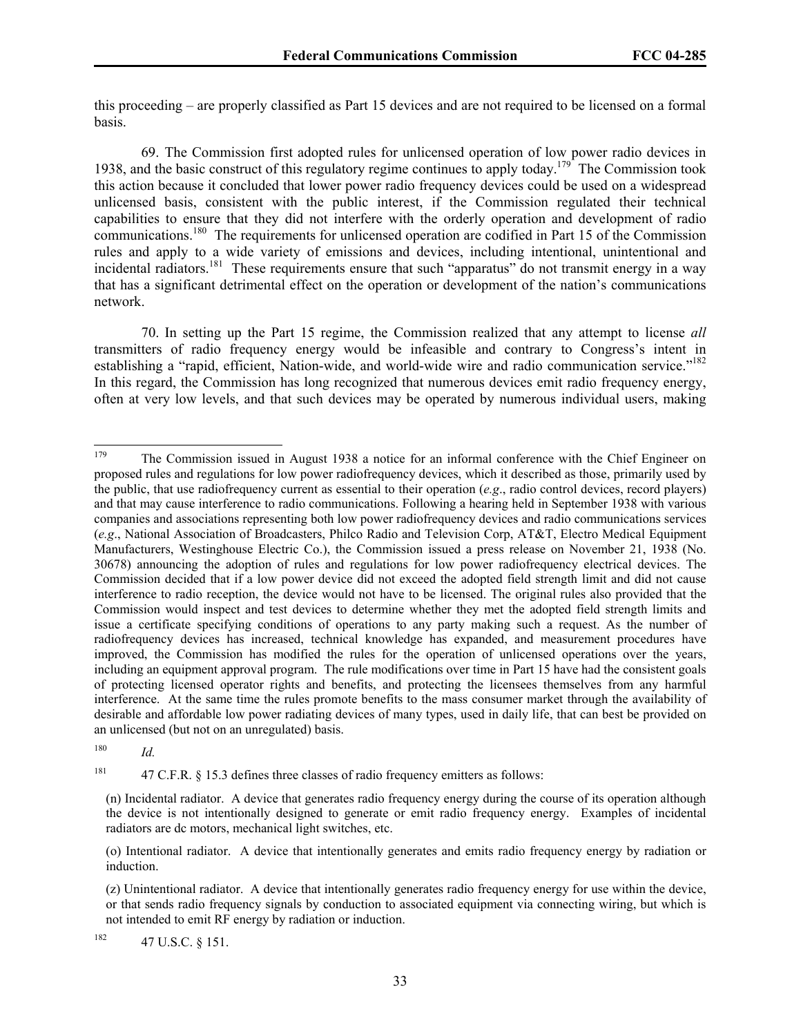this proceeding – are properly classified as Part 15 devices and are not required to be licensed on a formal basis.

69. The Commission first adopted rules for unlicensed operation of low power radio devices in 1938, and the basic construct of this regulatory regime continues to apply today.[179] The Commission took this action because it concluded that lower power radio frequency devices could be used on a widespread unlicensed basis, consistent with the public interest, if the Commission regulated their technical capabilities to ensure that they did not interfere with the orderly operation and development of radio communications.[180] The requirements for unlicensed operation are codified in Part 15 of the Commission rules and apply to a wide variety of emissions and devices, including intentional, unintentional and incidental radiators.[181] These requirements ensure that such "apparatus" do not transmit energy in a way that has a significant detrimental effect on the operation or development of the nation's communications network.

70. In setting up the Part 15 regime, the Commission realized that any attempt to license *all* transmitters of radio frequency energy would be infeasible and contrary to Congress's intent in establishing a "rapid, efficient, Nation-wide, and world-wide wire and radio communication service."[182] In this regard, the Commission has long recognized that numerous devices emit radio frequency energy, often at very low levels, and that such devices may be operated by numerous individual users, making

---

[179] The Commission issued in August 1938 a notice for an informal conference with the Chief Engineer on proposed rules and regulations for low power radiofrequency devices, which it described as those, primarily used by the public, that use radiofrequency current as essential to their operation (*e.g*., radio control devices, record players) and that may cause interference to radio communications. Following a hearing held in September 1938 with various companies and associations representing both low power radiofrequency devices and radio communications services (*e.g*., National Association of Broadcasters, Philco Radio and Television Corp, AT&T, Electro Medical Equipment Manufacturers, Westinghouse Electric Co.), the Commission issued a press release on November 21, 1938 (No. 30678) announcing the adoption of rules and regulations for low power radiofrequency electrical devices. The Commission decided that if a low power device did not exceed the adopted field strength limit and did not cause interference to radio reception, the device would not have to be licensed. The original rules also provided that the Commission would inspect and test devices to determine whether they met the adopted field strength limits and issue a certificate specifying conditions of operations to any party making such a request. As the number of radiofrequency devices has increased, technical knowledge has expanded, and measurement procedures have improved, the Commission has modified the rules for the operation of unlicensed operations over the years, including an equipment approval program. The rule modifications over time in Part 15 have had the consistent goals of protecting licensed operator rights and benefits, and protecting the licensees themselves from any harmful interference. At the same time the rules promote benefits to the mass consumer market through the availability of desirable and affordable low power radiating devices of many types, used in daily life, that can best be provided on an unlicensed (but not on an unregulated) basis.

[180] *Id.*

[181] 47 C.F.R. § 15.3 defines three classes of radio frequency emitters as follows:

(n) Incidental radiator. A device that generates radio frequency energy during the course of its operation although the device is not intentionally designed to generate or emit radio frequency energy. Examples of incidental radiators are dc motors, mechanical light switches, etc.

(o) Intentional radiator. A device that intentionally generates and emits radio frequency energy by radiation or induction.

(z) Unintentional radiator. A device that intentionally generates radio frequency energy for use within the device, or that sends radio frequency signals by conduction to associated equipment via connecting wiring, but which is not intended to emit RF energy by radiation or induction.

[182] 47 U.S.C. § 151.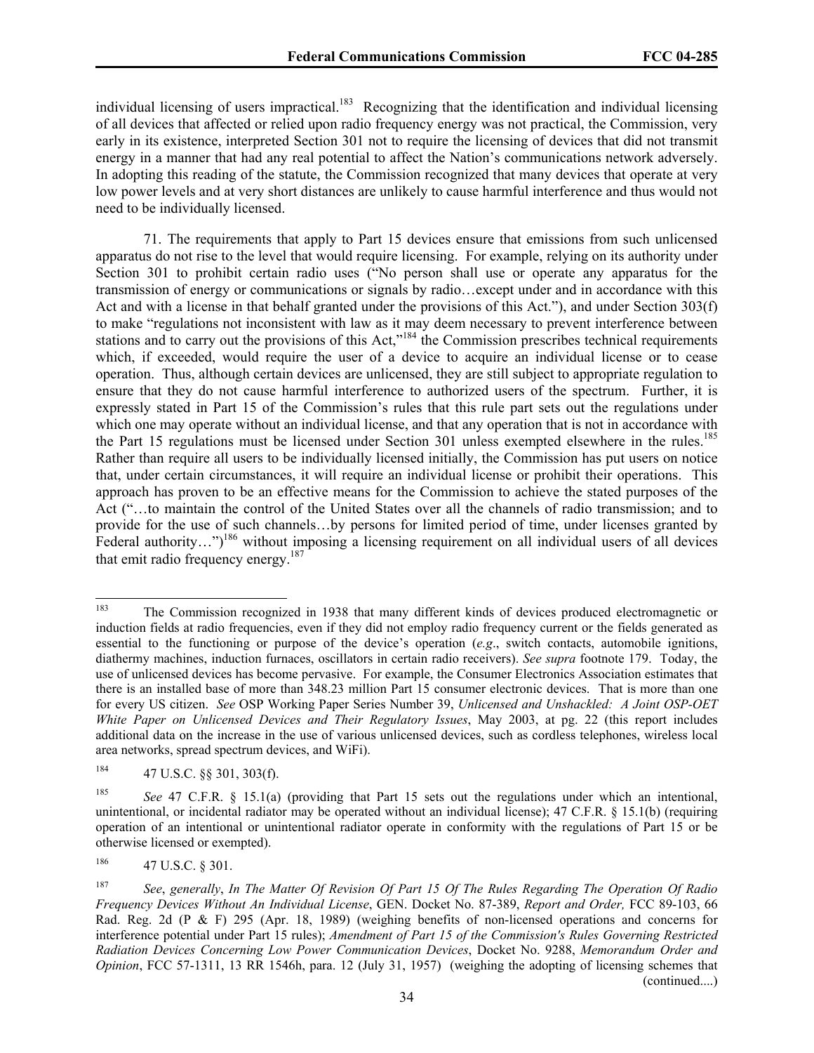individual licensing of users impractical.[183] Recognizing that the identification and individual licensing of all devices that affected or relied upon radio frequency energy was not practical, the Commission, very early in its existence, interpreted Section 301 not to require the licensing of devices that did not transmit energy in a manner that had any real potential to affect the Nation's communications network adversely. In adopting this reading of the statute, the Commission recognized that many devices that operate at very low power levels and at very short distances are unlikely to cause harmful interference and thus would not need to be individually licensed.

71. The requirements that apply to Part 15 devices ensure that emissions from such unlicensed apparatus do not rise to the level that would require licensing. For example, relying on its authority under Section 301 to prohibit certain radio uses ("No person shall use or operate any apparatus for the transmission of energy or communications or signals by radio…except under and in accordance with this Act and with a license in that behalf granted under the provisions of this Act."), and under Section 303(f) to make "regulations not inconsistent with law as it may deem necessary to prevent interference between stations and to carry out the provisions of this Act,"[184] the Commission prescribes technical requirements which, if exceeded, would require the user of a device to acquire an individual license or to cease operation. Thus, although certain devices are unlicensed, they are still subject to appropriate regulation to ensure that they do not cause harmful interference to authorized users of the spectrum. Further, it is expressly stated in Part 15 of the Commission's rules that this rule part sets out the regulations under which one may operate without an individual license, and that any operation that is not in accordance with the Part 15 regulations must be licensed under Section 301 unless exempted elsewhere in the rules.[185] Rather than require all users to be individually licensed initially, the Commission has put users on notice that, under certain circumstances, it will require an individual license or prohibit their operations. This approach has proven to be an effective means for the Commission to achieve the stated purposes of the Act ("…to maintain the control of the United States over all the channels of radio transmission; and to provide for the use of such channels…by persons for limited period of time, under licenses granted by Federal authority…")[186] without imposing a licensing requirement on all individual users of all devices that emit radio frequency energy.[187]

---

[183] The Commission recognized in 1938 that many different kinds of devices produced electromagnetic or induction fields at radio frequencies, even if they did not employ radio frequency current or the fields generated as essential to the functioning or purpose of the device's operation (*e.g*., switch contacts, automobile ignitions, diathermy machines, induction furnaces, oscillators in certain radio receivers). *See supra* footnote 179. Today, the use of unlicensed devices has become pervasive. For example, the Consumer Electronics Association estimates that there is an installed base of more than 348.23 million Part 15 consumer electronic devices. That is more than one for every US citizen. *See* OSP Working Paper Series Number 39, *Unlicensed and Unshackled: A Joint OSP-OET White Paper on Unlicensed Devices and Their Regulatory Issues*, May 2003, at pg. 22 (this report includes additional data on the increase in the use of various unlicensed devices, such as cordless telephones, wireless local area networks, spread spectrum devices, and WiFi).

[184] 47 U.S.C. §§ 301, 303(f).

[185] *See* 47 C.F.R. § 15.1(a) (providing that Part 15 sets out the regulations under which an intentional, unintentional, or incidental radiator may be operated without an individual license); 47 C.F.R. § 15.1(b) (requiring operation of an intentional or unintentional radiator operate in conformity with the regulations of Part 15 or be otherwise licensed or exempted).

[186] 47 U.S.C. § 301.

[187] *See*, *generally*, *In The Matter Of Revision Of Part 15 Of The Rules Regarding The Operation Of Radio Frequency Devices Without An Individual License*, GEN. Docket No. 87-389, *Report and Order,* FCC 89-103, 66 Rad. Reg. 2d (P & F) 295 (Apr. 18, 1989) (weighing benefits of non-licensed operations and concerns for interference potential under Part 15 rules); *Amendment of Part 15 of the Commission's Rules Governing Restricted Radiation Devices Concerning Low Power Communication Devices*, Docket No. 9288, *Memorandum Order and Opinion*, FCC 57-1311, 13 RR 1546h, para. 12 (July 31, 1957) (weighing the adopting of licensing schemes that (continued....)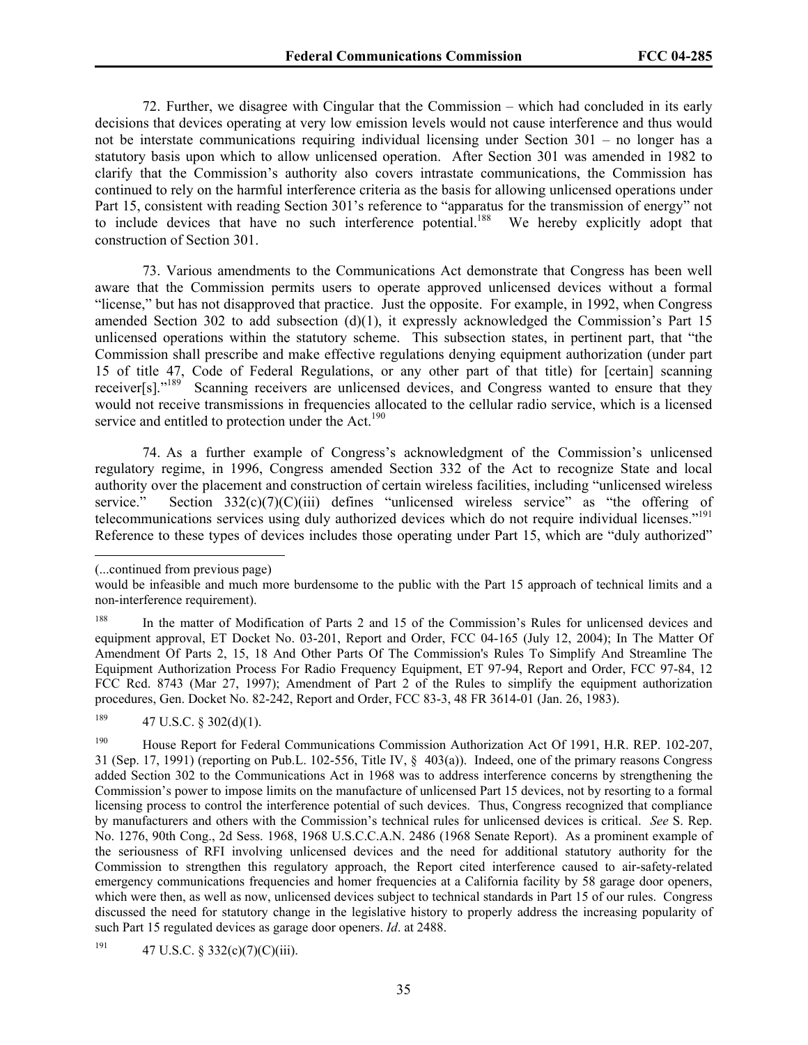72. Further, we disagree with Cingular that the Commission – which had concluded in its early decisions that devices operating at very low emission levels would not cause interference and thus would not be interstate communications requiring individual licensing under Section 301 – no longer has a statutory basis upon which to allow unlicensed operation. After Section 301 was amended in 1982 to clarify that the Commission's authority also covers intrastate communications, the Commission has continued to rely on the harmful interference criteria as the basis for allowing unlicensed operations under Part 15, consistent with reading Section 301's reference to "apparatus for the transmission of energy" not to include devices that have no such interference potential.[188] We hereby explicitly adopt that construction of Section 301.

73. Various amendments to the Communications Act demonstrate that Congress has been well aware that the Commission permits users to operate approved unlicensed devices without a formal "license," but has not disapproved that practice. Just the opposite. For example, in 1992, when Congress amended Section 302 to add subsection (d)(1), it expressly acknowledged the Commission's Part 15 unlicensed operations within the statutory scheme. This subsection states, in pertinent part, that "the Commission shall prescribe and make effective regulations denying equipment authorization (under part 15 of title 47, Code of Federal Regulations, or any other part of that title) for [certain] scanning receiver[s]."[189] Scanning receivers are unlicensed devices, and Congress wanted to ensure that they would not receive transmissions in frequencies allocated to the cellular radio service, which is a licensed service and entitled to protection under the Act.[190]

74. As a further example of Congress's acknowledgment of the Commission's unlicensed regulatory regime, in 1996, Congress amended Section 332 of the Act to recognize State and local authority over the placement and construction of certain wireless facilities, including "unlicensed wireless service." Section 332(c)(7)(C)(iii) defines "unlicensed wireless service" as "the offering of telecommunications services using duly authorized devices which do not require individual licenses."[191] Reference to these types of devices includes those operating under Part 15, which are "duly authorized"

---

(...continued from previous page)

would be infeasible and much more burdensome to the public with the Part 15 approach of technical limits and a non-interference requirement).

[188] In the matter of Modification of Parts 2 and 15 of the Commission's Rules for unlicensed devices and equipment approval, ET Docket No. 03-201, Report and Order, FCC 04-165 (July 12, 2004); In The Matter Of Amendment Of Parts 2, 15, 18 And Other Parts Of The Commission's Rules To Simplify And Streamline The Equipment Authorization Process For Radio Frequency Equipment, ET 97-94, Report and Order, FCC 97-84, 12 FCC Rcd. 8743 (Mar 27, 1997); Amendment of Part 2 of the Rules to simplify the equipment authorization procedures, Gen. Docket No. 82-242, Report and Order, FCC 83-3, 48 FR 3614-01 (Jan. 26, 1983).

[189] 47 U.S.C. § 302(d)(1).

[190] House Report for Federal Communications Commission Authorization Act Of 1991, H.R. REP. 102-207, 31 (Sep. 17, 1991) (reporting on Pub.L. 102-556, Title IV, § 403(a)). Indeed, one of the primary reasons Congress added Section 302 to the Communications Act in 1968 was to address interference concerns by strengthening the Commission's power to impose limits on the manufacture of unlicensed Part 15 devices, not by resorting to a formal licensing process to control the interference potential of such devices. Thus, Congress recognized that compliance by manufacturers and others with the Commission's technical rules for unlicensed devices is critical. *See* S. Rep. No. 1276, 90th Cong., 2d Sess. 1968, 1968 U.S.C.C.A.N. 2486 (1968 Senate Report). As a prominent example of the seriousness of RFI involving unlicensed devices and the need for additional statutory authority for the Commission to strengthen this regulatory approach, the Report cited interference caused to air-safety-related emergency communications frequencies and homer frequencies at a California facility by 58 garage door openers, which were then, as well as now, unlicensed devices subject to technical standards in Part 15 of our rules. Congress discussed the need for statutory change in the legislative history to properly address the increasing popularity of such Part 15 regulated devices as garage door openers. *Id*. at 2488.

[191] 47 U.S.C. § 332(c)(7)(C)(iii).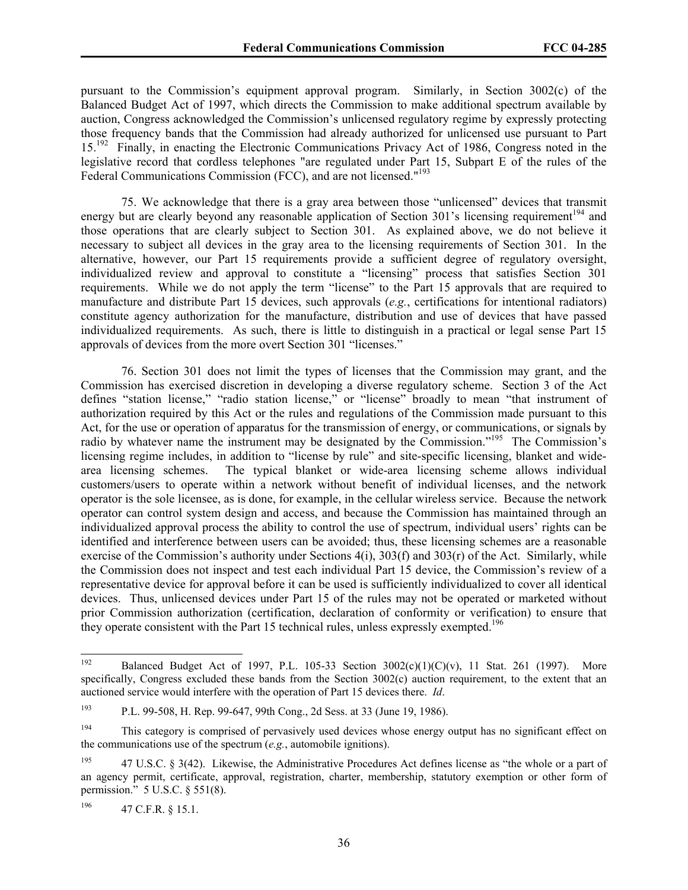pursuant to the Commission's equipment approval program. Similarly, in Section 3002(c) of the Balanced Budget Act of 1997, which directs the Commission to make additional spectrum available by auction, Congress acknowledged the Commission's unlicensed regulatory regime by expressly protecting those frequency bands that the Commission had already authorized for unlicensed use pursuant to Part 15.[192] Finally, in enacting the Electronic Communications Privacy Act of 1986, Congress noted in the legislative record that cordless telephones "are regulated under Part 15, Subpart E of the rules of the Federal Communications Commission (FCC), and are not licensed."[193]

75. We acknowledge that there is a gray area between those "unlicensed" devices that transmit energy but are clearly beyond any reasonable application of Section 301's licensing requirement[194] and those operations that are clearly subject to Section 301. As explained above, we do not believe it necessary to subject all devices in the gray area to the licensing requirements of Section 301. In the alternative, however, our Part 15 requirements provide a sufficient degree of regulatory oversight, individualized review and approval to constitute a "licensing" process that satisfies Section 301 requirements. While we do not apply the term "license" to the Part 15 approvals that are required to manufacture and distribute Part 15 devices, such approvals (*e.g.*, certifications for intentional radiators) constitute agency authorization for the manufacture, distribution and use of devices that have passed individualized requirements. As such, there is little to distinguish in a practical or legal sense Part 15 approvals of devices from the more overt Section 301 "licenses."

76. Section 301 does not limit the types of licenses that the Commission may grant, and the Commission has exercised discretion in developing a diverse regulatory scheme. Section 3 of the Act defines "station license," "radio station license," or "license" broadly to mean "that instrument of authorization required by this Act or the rules and regulations of the Commission made pursuant to this Act, for the use or operation of apparatus for the transmission of energy, or communications, or signals by radio by whatever name the instrument may be designated by the Commission."[195] The Commission's licensing regime includes, in addition to "license by rule" and site-specific licensing, blanket and wide-area licensing schemes. The typical blanket or wide-area licensing scheme allows individual customers/users to operate within a network without benefit of individual licenses, and the network operator is the sole licensee, as is done, for example, in the cellular wireless service. Because the network operator can control system design and access, and because the Commission has maintained through an individualized approval process the ability to control the use of spectrum, individual users' rights can be identified and interference between users can be avoided; thus, these licensing schemes are a reasonable exercise of the Commission's authority under Sections 4(i), 303(f) and 303(r) of the Act. Similarly, while the Commission does not inspect and test each individual Part 15 device, the Commission's review of a representative device for approval before it can be used is sufficiently individualized to cover all identical devices. Thus, unlicensed devices under Part 15 of the rules may not be operated or marketed without prior Commission authorization (certification, declaration of conformity or verification) to ensure that they operate consistent with the Part 15 technical rules, unless expressly exempted.[196]

---

[192] Balanced Budget Act of 1997, P.L. 105-33 Section 3002(c)(1)(C)(v), 11 Stat. 261 (1997). More specifically, Congress excluded these bands from the Section 3002(c) auction requirement, to the extent that an auctioned service would interfere with the operation of Part 15 devices there. *Id*.

[193] P.L. 99-508, H. Rep. 99-647, 99th Cong., 2d Sess. at 33 (June 19, 1986).

[194] This category is comprised of pervasively used devices whose energy output has no significant effect on the communications use of the spectrum (*e.g.*, automobile ignitions).

[195] 47 U.S.C. § 3(42). Likewise, the Administrative Procedures Act defines license as "the whole or a part of an agency permit, certificate, approval, registration, charter, membership, statutory exemption or other form of permission." 5 U.S.C. § 551(8).

[196] 47 C.F.R. § 15.1.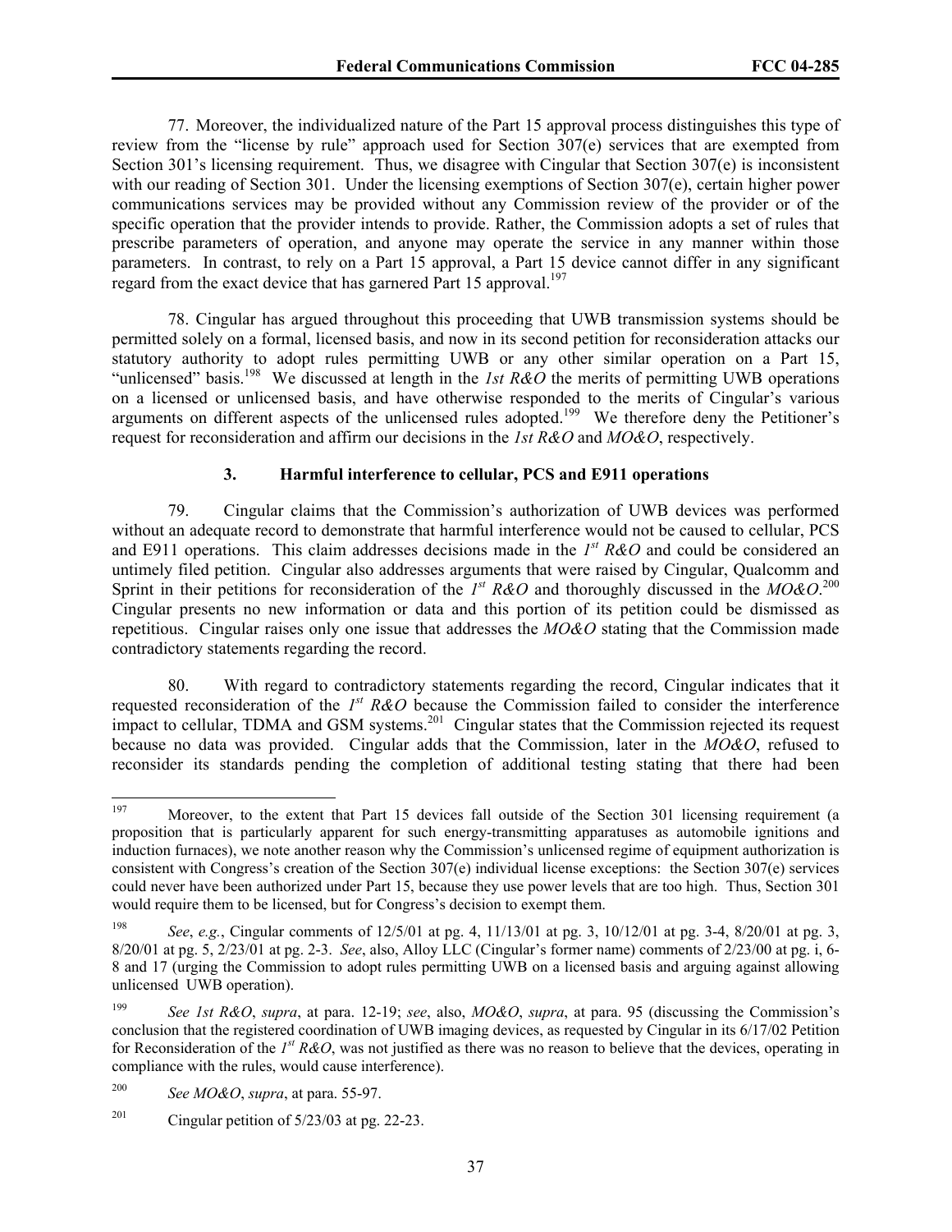77. Moreover, the individualized nature of the Part 15 approval process distinguishes this type of review from the "license by rule" approach used for Section 307(e) services that are exempted from Section 301's licensing requirement. Thus, we disagree with Cingular that Section 307(e) is inconsistent with our reading of Section 301. Under the licensing exemptions of Section 307(e), certain higher power communications services may be provided without any Commission review of the provider or of the specific operation that the provider intends to provide. Rather, the Commission adopts a set of rules that prescribe parameters of operation, and anyone may operate the service in any manner within those parameters. In contrast, to rely on a Part 15 approval, a Part 15 device cannot differ in any significant regard from the exact device that has garnered Part 15 approval.[197]

78. Cingular has argued throughout this proceeding that UWB transmission systems should be permitted solely on a formal, licensed basis, and now in its second petition for reconsideration attacks our statutory authority to adopt rules permitting UWB or any other similar operation on a Part 15, "unlicensed" basis.[198] We discussed at length in the *1st R&O* the merits of permitting UWB operations on a licensed or unlicensed basis, and have otherwise responded to the merits of Cingular's various arguments on different aspects of the unlicensed rules adopted.[199] We therefore deny the Petitioner's request for reconsideration and affirm our decisions in the *1st R&O* and *MO&O*, respectively.

### 3. Harmful interference to cellular, PCS and E911 operations

79. Cingular claims that the Commission's authorization of UWB devices was performed without an adequate record to demonstrate that harmful interference would not be caused to cellular, PCS and E911 operations. This claim addresses decisions made in the *1st R&O* and could be considered an untimely filed petition. Cingular also addresses arguments that were raised by Cingular, Qualcomm and Sprint in their petitions for reconsideration of the *1st R&O* and thoroughly discussed in the *MO&O*.[200] Cingular presents no new information or data and this portion of its petition could be dismissed as repetitious. Cingular raises only one issue that addresses the *MO&O* stating that the Commission made contradictory statements regarding the record.

80. With regard to contradictory statements regarding the record, Cingular indicates that it requested reconsideration of the *1st R&O* because the Commission failed to consider the interference impact to cellular, TDMA and GSM systems.[201] Cingular states that the Commission rejected its request because no data was provided. Cingular adds that the Commission, later in the *MO&O*, refused to reconsider its standards pending the completion of additional testing stating that there had been

---

[197] Moreover, to the extent that Part 15 devices fall outside of the Section 301 licensing requirement (a proposition that is particularly apparent for such energy-transmitting apparatuses as automobile ignitions and induction furnaces), we note another reason why the Commission's unlicensed regime of equipment authorization is consistent with Congress's creation of the Section 307(e) individual license exceptions: the Section 307(e) services could never have been authorized under Part 15, because they use power levels that are too high. Thus, Section 301 would require them to be licensed, but for Congress's decision to exempt them.

[198] *See*, *e.g.*, Cingular comments of 12/5/01 at pg. 4, 11/13/01 at pg. 3, 10/12/01 at pg. 3-4, 8/20/01 at pg. 3, 8/20/01 at pg. 5, 2/23/01 at pg. 2-3. *See*, also, Alloy LLC (Cingular's former name) comments of 2/23/00 at pg. i, 6-8 and 17 (urging the Commission to adopt rules permitting UWB on a licensed basis and arguing against allowing unlicensed UWB operation).

[199] *See 1st R&O*, *supra*, at para. 12-19; *see*, also, *MO&O*, *supra*, at para. 95 (discussing the Commission's conclusion that the registered coordination of UWB imaging devices, as requested by Cingular in its 6/17/02 Petition for Reconsideration of the *1st R&O*, was not justified as there was no reason to believe that the devices, operating in compliance with the rules, would cause interference).

[200] *See MO&O*, *supra*, at para. 55-97.

[201] Cingular petition of 5/23/03 at pg. 22-23.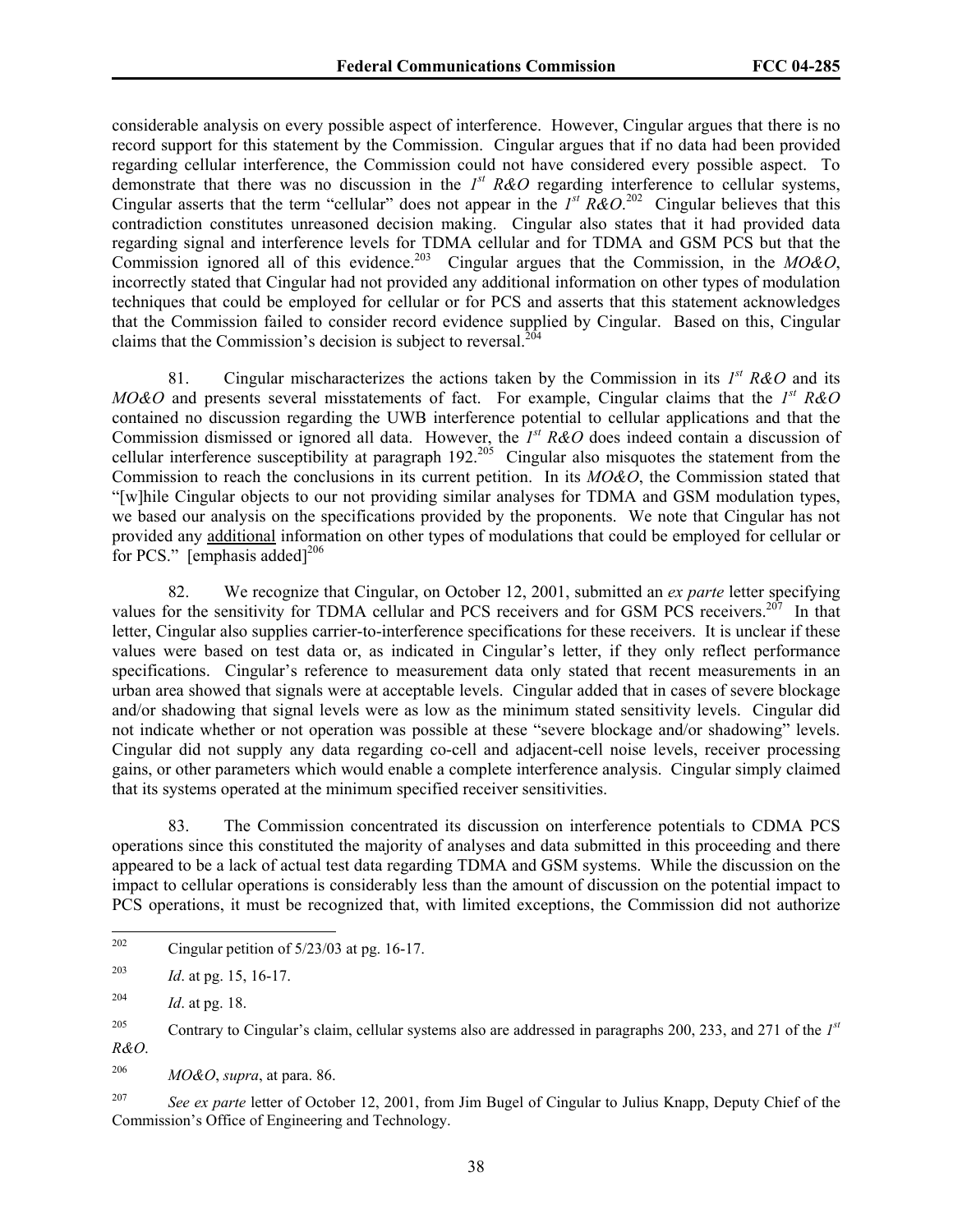considerable analysis on every possible aspect of interference. However, Cingular argues that there is no record support for this statement by the Commission. Cingular argues that if no data had been provided regarding cellular interference, the Commission could not have considered every possible aspect. To demonstrate that there was no discussion in the *1st R&O* regarding interference to cellular systems, Cingular asserts that the term "cellular" does not appear in the *1st R&O*.[202] Cingular believes that this contradiction constitutes unreasoned decision making. Cingular also states that it had provided data regarding signal and interference levels for TDMA cellular and for TDMA and GSM PCS but that the Commission ignored all of this evidence.[203] Cingular argues that the Commission, in the *MO&O*, incorrectly stated that Cingular had not provided any additional information on other types of modulation techniques that could be employed for cellular or for PCS and asserts that this statement acknowledges that the Commission failed to consider record evidence supplied by Cingular. Based on this, Cingular claims that the Commission's decision is subject to reversal.[204]

81. Cingular mischaracterizes the actions taken by the Commission in its *1st R&O* and its *MO&O* and presents several misstatements of fact. For example, Cingular claims that the *1st R&O* contained no discussion regarding the UWB interference potential to cellular applications and that the Commission dismissed or ignored all data. However, the *1st R&O* does indeed contain a discussion of cellular interference susceptibility at paragraph 192.[205] Cingular also misquotes the statement from the Commission to reach the conclusions in its current petition. In its *MO&O*, the Commission stated that "[w]hile Cingular objects to our not providing similar analyses for TDMA and GSM modulation types, we based our analysis on the specifications provided by the proponents. We note that Cingular has not provided any <u>additional</u> information on other types of modulations that could be employed for cellular or for PCS." [emphasis added][206]

82. We recognize that Cingular, on October 12, 2001, submitted an *ex parte* letter specifying values for the sensitivity for TDMA cellular and PCS receivers and for GSM PCS receivers.[207] In that letter, Cingular also supplies carrier-to-interference specifications for these receivers. It is unclear if these values were based on test data or, as indicated in Cingular's letter, if they only reflect performance specifications. Cingular's reference to measurement data only stated that recent measurements in an urban area showed that signals were at acceptable levels. Cingular added that in cases of severe blockage and/or shadowing that signal levels were as low as the minimum stated sensitivity levels. Cingular did not indicate whether or not operation was possible at these "severe blockage and/or shadowing" levels. Cingular did not supply any data regarding co-cell and adjacent-cell noise levels, receiver processing gains, or other parameters which would enable a complete interference analysis. Cingular simply claimed that its systems operated at the minimum specified receiver sensitivities.

83. The Commission concentrated its discussion on interference potentials to CDMA PCS operations since this constituted the majority of analyses and data submitted in this proceeding and there appeared to be a lack of actual test data regarding TDMA and GSM systems. While the discussion on the impact to cellular operations is considerably less than the amount of discussion on the potential impact to PCS operations, it must be recognized that, with limited exceptions, the Commission did not authorize

---

[202] Cingular petition of 5/23/03 at pg. 16-17.

[203] *Id*. at pg. 15, 16-17.

[204] *Id*. at pg. 18.

[205] Contrary to Cingular's claim, cellular systems also are addressed in paragraphs 200, 233, and 271 of the *1st R&O*.

[206] *MO&O*, *supra*, at para. 86.

[207] *See ex parte* letter of October 12, 2001, from Jim Bugel of Cingular to Julius Knapp, Deputy Chief of the Commission's Office of Engineering and Technology.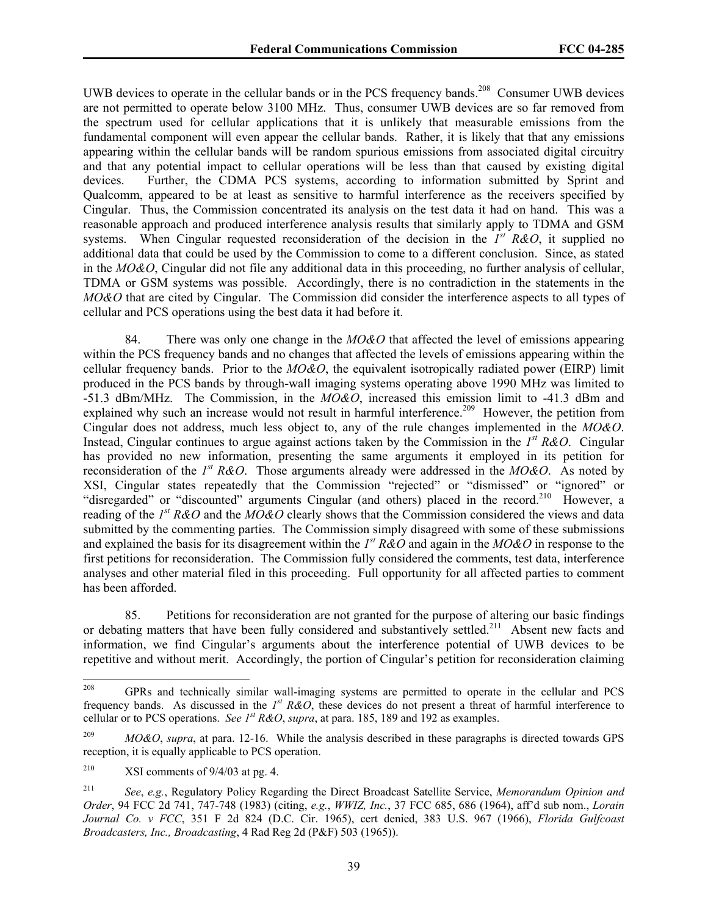UWB devices to operate in the cellular bands or in the PCS frequency bands.[208] Consumer UWB devices are not permitted to operate below 3100 MHz. Thus, consumer UWB devices are so far removed from the spectrum used for cellular applications that it is unlikely that measurable emissions from the fundamental component will even appear the cellular bands. Rather, it is likely that that any emissions appearing within the cellular bands will be random spurious emissions from associated digital circuitry and that any potential impact to cellular operations will be less than that caused by existing digital devices. Further, the CDMA PCS systems, according to information submitted by Sprint and Qualcomm, appeared to be at least as sensitive to harmful interference as the receivers specified by Cingular. Thus, the Commission concentrated its analysis on the test data it had on hand. This was a reasonable approach and produced interference analysis results that similarly apply to TDMA and GSM systems. When Cingular requested reconsideration of the decision in the *1st R&O*, it supplied no additional data that could be used by the Commission to come to a different conclusion. Since, as stated in the *MO&O*, Cingular did not file any additional data in this proceeding, no further analysis of cellular, TDMA or GSM systems was possible. Accordingly, there is no contradiction in the statements in the *MO&O* that are cited by Cingular. The Commission did consider the interference aspects to all types of cellular and PCS operations using the best data it had before it.

84. There was only one change in the *MO&O* that affected the level of emissions appearing within the PCS frequency bands and no changes that affected the levels of emissions appearing within the cellular frequency bands. Prior to the *MO&O*, the equivalent isotropically radiated power (EIRP) limit produced in the PCS bands by through-wall imaging systems operating above 1990 MHz was limited to -51.3 dBm/MHz. The Commission, in the *MO&O*, increased this emission limit to -41.3 dBm and explained why such an increase would not result in harmful interference.[209] However, the petition from Cingular does not address, much less object to, any of the rule changes implemented in the *MO&O*. Instead, Cingular continues to argue against actions taken by the Commission in the *1st R&O*. Cingular has provided no new information, presenting the same arguments it employed in its petition for reconsideration of the *1st R&O*. Those arguments already were addressed in the *MO&O*. As noted by XSI, Cingular states repeatedly that the Commission "rejected" or "dismissed" or "ignored" or "disregarded" or "discounted" arguments Cingular (and others) placed in the record.[210] However, a reading of the *1st R&O* and the *MO&O* clearly shows that the Commission considered the views and data submitted by the commenting parties. The Commission simply disagreed with some of these submissions and explained the basis for its disagreement within the *1st R&O* and again in the *MO&O* in response to the first petitions for reconsideration. The Commission fully considered the comments, test data, interference analyses and other material filed in this proceeding. Full opportunity for all affected parties to comment has been afforded.

85. Petitions for reconsideration are not granted for the purpose of altering our basic findings or debating matters that have been fully considered and substantively settled.[211] Absent new facts and information, we find Cingular's arguments about the interference potential of UWB devices to be repetitive and without merit. Accordingly, the portion of Cingular's petition for reconsideration claiming

---

[208] GPRs and technically similar wall-imaging systems are permitted to operate in the cellular and PCS frequency bands. As discussed in the *1st R&O*, these devices do not present a threat of harmful interference to cellular or to PCS operations. *See 1st R&O*, *supra*, at para. 185, 189 and 192 as examples.

[209] *MO&O*, *supra*, at para. 12-16. While the analysis described in these paragraphs is directed towards GPS reception, it is equally applicable to PCS operation.

[210] XSI comments of 9/4/03 at pg. 4.

[211] *See*, *e.g.*, Regulatory Policy Regarding the Direct Broadcast Satellite Service, *Memorandum Opinion and Order*, 94 FCC 2d 741, 747-748 (1983) (citing, *e.g.*, *WWIZ, Inc.*, 37 FCC 685, 686 (1964), aff'd sub nom., *Lorain Journal Co. v FCC*, 351 F 2d 824 (D.C. Cir. 1965), cert denied, 383 U.S. 967 (1966), *Florida Gulfcoast Broadcasters, Inc., Broadcasting*, 4 Rad Reg 2d (P&F) 503 (1965)).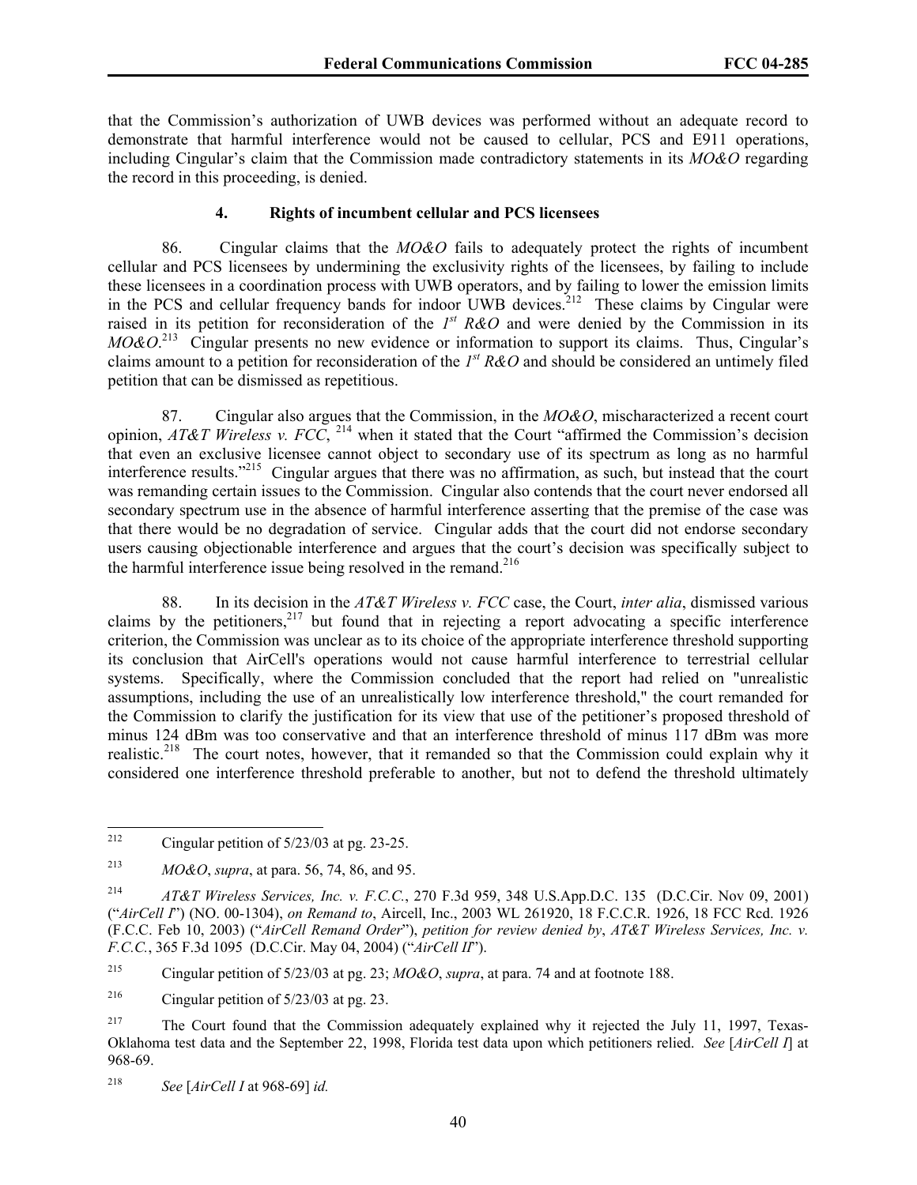that the Commission's authorization of UWB devices was performed without an adequate record to demonstrate that harmful interference would not be caused to cellular, PCS and E911 operations, including Cingular's claim that the Commission made contradictory statements in its *MO&O* regarding the record in this proceeding, is denied.

#### 4. Rights of incumbent cellular and PCS licensees

86. Cingular claims that the *MO&O* fails to adequately protect the rights of incumbent cellular and PCS licensees by undermining the exclusivity rights of the licensees, by failing to include these licensees in a coordination process with UWB operators, and by failing to lower the emission limits in the PCS and cellular frequency bands for indoor UWB devices.[212] These claims by Cingular were raised in its petition for reconsideration of the *1st R&O* and were denied by the Commission in its *MO&O*.[213] Cingular presents no new evidence or information to support its claims. Thus, Cingular's claims amount to a petition for reconsideration of the *1st R&O* and should be considered an untimely filed petition that can be dismissed as repetitious.

87. Cingular also argues that the Commission, in the *MO&O*, mischaracterized a recent court opinion, *AT&T Wireless v. FCC*, [214] when it stated that the Court "affirmed the Commission's decision that even an exclusive licensee cannot object to secondary use of its spectrum as long as no harmful interference results."[215] Cingular argues that there was no affirmation, as such, but instead that the court was remanding certain issues to the Commission. Cingular also contends that the court never endorsed all secondary spectrum use in the absence of harmful interference asserting that the premise of the case was that there would be no degradation of service. Cingular adds that the court did not endorse secondary users causing objectionable interference and argues that the court's decision was specifically subject to the harmful interference issue being resolved in the remand.[216]

88. In its decision in the *AT&T Wireless v. FCC* case, the Court, *inter alia*, dismissed various claims by the petitioners,[217] but found that in rejecting a report advocating a specific interference criterion, the Commission was unclear as to its choice of the appropriate interference threshold supporting its conclusion that AirCell's operations would not cause harmful interference to terrestrial cellular systems. Specifically, where the Commission concluded that the report had relied on "unrealistic assumptions, including the use of an unrealistically low interference threshold," the court remanded for the Commission to clarify the justification for its view that use of the petitioner's proposed threshold of minus 124 dBm was too conservative and that an interference threshold of minus 117 dBm was more realistic.[218] The court notes, however, that it remanded so that the Commission could explain why it considered one interference threshold preferable to another, but not to defend the threshold ultimately

---

[212] Cingular petition of 5/23/03 at pg. 23-25.

[213] *MO&O*, *supra*, at para. 56, 74, 86, and 95.

[214] *AT&T Wireless Services, Inc. v. F.C.C.*, 270 F.3d 959, 348 U.S.App.D.C. 135 (D.C.Cir. Nov 09, 2001) ("*AirCell I*") (NO. 00-1304), *on Remand to*, Aircell, Inc., 2003 WL 261920, 18 F.C.C.R. 1926, 18 FCC Rcd. 1926 (F.C.C. Feb 10, 2003) ("*AirCell Remand Order*"), *petition for review denied by*, *AT&T Wireless Services, Inc. v. F.C.C.*, 365 F.3d 1095 (D.C.Cir. May 04, 2004) ("*AirCell II*").

[215] Cingular petition of 5/23/03 at pg. 23; *MO&O*, *supra*, at para. 74 and at footnote 188.

[216] Cingular petition of 5/23/03 at pg. 23.

[217] The Court found that the Commission adequately explained why it rejected the July 11, 1997, Texas-Oklahoma test data and the September 22, 1998, Florida test data upon which petitioners relied. *See* [*AirCell I*] at 968-69.

[218] *See* [*AirCell I* at 968-69] *id.*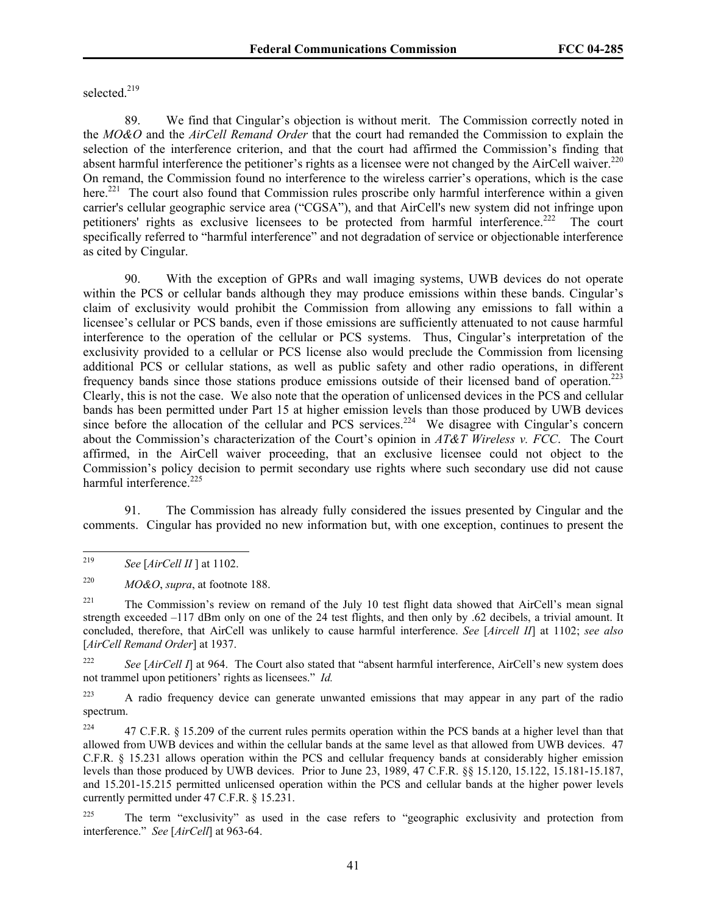selected.[219]

89. We find that Cingular's objection is without merit. The Commission correctly noted in the *MO&O* and the *AirCell Remand Order* that the court had remanded the Commission to explain the selection of the interference criterion, and that the court had affirmed the Commission's finding that absent harmful interference the petitioner's rights as a licensee were not changed by the AirCell waiver.[220] On remand, the Commission found no interference to the wireless carrier's operations, which is the case here.[221] The court also found that Commission rules proscribe only harmful interference within a given carrier's cellular geographic service area ("CGSA"), and that AirCell's new system did not infringe upon petitioners' rights as exclusive licensees to be protected from harmful interference.[222] The court specifically referred to "harmful interference" and not degradation of service or objectionable interference as cited by Cingular.

90. With the exception of GPRs and wall imaging systems, UWB devices do not operate within the PCS or cellular bands although they may produce emissions within these bands. Cingular's claim of exclusivity would prohibit the Commission from allowing any emissions to fall within a licensee's cellular or PCS bands, even if those emissions are sufficiently attenuated to not cause harmful interference to the operation of the cellular or PCS systems. Thus, Cingular's interpretation of the exclusivity provided to a cellular or PCS license also would preclude the Commission from licensing additional PCS or cellular stations, as well as public safety and other radio operations, in different frequency bands since those stations produce emissions outside of their licensed band of operation.[223] Clearly, this is not the case. We also note that the operation of unlicensed devices in the PCS and cellular bands has been permitted under Part 15 at higher emission levels than those produced by UWB devices since before the allocation of the cellular and PCS services.[224] We disagree with Cingular's concern about the Commission's characterization of the Court's opinion in *AT&T Wireless v. FCC*. The Court affirmed, in the AirCell waiver proceeding, that an exclusive licensee could not object to the Commission's policy decision to permit secondary use rights where such secondary use did not cause harmful interference.[225]

91. The Commission has already fully considered the issues presented by Cingular and the comments. Cingular has provided no new information but, with one exception, continues to present the

---

[219] *See* [*AirCell II* ] at 1102.

[220] *MO&O*, *supra*, at footnote 188.

[221] The Commission's review on remand of the July 10 test flight data showed that AirCell's mean signal strength exceeded –117 dBm only on one of the 24 test flights, and then only by .62 decibels, a trivial amount. It concluded, therefore, that AirCell was unlikely to cause harmful interference. *See* [*Aircell II*] at 1102; *see also* [*AirCell Remand Order*] at 1937.

[222] *See* [*AirCell I*] at 964. The Court also stated that "absent harmful interference, AirCell's new system does not trammel upon petitioners' rights as licensees." *Id.*

[223] A radio frequency device can generate unwanted emissions that may appear in any part of the radio spectrum.

[224] 47 C.F.R. § 15.209 of the current rules permits operation within the PCS bands at a higher level than that allowed from UWB devices and within the cellular bands at the same level as that allowed from UWB devices. 47 C.F.R. § 15.231 allows operation within the PCS and cellular frequency bands at considerably higher emission levels than those produced by UWB devices. Prior to June 23, 1989, 47 C.F.R. §§ 15.120, 15.122, 15.181-15.187, and 15.201-15.215 permitted unlicensed operation within the PCS and cellular bands at the higher power levels currently permitted under 47 C.F.R. § 15.231.

[225] The term "exclusivity" as used in the case refers to "geographic exclusivity and protection from interference." *See* [*AirCell*] at 963-64.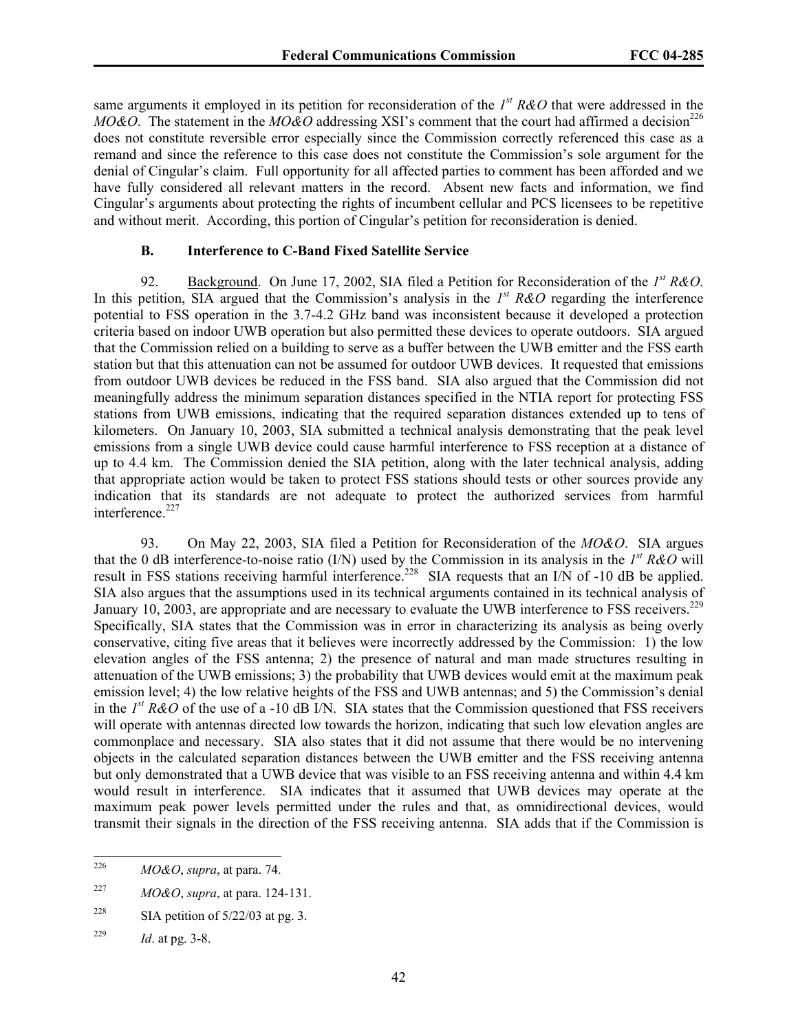same arguments it employed in its petition for reconsideration of the *1st R&O* that were addressed in the *MO&O*. The statement in the *MO&O* addressing XSI's comment that the court had affirmed a decision[226] does not constitute reversible error especially since the Commission correctly referenced this case as a remand and since the reference to this case does not constitute the Commission's sole argument for the denial of Cingular's claim. Full opportunity for all affected parties to comment has been afforded and we have fully considered all relevant matters in the record. Absent new facts and information, we find Cingular's arguments about protecting the rights of incumbent cellular and PCS licensees to be repetitive and without merit. According, this portion of Cingular's petition for reconsideration is denied.

### B. Interference to C-Band Fixed Satellite Service

92. Background. On June 17, 2002, SIA filed a Petition for Reconsideration of the *1st R&O*. In this petition, SIA argued that the Commission's analysis in the *1st R&O* regarding the interference potential to FSS operation in the 3.7-4.2 GHz band was inconsistent because it developed a protection criteria based on indoor UWB operation but also permitted these devices to operate outdoors. SIA argued that the Commission relied on a building to serve as a buffer between the UWB emitter and the FSS earth station but that this attenuation can not be assumed for outdoor UWB devices. It requested that emissions from outdoor UWB devices be reduced in the FSS band. SIA also argued that the Commission did not meaningfully address the minimum separation distances specified in the NTIA report for protecting FSS stations from UWB emissions, indicating that the required separation distances extended up to tens of kilometers. On January 10, 2003, SIA submitted a technical analysis demonstrating that the peak level emissions from a single UWB device could cause harmful interference to FSS reception at a distance of up to 4.4 km. The Commission denied the SIA petition, along with the later technical analysis, adding that appropriate action would be taken to protect FSS stations should tests or other sources provide any indication that its standards are not adequate to protect the authorized services from harmful interference.[227]

93. On May 22, 2003, SIA filed a Petition for Reconsideration of the *MO&O*. SIA argues that the 0 dB interference-to-noise ratio (I/N) used by the Commission in its analysis in the *1st R&O* will result in FSS stations receiving harmful interference.[228] SIA requests that an I/N of -10 dB be applied. SIA also argues that the assumptions used in its technical arguments contained in its technical analysis of January 10, 2003, are appropriate and are necessary to evaluate the UWB interference to FSS receivers.[229] Specifically, SIA states that the Commission was in error in characterizing its analysis as being overly conservative, citing five areas that it believes were incorrectly addressed by the Commission: 1) the low elevation angles of the FSS antenna; 2) the presence of natural and man made structures resulting in attenuation of the UWB emissions; 3) the probability that UWB devices would emit at the maximum peak emission level; 4) the low relative heights of the FSS and UWB antennas; and 5) the Commission's denial in the *1st R&O* of the use of a -10 dB I/N. SIA states that the Commission questioned that FSS receivers will operate with antennas directed low towards the horizon, indicating that such low elevation angles are commonplace and necessary. SIA also states that it did not assume that there would be no intervening objects in the calculated separation distances between the UWB emitter and the FSS receiving antenna but only demonstrated that a UWB device that was visible to an FSS receiving antenna and within 4.4 km would result in interference. SIA indicates that it assumed that UWB devices may operate at the maximum peak power levels permitted under the rules and that, as omnidirectional devices, would transmit their signals in the direction of the FSS receiving antenna. SIA adds that if the Commission is

---

[226] *MO&O*, *supra*, at para. 74.

[227] *MO&O*, *supra*, at para. 124-131.

[228] SIA petition of 5/22/03 at pg. 3.

[229] *Id*. at pg. 3-8.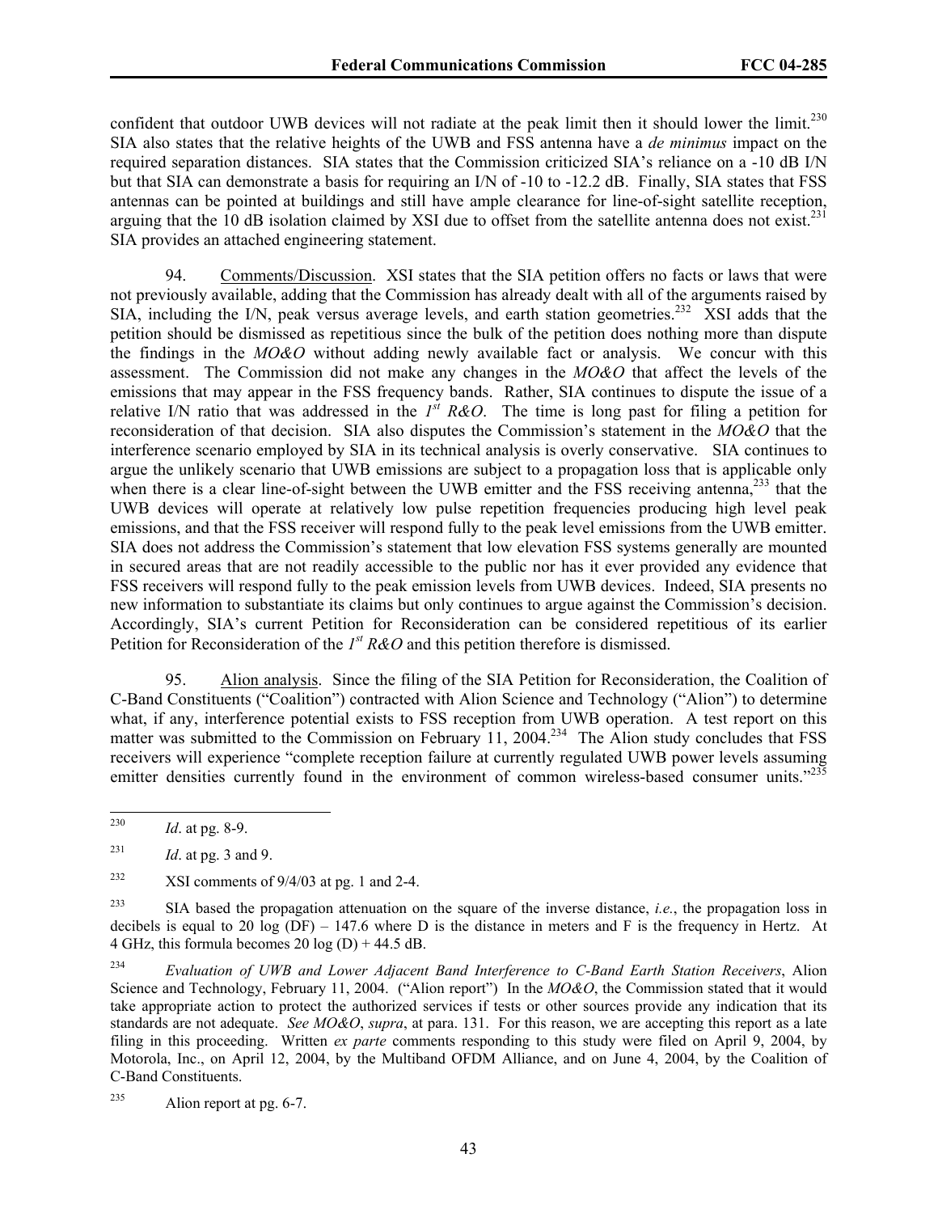confident that outdoor UWB devices will not radiate at the peak limit then it should lower the limit.[230] SIA also states that the relative heights of the UWB and FSS antenna have a *de minimus* impact on the required separation distances. SIA states that the Commission criticized SIA's reliance on a -10 dB I/N but that SIA can demonstrate a basis for requiring an I/N of -10 to -12.2 dB. Finally, SIA states that FSS antennas can be pointed at buildings and still have ample clearance for line-of-sight satellite reception, arguing that the 10 dB isolation claimed by XSI due to offset from the satellite antenna does not exist.[231] SIA provides an attached engineering statement.

94. Comments/Discussion. XSI states that the SIA petition offers no facts or laws that were not previously available, adding that the Commission has already dealt with all of the arguments raised by SIA, including the I/N, peak versus average levels, and earth station geometries.[232] XSI adds that the petition should be dismissed as repetitious since the bulk of the petition does nothing more than dispute the findings in the *MO&O* without adding newly available fact or analysis. We concur with this assessment. The Commission did not make any changes in the *MO&O* that affect the levels of the emissions that may appear in the FSS frequency bands. Rather, SIA continues to dispute the issue of a relative I/N ratio that was addressed in the *1st R&O*. The time is long past for filing a petition for reconsideration of that decision. SIA also disputes the Commission's statement in the *MO&O* that the interference scenario employed by SIA in its technical analysis is overly conservative. SIA continues to argue the unlikely scenario that UWB emissions are subject to a propagation loss that is applicable only when there is a clear line-of-sight between the UWB emitter and the FSS receiving antenna,[233] that the UWB devices will operate at relatively low pulse repetition frequencies producing high level peak emissions, and that the FSS receiver will respond fully to the peak level emissions from the UWB emitter. SIA does not address the Commission's statement that low elevation FSS systems generally are mounted in secured areas that are not readily accessible to the public nor has it ever provided any evidence that FSS receivers will respond fully to the peak emission levels from UWB devices. Indeed, SIA presents no new information to substantiate its claims but only continues to argue against the Commission's decision. Accordingly, SIA's current Petition for Reconsideration can be considered repetitious of its earlier Petition for Reconsideration of the *1st R&O* and this petition therefore is dismissed.

95. Alion analysis. Since the filing of the SIA Petition for Reconsideration, the Coalition of C-Band Constituents ("Coalition") contracted with Alion Science and Technology ("Alion") to determine what, if any, interference potential exists to FSS reception from UWB operation. A test report on this matter was submitted to the Commission on February 11, 2004.[234] The Alion study concludes that FSS receivers will experience "complete reception failure at currently regulated UWB power levels assuming emitter densities currently found in the environment of common wireless-based consumer units."[235]

---

[230] *Id*. at pg. 8-9.

[231] *Id*. at pg. 3 and 9.

[232] XSI comments of 9/4/03 at pg. 1 and 2-4.

[233] SIA based the propagation attenuation on the square of the inverse distance, *i.e.*, the propagation loss in decibels is equal to 20 log (DF) – 147.6 where D is the distance in meters and F is the frequency in Hertz. At 4 GHz, this formula becomes 20 log (D) + 44.5 dB.

[234] *Evaluation of UWB and Lower Adjacent Band Interference to C-Band Earth Station Receivers*, Alion Science and Technology, February 11, 2004. ("Alion report") In the *MO&O*, the Commission stated that it would take appropriate action to protect the authorized services if tests or other sources provide any indication that its standards are not adequate. *See MO&O*, *supra*, at para. 131. For this reason, we are accepting this report as a late filing in this proceeding. Written *ex parte* comments responding to this study were filed on April 9, 2004, by Motorola, Inc., on April 12, 2004, by the Multiband OFDM Alliance, and on June 4, 2004, by the Coalition of C-Band Constituents.

[235] Alion report at pg. 6-7.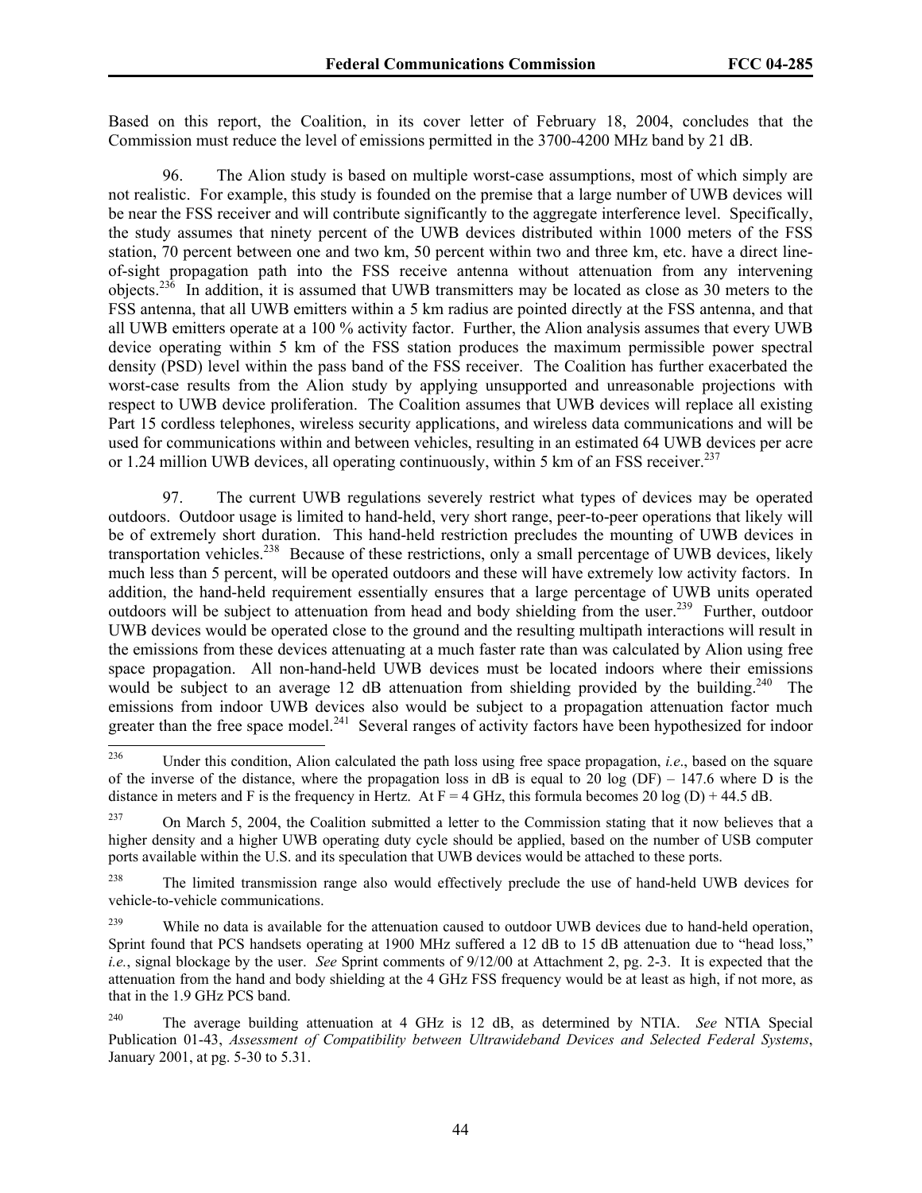Based on this report, the Coalition, in its cover letter of February 18, 2004, concludes that the Commission must reduce the level of emissions permitted in the 3700-4200 MHz band by 21 dB.

96. The Alion study is based on multiple worst-case assumptions, most of which simply are not realistic. For example, this study is founded on the premise that a large number of UWB devices will be near the FSS receiver and will contribute significantly to the aggregate interference level. Specifically, the study assumes that ninety percent of the UWB devices distributed within 1000 meters of the FSS station, 70 percent between one and two km, 50 percent within two and three km, etc. have a direct line-of-sight propagation path into the FSS receive antenna without attenuation from any intervening objects.[236] In addition, it is assumed that UWB transmitters may be located as close as 30 meters to the FSS antenna, that all UWB emitters within a 5 km radius are pointed directly at the FSS antenna, and that all UWB emitters operate at a 100 % activity factor. Further, the Alion analysis assumes that every UWB device operating within 5 km of the FSS station produces the maximum permissible power spectral density (PSD) level within the pass band of the FSS receiver. The Coalition has further exacerbated the worst-case results from the Alion study by applying unsupported and unreasonable projections with respect to UWB device proliferation. The Coalition assumes that UWB devices will replace all existing Part 15 cordless telephones, wireless security applications, and wireless data communications and will be used for communications within and between vehicles, resulting in an estimated 64 UWB devices per acre or 1.24 million UWB devices, all operating continuously, within 5 km of an FSS receiver.[237]

97. The current UWB regulations severely restrict what types of devices may be operated outdoors. Outdoor usage is limited to hand-held, very short range, peer-to-peer operations that likely will be of extremely short duration. This hand-held restriction precludes the mounting of UWB devices in transportation vehicles.[238] Because of these restrictions, only a small percentage of UWB devices, likely much less than 5 percent, will be operated outdoors and these will have extremely low activity factors. In addition, the hand-held requirement essentially ensures that a large percentage of UWB units operated outdoors will be subject to attenuation from head and body shielding from the user.[239] Further, outdoor UWB devices would be operated close to the ground and the resulting multipath interactions will result in the emissions from these devices attenuating at a much faster rate than was calculated by Alion using free space propagation. All non-hand-held UWB devices must be located indoors where their emissions would be subject to an average 12 dB attenuation from shielding provided by the building.[240] The emissions from indoor UWB devices also would be subject to a propagation attenuation factor much greater than the free space model.[241] Several ranges of activity factors have been hypothesized for indoor

---

[236] Under this condition, Alion calculated the path loss using free space propagation, *i.e*., based on the square of the inverse of the distance, where the propagation loss in dB is equal to 20 log (DF) – 147.6 where D is the distance in meters and F is the frequency in Hertz. At F = 4 GHz, this formula becomes 20 log (D) + 44.5 dB.

[237] On March 5, 2004, the Coalition submitted a letter to the Commission stating that it now believes that a higher density and a higher UWB operating duty cycle should be applied, based on the number of USB computer ports available within the U.S. and its speculation that UWB devices would be attached to these ports.

[238] The limited transmission range also would effectively preclude the use of hand-held UWB devices for vehicle-to-vehicle communications.

[239] While no data is available for the attenuation caused to outdoor UWB devices due to hand-held operation, Sprint found that PCS handsets operating at 1900 MHz suffered a 12 dB to 15 dB attenuation due to "head loss," *i.e.*, signal blockage by the user. *See* Sprint comments of 9/12/00 at Attachment 2, pg. 2-3. It is expected that the attenuation from the hand and body shielding at the 4 GHz FSS frequency would be at least as high, if not more, as that in the 1.9 GHz PCS band.

[240] The average building attenuation at 4 GHz is 12 dB, as determined by NTIA. *See* NTIA Special Publication 01-43, *Assessment of Compatibility between Ultrawideband Devices and Selected Federal Systems*, January 2001, at pg. 5-30 to 5.31.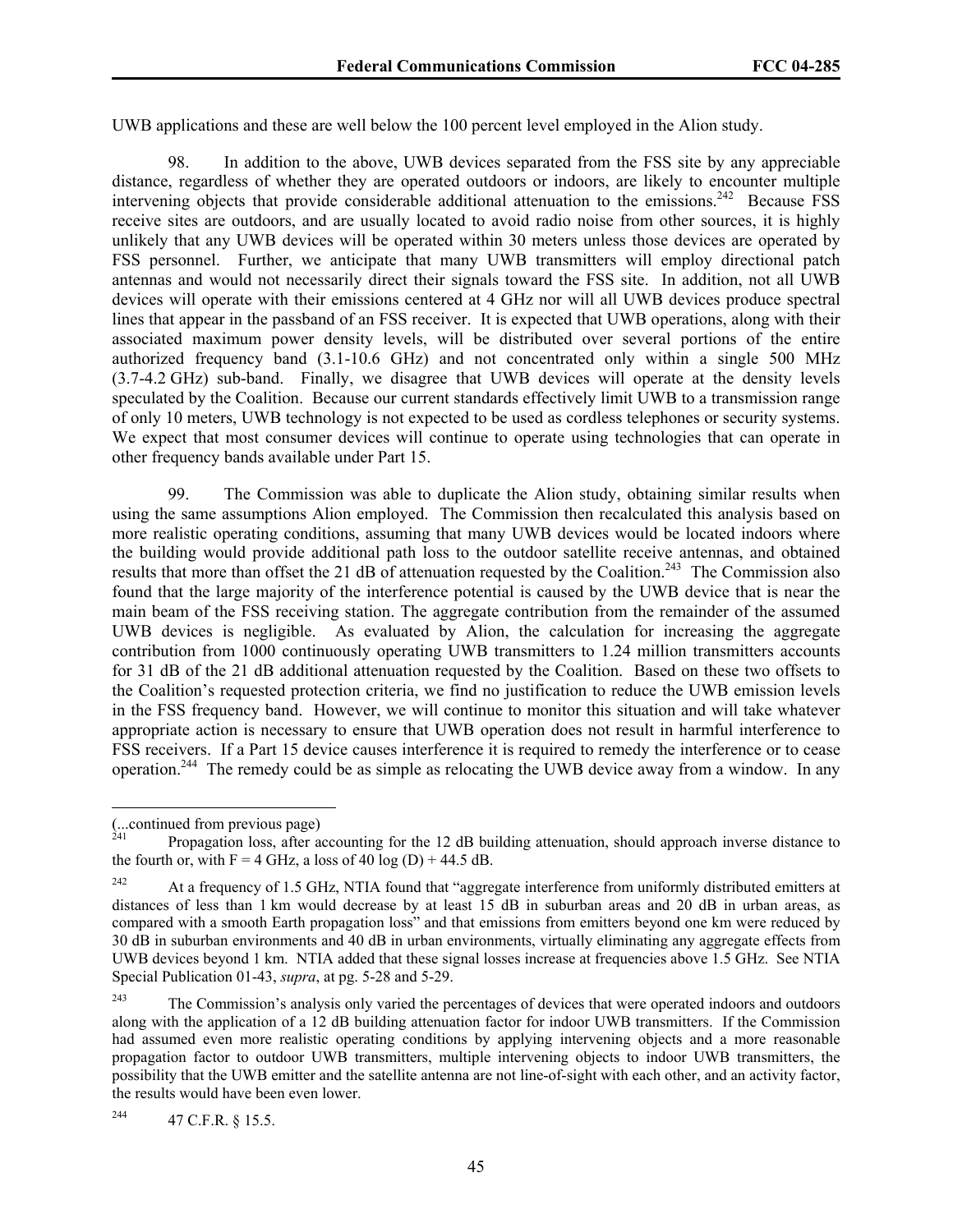UWB applications and these are well below the 100 percent level employed in the Alion study.

98. In addition to the above, UWB devices separated from the FSS site by any appreciable distance, regardless of whether they are operated outdoors or indoors, are likely to encounter multiple intervening objects that provide considerable additional attenuation to the emissions.[242] Because FSS receive sites are outdoors, and are usually located to avoid radio noise from other sources, it is highly unlikely that any UWB devices will be operated within 30 meters unless those devices are operated by FSS personnel. Further, we anticipate that many UWB transmitters will employ directional patch antennas and would not necessarily direct their signals toward the FSS site. In addition, not all UWB devices will operate with their emissions centered at 4 GHz nor will all UWB devices produce spectral lines that appear in the passband of an FSS receiver. It is expected that UWB operations, along with their associated maximum power density levels, will be distributed over several portions of the entire authorized frequency band (3.1-10.6 GHz) and not concentrated only within a single 500 MHz (3.7-4.2 GHz) sub-band. Finally, we disagree that UWB devices will operate at the density levels speculated by the Coalition. Because our current standards effectively limit UWB to a transmission range of only 10 meters, UWB technology is not expected to be used as cordless telephones or security systems. We expect that most consumer devices will continue to operate using technologies that can operate in other frequency bands available under Part 15.

99. The Commission was able to duplicate the Alion study, obtaining similar results when using the same assumptions Alion employed. The Commission then recalculated this analysis based on more realistic operating conditions, assuming that many UWB devices would be located indoors where the building would provide additional path loss to the outdoor satellite receive antennas, and obtained results that more than offset the 21 dB of attenuation requested by the Coalition.[243] The Commission also found that the large majority of the interference potential is caused by the UWB device that is near the main beam of the FSS receiving station. The aggregate contribution from the remainder of the assumed UWB devices is negligible. As evaluated by Alion, the calculation for increasing the aggregate contribution from 1000 continuously operating UWB transmitters to 1.24 million transmitters accounts for 31 dB of the 21 dB additional attenuation requested by the Coalition. Based on these two offsets to the Coalition's requested protection criteria, we find no justification to reduce the UWB emission levels in the FSS frequency band. However, we will continue to monitor this situation and will take whatever appropriate action is necessary to ensure that UWB operation does not result in harmful interference to FSS receivers. If a Part 15 device causes interference it is required to remedy the interference or to cease operation.[244] The remedy could be as simple as relocating the UWB device away from a window. In any

---

(...continued from previous page)

[241] Propagation loss, after accounting for the 12 dB building attenuation, should approach inverse distance to the fourth or, with $F = 4$ GHz, a loss of $40 \log (D) + 44.5$ dB.

[242] At a frequency of 1.5 GHz, NTIA found that "aggregate interference from uniformly distributed emitters at distances of less than 1 km would decrease by at least 15 dB in suburban areas and 20 dB in urban areas, as compared with a smooth Earth propagation loss" and that emissions from emitters beyond one km were reduced by 30 dB in suburban environments and 40 dB in urban environments, virtually eliminating any aggregate effects from UWB devices beyond 1 km. NTIA added that these signal losses increase at frequencies above 1.5 GHz. See NTIA Special Publication 01-43, *supra*, at pg. 5-28 and 5-29.

[243] The Commission's analysis only varied the percentages of devices that were operated indoors and outdoors along with the application of a 12 dB building attenuation factor for indoor UWB transmitters. If the Commission had assumed even more realistic operating conditions by applying intervening objects and a more reasonable propagation factor to outdoor UWB transmitters, multiple intervening objects to indoor UWB transmitters, the possibility that the UWB emitter and the satellite antenna are not line-of-sight with each other, and an activity factor, the results would have been even lower.

[244] 47 C.F.R. § 15.5.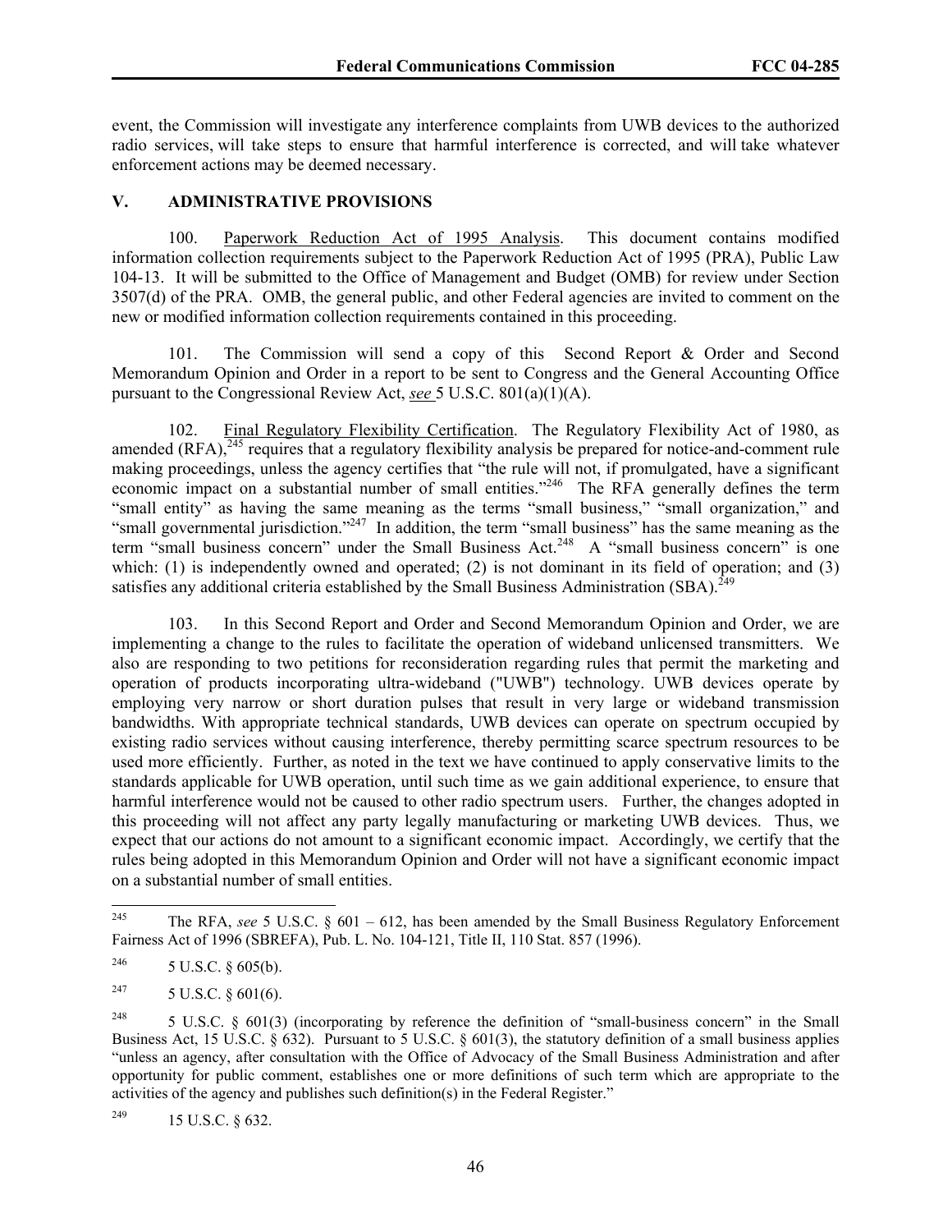event, the Commission will investigate any interference complaints from UWB devices to the authorized radio services, will take steps to ensure that harmful interference is corrected, and will take whatever enforcement actions may be deemed necessary.

## V. ADMINISTRATIVE PROVISIONS

100. Paperwork Reduction Act of 1995 Analysis. This document contains modified information collection requirements subject to the Paperwork Reduction Act of 1995 (PRA), Public Law 104-13. It will be submitted to the Office of Management and Budget (OMB) for review under Section 3507(d) of the PRA. OMB, the general public, and other Federal agencies are invited to comment on the new or modified information collection requirements contained in this proceeding.

101. The Commission will send a copy of this Second Report & Order and Second Memorandum Opinion and Order in a report to be sent to Congress and the General Accounting Office pursuant to the Congressional Review Act, *see* 5 U.S.C. 801(a)(1)(A).

102. Final Regulatory Flexibility Certification. The Regulatory Flexibility Act of 1980, as amended (RFA),[245] requires that a regulatory flexibility analysis be prepared for notice-and-comment rule making proceedings, unless the agency certifies that "the rule will not, if promulgated, have a significant economic impact on a substantial number of small entities."[246] The RFA generally defines the term "small entity" as having the same meaning as the terms "small business," "small organization," and "small governmental jurisdiction."[247] In addition, the term "small business" has the same meaning as the term "small business concern" under the Small Business Act.[248] A "small business concern" is one which: (1) is independently owned and operated; (2) is not dominant in its field of operation; and (3) satisfies any additional criteria established by the Small Business Administration (SBA).[249]

103. In this Second Report and Order and Second Memorandum Opinion and Order, we are implementing a change to the rules to facilitate the operation of wideband unlicensed transmitters. We also are responding to two petitions for reconsideration regarding rules that permit the marketing and operation of products incorporating ultra-wideband ("UWB") technology. UWB devices operate by employing very narrow or short duration pulses that result in very large or wideband transmission bandwidths. With appropriate technical standards, UWB devices can operate on spectrum occupied by existing radio services without causing interference, thereby permitting scarce spectrum resources to be used more efficiently. Further, as noted in the text we have continued to apply conservative limits to the standards applicable for UWB operation, until such time as we gain additional experience, to ensure that harmful interference would not be caused to other radio spectrum users. Further, the changes adopted in this proceeding will not affect any party legally manufacturing or marketing UWB devices. Thus, we expect that our actions do not amount to a significant economic impact. Accordingly, we certify that the rules being adopted in this Memorandum Opinion and Order will not have a significant economic impact on a substantial number of small entities.

---

[245] The RFA, *see* 5 U.S.C. § 601 – 612, has been amended by the Small Business Regulatory Enforcement Fairness Act of 1996 (SBREFA), Pub. L. No. 104-121, Title II, 110 Stat. 857 (1996).

[246] 5 U.S.C. § 605(b).

[247] 5 U.S.C. § 601(6).

[248] 5 U.S.C. § 601(3) (incorporating by reference the definition of "small-business concern" in the Small Business Act, 15 U.S.C. § 632). Pursuant to 5 U.S.C. § 601(3), the statutory definition of a small business applies "unless an agency, after consultation with the Office of Advocacy of the Small Business Administration and after opportunity for public comment, establishes one or more definitions of such term which are appropriate to the activities of the agency and publishes such definition(s) in the Federal Register."

[249] 15 U.S.C. § 632.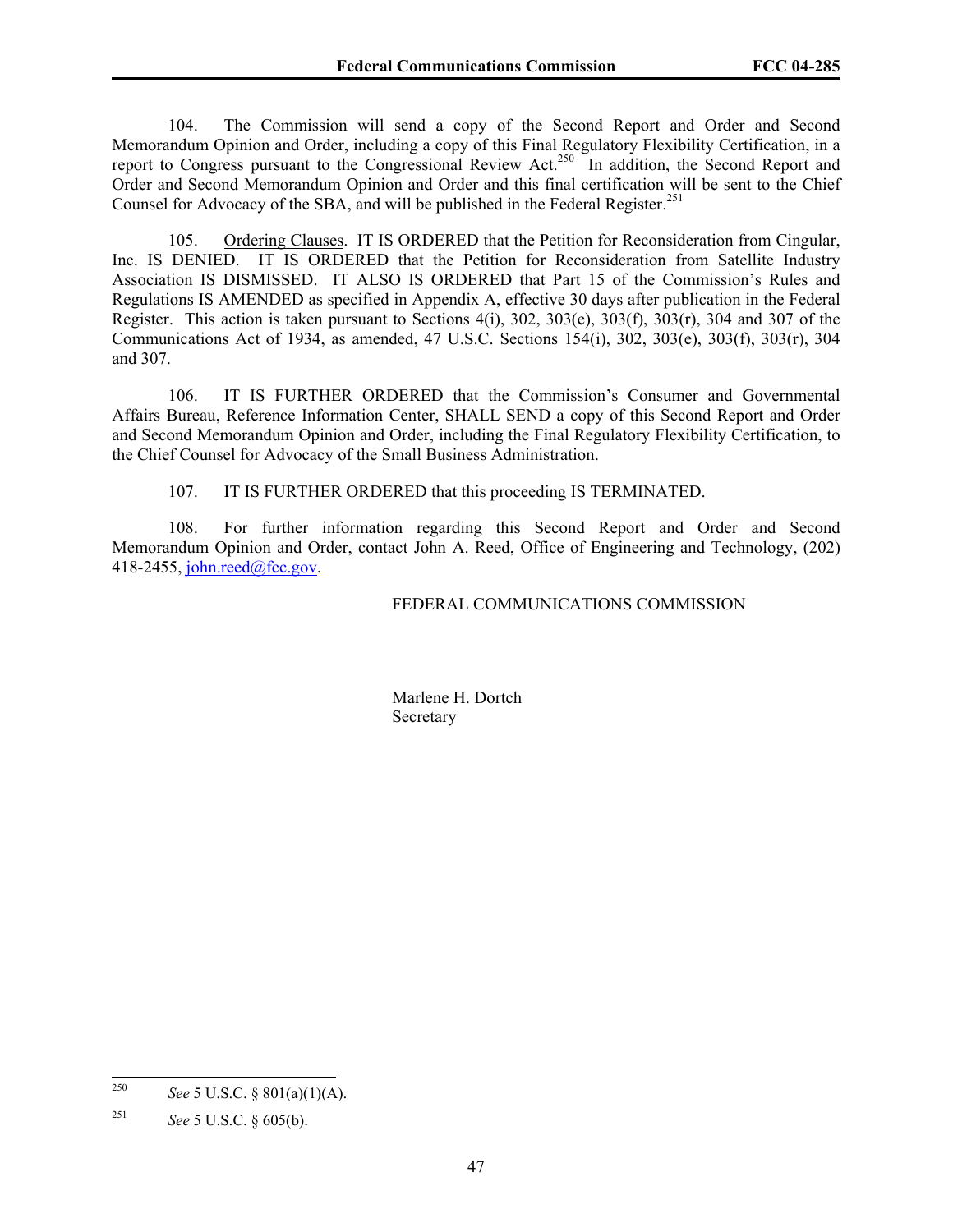104. The Commission will send a copy of the Second Report and Order and Second Memorandum Opinion and Order, including a copy of this Final Regulatory Flexibility Certification, in a report to Congress pursuant to the Congressional Review Act.[250] In addition, the Second Report and Order and Second Memorandum Opinion and Order and this final certification will be sent to the Chief Counsel for Advocacy of the SBA, and will be published in the Federal Register.[251]

105. Ordering Clauses. IT IS ORDERED that the Petition for Reconsideration from Cingular, Inc. IS DENIED. IT IS ORDERED that the Petition for Reconsideration from Satellite Industry Association IS DISMISSED. IT ALSO IS ORDERED that Part 15 of the Commission's Rules and Regulations IS AMENDED as specified in Appendix A, effective 30 days after publication in the Federal Register. This action is taken pursuant to Sections 4(i), 302, 303(e), 303(f), 303(r), 304 and 307 of the Communications Act of 1934, as amended, 47 U.S.C. Sections 154(i), 302, 303(e), 303(f), 303(r), 304 and 307.

106. IT IS FURTHER ORDERED that the Commission's Consumer and Governmental Affairs Bureau, Reference Information Center, SHALL SEND a copy of this Second Report and Order and Second Memorandum Opinion and Order, including the Final Regulatory Flexibility Certification, to the Chief Counsel for Advocacy of the Small Business Administration.

107. IT IS FURTHER ORDERED that this proceeding IS TERMINATED.

108. For further information regarding this Second Report and Order and Second Memorandum Opinion and Order, contact John A. Reed, Office of Engineering and Technology, (202) 418-2455, john.reed@fcc.gov.

FEDERAL COMMUNICATIONS COMMISSION

Marlene H. Dortch
Secretary

---

[250] *See* 5 U.S.C. § 801(a)(1)(A).

[251] *See* 5 U.S.C. § 605(b).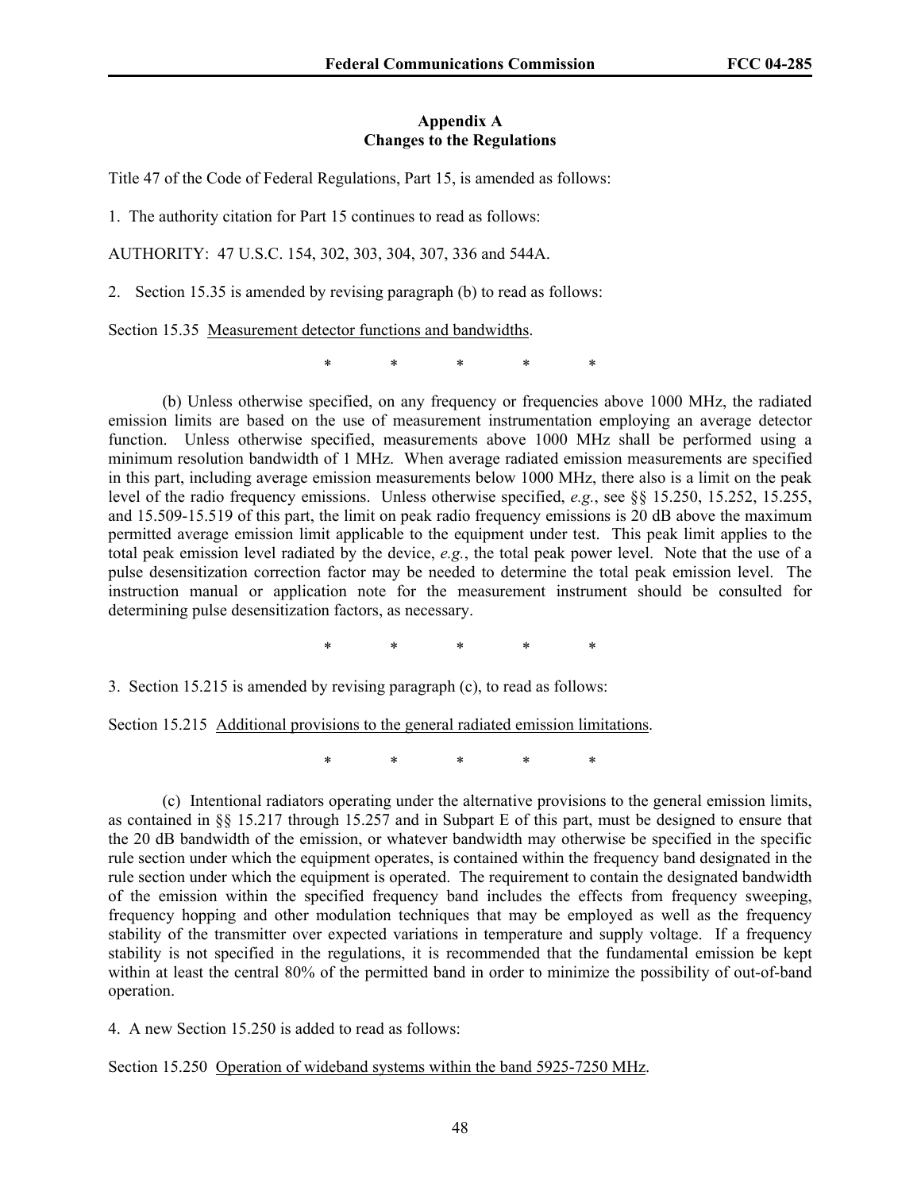## Appendix A
## Changes to the Regulations

Title 47 of the Code of Federal Regulations, Part 15, is amended as follows:

1. The authority citation for Part 15 continues to read as follows:

AUTHORITY: 47 U.S.C. 154, 302, 303, 304, 307, 336 and 544A.

2. Section 15.35 is amended by revising paragraph (b) to read as follows:

Section 15.35 Measurement detector functions and bandwidths.

\* \* \* \* \*

(b) Unless otherwise specified, on any frequency or frequencies above 1000 MHz, the radiated emission limits are based on the use of measurement instrumentation employing an average detector function. Unless otherwise specified, measurements above 1000 MHz shall be performed using a minimum resolution bandwidth of 1 MHz. When average radiated emission measurements are specified in this part, including average emission measurements below 1000 MHz, there also is a limit on the peak level of the radio frequency emissions. Unless otherwise specified, *e.g.*, see §§ 15.250, 15.252, 15.255, and 15.509-15.519 of this part, the limit on peak radio frequency emissions is 20 dB above the maximum permitted average emission limit applicable to the equipment under test. This peak limit applies to the total peak emission level radiated by the device, *e.g.*, the total peak power level. Note that the use of a pulse desensitization correction factor may be needed to determine the total peak emission level. The instruction manual or application note for the measurement instrument should be consulted for determining pulse desensitization factors, as necessary.

\* \* \* \* \*

3. Section 15.215 is amended by revising paragraph (c), to read as follows:

Section 15.215 Additional provisions to the general radiated emission limitations.

\* \* \* \* \*

(c) Intentional radiators operating under the alternative provisions to the general emission limits, as contained in §§ 15.217 through 15.257 and in Subpart E of this part, must be designed to ensure that the 20 dB bandwidth of the emission, or whatever bandwidth may otherwise be specified in the specific rule section under which the equipment operates, is contained within the frequency band designated in the rule section under which the equipment is operated. The requirement to contain the designated bandwidth of the emission within the specified frequency band includes the effects from frequency sweeping, frequency hopping and other modulation techniques that may be employed as well as the frequency stability of the transmitter over expected variations in temperature and supply voltage. If a frequency stability is not specified in the regulations, it is recommended that the fundamental emission be kept within at least the central 80% of the permitted band in order to minimize the possibility of out-of-band operation.

4. A new Section 15.250 is added to read as follows:

Section 15.250 Operation of wideband systems within the band 5925-7250 MHz.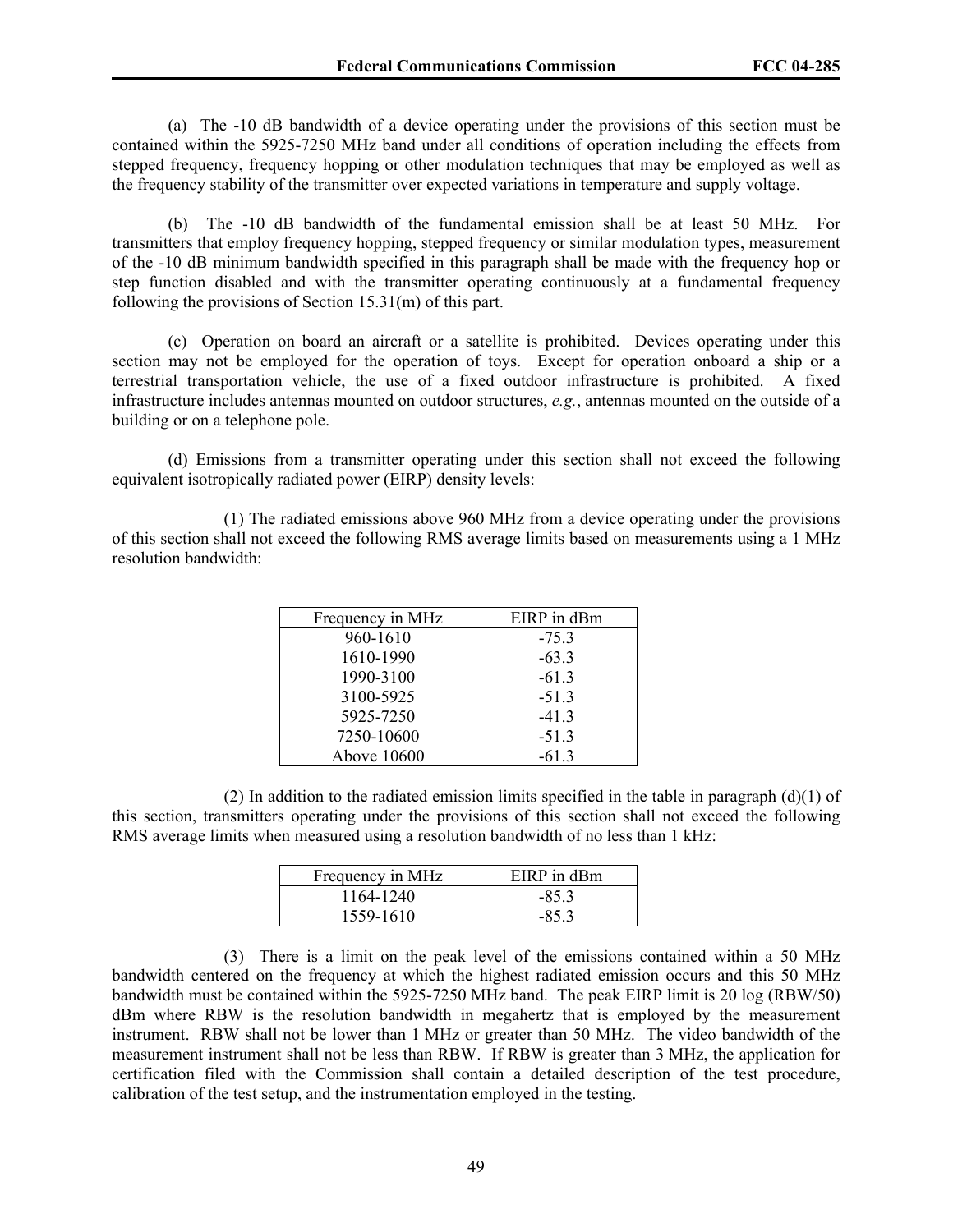(a) The -10 dB bandwidth of a device operating under the provisions of this section must be contained within the 5925-7250 MHz band under all conditions of operation including the effects from stepped frequency, frequency hopping or other modulation techniques that may be employed as well as the frequency stability of the transmitter over expected variations in temperature and supply voltage.

(b) The -10 dB bandwidth of the fundamental emission shall be at least 50 MHz. For transmitters that employ frequency hopping, stepped frequency or similar modulation types, measurement of the -10 dB minimum bandwidth specified in this paragraph shall be made with the frequency hop or step function disabled and with the transmitter operating continuously at a fundamental frequency following the provisions of Section 15.31(m) of this part.

(c) Operation on board an aircraft or a satellite is prohibited. Devices operating under this section may not be employed for the operation of toys. Except for operation onboard a ship or a terrestrial transportation vehicle, the use of a fixed outdoor infrastructure is prohibited. A fixed infrastructure includes antennas mounted on outdoor structures, *e.g.*, antennas mounted on the outside of a building or on a telephone pole.

(d) Emissions from a transmitter operating under this section shall not exceed the following equivalent isotropically radiated power (EIRP) density levels:

(1) The radiated emissions above 960 MHz from a device operating under the provisions of this section shall not exceed the following RMS average limits based on measurements using a 1 MHz resolution bandwidth:

| Frequency in MHz | EIRP in dBm |
|---|---|
| 960-1610 | -75.3 |
| 1610-1990 | -63.3 |
| 1990-3100 | -61.3 |
| 3100-5925 | -51.3 |
| 5925-7250 | -41.3 |
| 7250-10600 | -51.3 |
| Above 10600 | -61.3 |

(2) In addition to the radiated emission limits specified in the table in paragraph (d)(1) of this section, transmitters operating under the provisions of this section shall not exceed the following RMS average limits when measured using a resolution bandwidth of no less than 1 kHz:

| Frequency in MHz | EIRP in dBm |
|---|---|
| 1164-1240 | -85.3 |
| 1559-1610 | -85.3 |

(3) There is a limit on the peak level of the emissions contained within a 50 MHz bandwidth centered on the frequency at which the highest radiated emission occurs and this 50 MHz bandwidth must be contained within the 5925-7250 MHz band. The peak EIRP limit is 20 log (RBW/50) dBm where RBW is the resolution bandwidth in megahertz that is employed by the measurement instrument. RBW shall not be lower than 1 MHz or greater than 50 MHz. The video bandwidth of the measurement instrument shall not be less than RBW. If RBW is greater than 3 MHz, the application for certification filed with the Commission shall contain a detailed description of the test procedure, calibration of the test setup, and the instrumentation employed in the testing.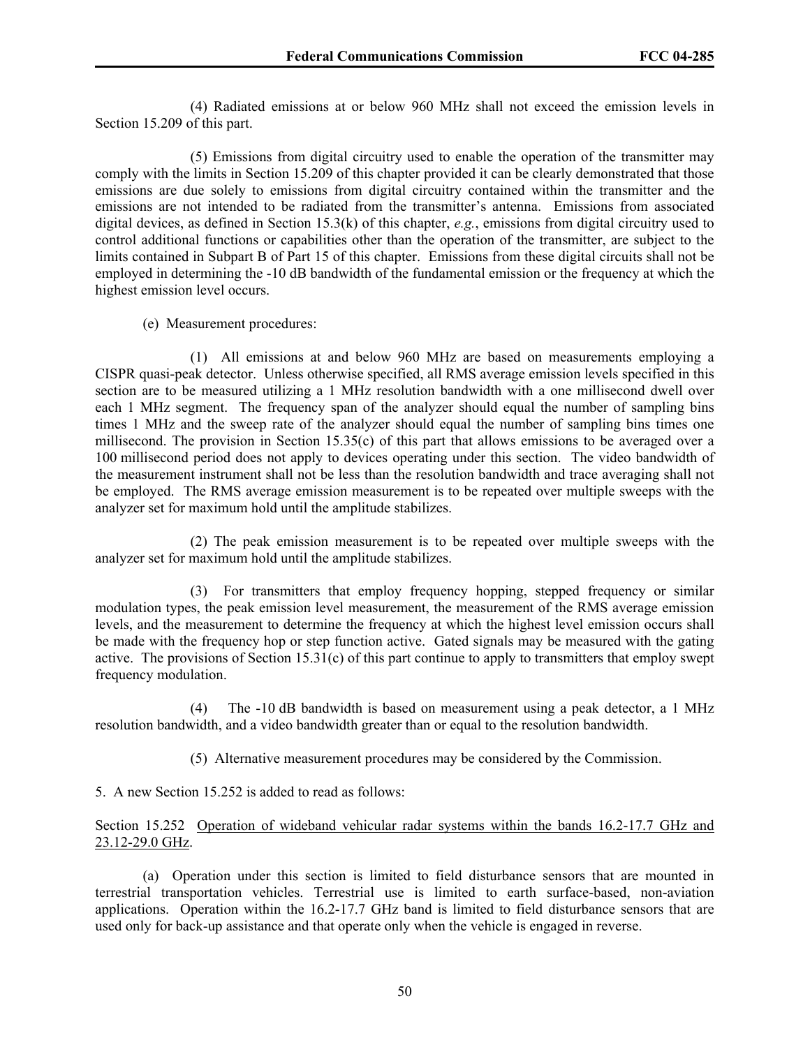(4) Radiated emissions at or below 960 MHz shall not exceed the emission levels in Section 15.209 of this part.

(5) Emissions from digital circuitry used to enable the operation of the transmitter may comply with the limits in Section 15.209 of this chapter provided it can be clearly demonstrated that those emissions are due solely to emissions from digital circuitry contained within the transmitter and the emissions are not intended to be radiated from the transmitter's antenna. Emissions from associated digital devices, as defined in Section 15.3(k) of this chapter, *e.g.*, emissions from digital circuitry used to control additional functions or capabilities other than the operation of the transmitter, are subject to the limits contained in Subpart B of Part 15 of this chapter. Emissions from these digital circuits shall not be employed in determining the -10 dB bandwidth of the fundamental emission or the frequency at which the highest emission level occurs.

(e) Measurement procedures:

(1) All emissions at and below 960 MHz are based on measurements employing a CISPR quasi-peak detector. Unless otherwise specified, all RMS average emission levels specified in this section are to be measured utilizing a 1 MHz resolution bandwidth with a one millisecond dwell over each 1 MHz segment. The frequency span of the analyzer should equal the number of sampling bins times 1 MHz and the sweep rate of the analyzer should equal the number of sampling bins times one millisecond. The provision in Section 15.35(c) of this part that allows emissions to be averaged over a 100 millisecond period does not apply to devices operating under this section. The video bandwidth of the measurement instrument shall not be less than the resolution bandwidth and trace averaging shall not be employed. The RMS average emission measurement is to be repeated over multiple sweeps with the analyzer set for maximum hold until the amplitude stabilizes.

(2) The peak emission measurement is to be repeated over multiple sweeps with the analyzer set for maximum hold until the amplitude stabilizes.

(3) For transmitters that employ frequency hopping, stepped frequency or similar modulation types, the peak emission level measurement, the measurement of the RMS average emission levels, and the measurement to determine the frequency at which the highest level emission occurs shall be made with the frequency hop or step function active. Gated signals may be measured with the gating active. The provisions of Section 15.31(c) of this part continue to apply to transmitters that employ swept frequency modulation.

(4) The -10 dB bandwidth is based on measurement using a peak detector, a 1 MHz resolution bandwidth, and a video bandwidth greater than or equal to the resolution bandwidth.

(5) Alternative measurement procedures may be considered by the Commission.

5. A new Section 15.252 is added to read as follows:

Section 15.252 <u>Operation of wideband vehicular radar systems within the bands 16.2-17.7 GHz and 23.12-29.0 GHz</u>.

(a) Operation under this section is limited to field disturbance sensors that are mounted in terrestrial transportation vehicles. Terrestrial use is limited to earth surface-based, non-aviation applications. Operation within the 16.2-17.7 GHz band is limited to field disturbance sensors that are used only for back-up assistance and that operate only when the vehicle is engaged in reverse.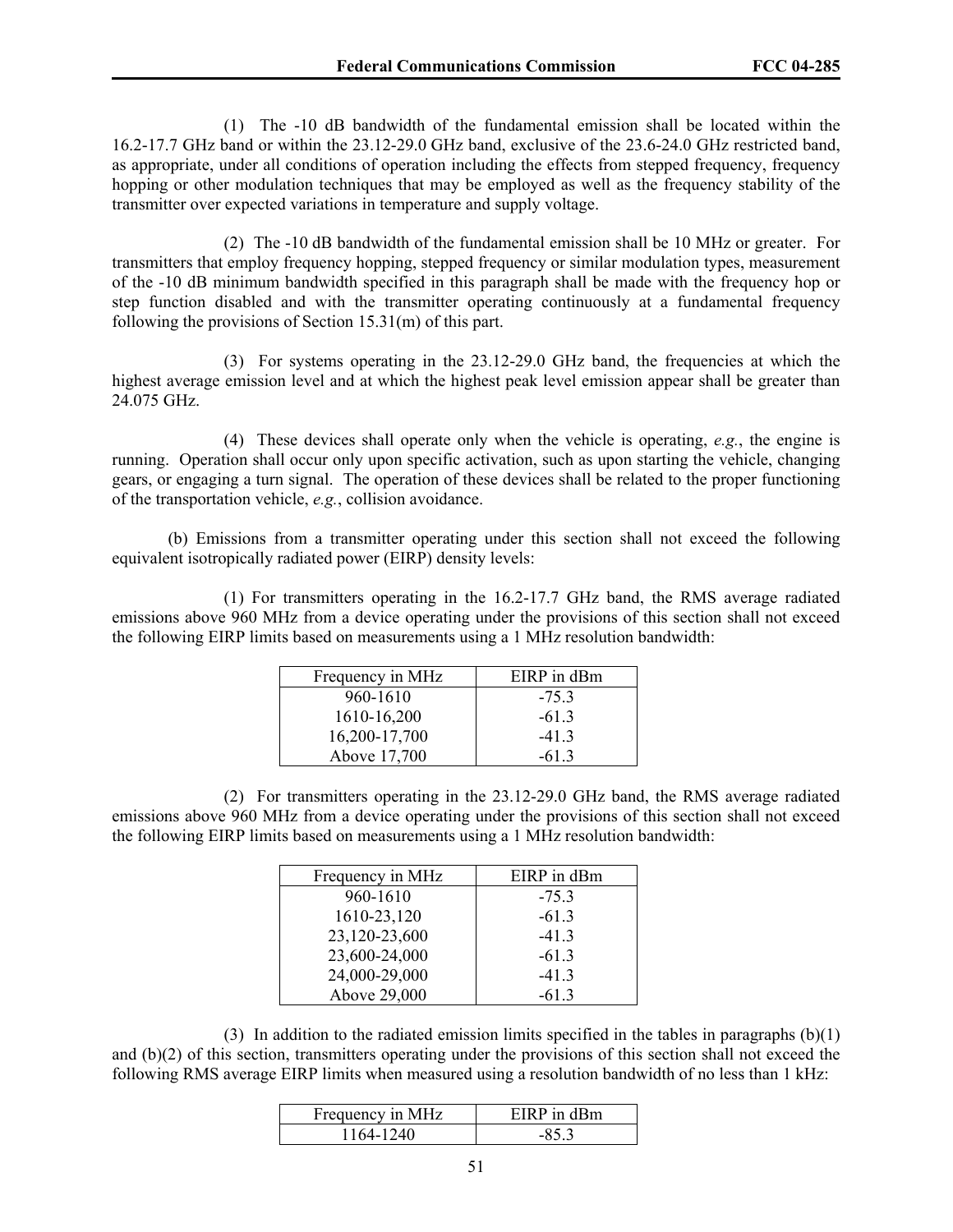(1) The -10 dB bandwidth of the fundamental emission shall be located within the 16.2-17.7 GHz band or within the 23.12-29.0 GHz band, exclusive of the 23.6-24.0 GHz restricted band, as appropriate, under all conditions of operation including the effects from stepped frequency, frequency hopping or other modulation techniques that may be employed as well as the frequency stability of the transmitter over expected variations in temperature and supply voltage.

(2) The -10 dB bandwidth of the fundamental emission shall be 10 MHz or greater. For transmitters that employ frequency hopping, stepped frequency or similar modulation types, measurement of the -10 dB minimum bandwidth specified in this paragraph shall be made with the frequency hop or step function disabled and with the transmitter operating continuously at a fundamental frequency following the provisions of Section 15.31(m) of this part.

(3) For systems operating in the 23.12-29.0 GHz band, the frequencies at which the highest average emission level and at which the highest peak level emission appear shall be greater than 24.075 GHz.

(4) These devices shall operate only when the vehicle is operating, *e.g.*, the engine is running. Operation shall occur only upon specific activation, such as upon starting the vehicle, changing gears, or engaging a turn signal. The operation of these devices shall be related to the proper functioning of the transportation vehicle, *e.g.*, collision avoidance.

(b) Emissions from a transmitter operating under this section shall not exceed the following equivalent isotropically radiated power (EIRP) density levels:

(1) For transmitters operating in the 16.2-17.7 GHz band, the RMS average radiated emissions above 960 MHz from a device operating under the provisions of this section shall not exceed the following EIRP limits based on measurements using a 1 MHz resolution bandwidth:

| Frequency in MHz | EIRP in dBm |
|---|---|
| 960-1610 | -75.3 |
| 1610-16,200 | -61.3 |
| 16,200-17,700 | -41.3 |
| Above 17,700 | -61.3 |

(2) For transmitters operating in the 23.12-29.0 GHz band, the RMS average radiated emissions above 960 MHz from a device operating under the provisions of this section shall not exceed the following EIRP limits based on measurements using a 1 MHz resolution bandwidth:

| Frequency in MHz | EIRP in dBm |
|---|---|
| 960-1610 | -75.3 |
| 1610-23,120 | -61.3 |
| 23,120-23,600 | -41.3 |
| 23,600-24,000 | -61.3 |
| 24,000-29,000 | -41.3 |
| Above 29,000 | -61.3 |

(3) In addition to the radiated emission limits specified in the tables in paragraphs (b)(1) and (b)(2) of this section, transmitters operating under the provisions of this section shall not exceed the following RMS average EIRP limits when measured using a resolution bandwidth of no less than 1 kHz:

| Frequency in MHz | EIRP in dBm |
|---|---|
| 1164-1240 | -85.3 |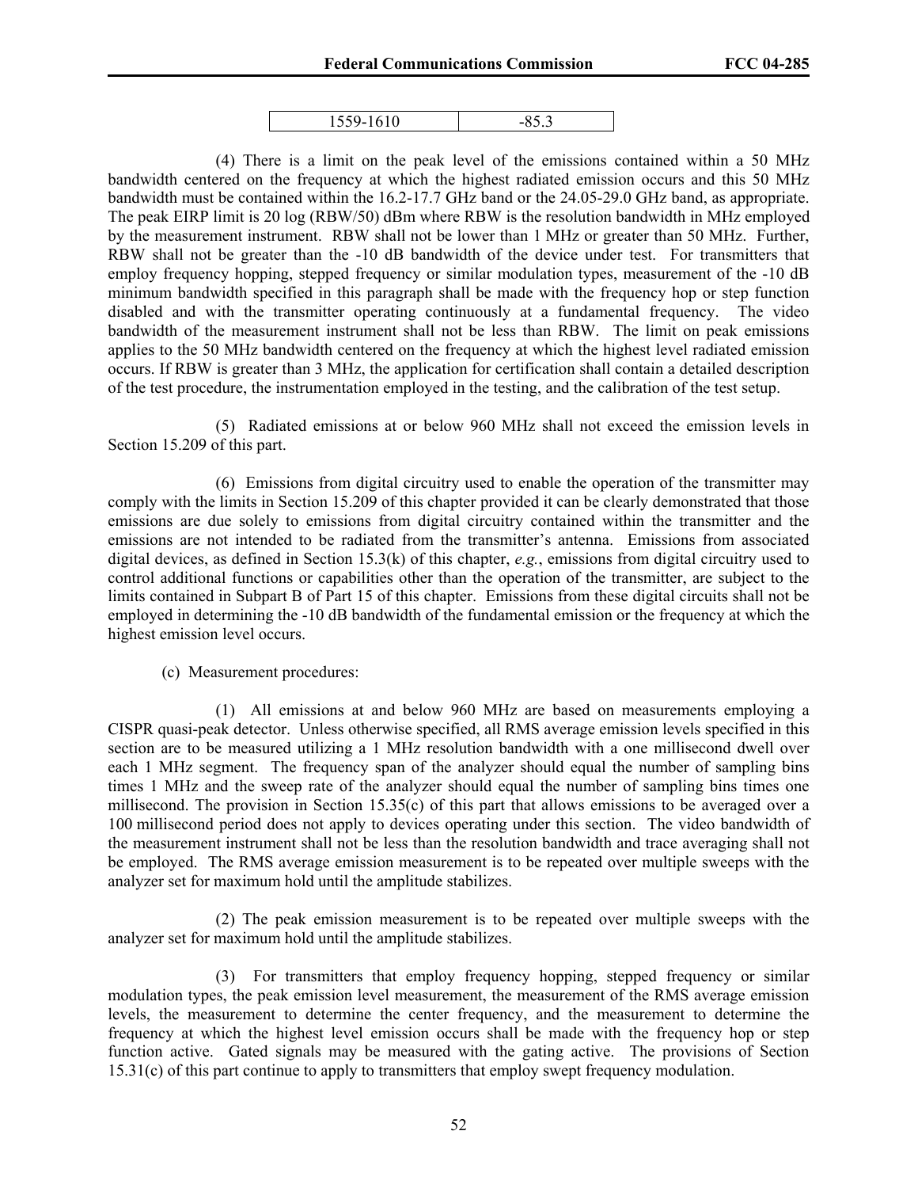| 1559-1610 | -85.3 |
|---|---|

(4) There is a limit on the peak level of the emissions contained within a 50 MHz bandwidth centered on the frequency at which the highest radiated emission occurs and this 50 MHz bandwidth must be contained within the 16.2-17.7 GHz band or the 24.05-29.0 GHz band, as appropriate. The peak EIRP limit is 20 log (RBW/50) dBm where RBW is the resolution bandwidth in MHz employed by the measurement instrument. RBW shall not be lower than 1 MHz or greater than 50 MHz. Further, RBW shall not be greater than the -10 dB bandwidth of the device under test. For transmitters that employ frequency hopping, stepped frequency or similar modulation types, measurement of the -10 dB minimum bandwidth specified in this paragraph shall be made with the frequency hop or step function disabled and with the transmitter operating continuously at a fundamental frequency. The video bandwidth of the measurement instrument shall not be less than RBW. The limit on peak emissions applies to the 50 MHz bandwidth centered on the frequency at which the highest level radiated emission occurs. If RBW is greater than 3 MHz, the application for certification shall contain a detailed description of the test procedure, the instrumentation employed in the testing, and the calibration of the test setup.

(5) Radiated emissions at or below 960 MHz shall not exceed the emission levels in Section 15.209 of this part.

(6) Emissions from digital circuitry used to enable the operation of the transmitter may comply with the limits in Section 15.209 of this chapter provided it can be clearly demonstrated that those emissions are due solely to emissions from digital circuitry contained within the transmitter and the emissions are not intended to be radiated from the transmitter's antenna. Emissions from associated digital devices, as defined in Section 15.3(k) of this chapter, *e.g.*, emissions from digital circuitry used to control additional functions or capabilities other than the operation of the transmitter, are subject to the limits contained in Subpart B of Part 15 of this chapter. Emissions from these digital circuits shall not be employed in determining the -10 dB bandwidth of the fundamental emission or the frequency at which the highest emission level occurs.

(c) Measurement procedures:

(1) All emissions at and below 960 MHz are based on measurements employing a CISPR quasi-peak detector. Unless otherwise specified, all RMS average emission levels specified in this section are to be measured utilizing a 1 MHz resolution bandwidth with a one millisecond dwell over each 1 MHz segment. The frequency span of the analyzer should equal the number of sampling bins times 1 MHz and the sweep rate of the analyzer should equal the number of sampling bins times one millisecond. The provision in Section 15.35(c) of this part that allows emissions to be averaged over a 100 millisecond period does not apply to devices operating under this section. The video bandwidth of the measurement instrument shall not be less than the resolution bandwidth and trace averaging shall not be employed. The RMS average emission measurement is to be repeated over multiple sweeps with the analyzer set for maximum hold until the amplitude stabilizes.

(2) The peak emission measurement is to be repeated over multiple sweeps with the analyzer set for maximum hold until the amplitude stabilizes.

(3) For transmitters that employ frequency hopping, stepped frequency or similar modulation types, the peak emission level measurement, the measurement of the RMS average emission levels, the measurement to determine the center frequency, and the measurement to determine the frequency at which the highest level emission occurs shall be made with the frequency hop or step function active. Gated signals may be measured with the gating active. The provisions of Section 15.31(c) of this part continue to apply to transmitters that employ swept frequency modulation.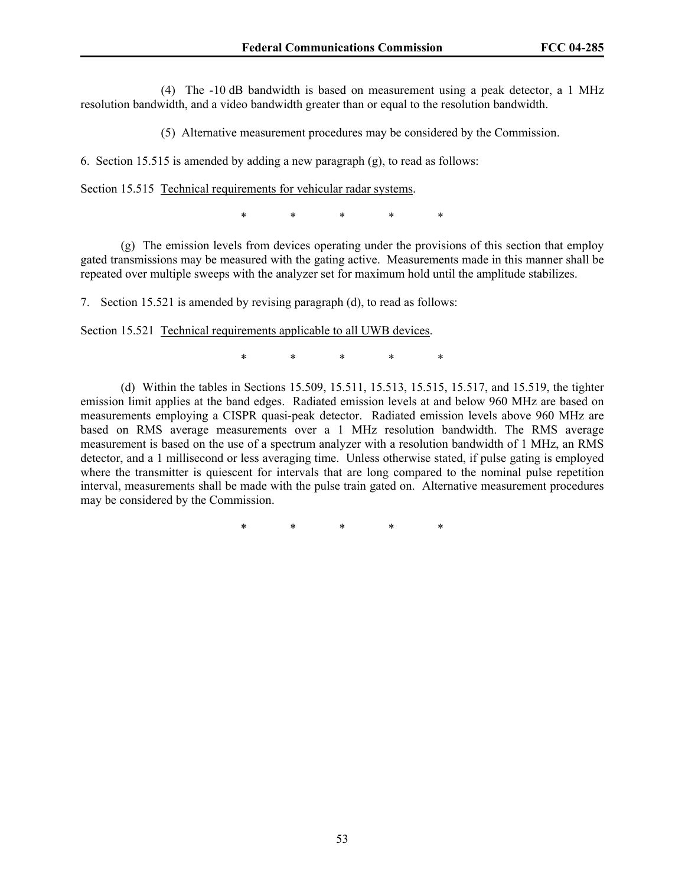(4) The -10 dB bandwidth is based on measurement using a peak detector, a 1 MHz resolution bandwidth, and a video bandwidth greater than or equal to the resolution bandwidth.

(5) Alternative measurement procedures may be considered by the Commission.

6. Section 15.515 is amended by adding a new paragraph (g), to read as follows:

Section 15.515 Technical requirements for vehicular radar systems.

\* \* \* \* \*

(g) The emission levels from devices operating under the provisions of this section that employ gated transmissions may be measured with the gating active. Measurements made in this manner shall be repeated over multiple sweeps with the analyzer set for maximum hold until the amplitude stabilizes.

7. Section 15.521 is amended by revising paragraph (d), to read as follows:

Section 15.521 Technical requirements applicable to all UWB devices.

\* \* \* \* \*

(d) Within the tables in Sections 15.509, 15.511, 15.513, 15.515, 15.517, and 15.519, the tighter emission limit applies at the band edges. Radiated emission levels at and below 960 MHz are based on measurements employing a CISPR quasi-peak detector. Radiated emission levels above 960 MHz are based on RMS average measurements over a 1 MHz resolution bandwidth. The RMS average measurement is based on the use of a spectrum analyzer with a resolution bandwidth of 1 MHz, an RMS detector, and a 1 millisecond or less averaging time. Unless otherwise stated, if pulse gating is employed where the transmitter is quiescent for intervals that are long compared to the nominal pulse repetition interval, measurements shall be made with the pulse train gated on. Alternative measurement procedures may be considered by the Commission.

\* \* \* \* \*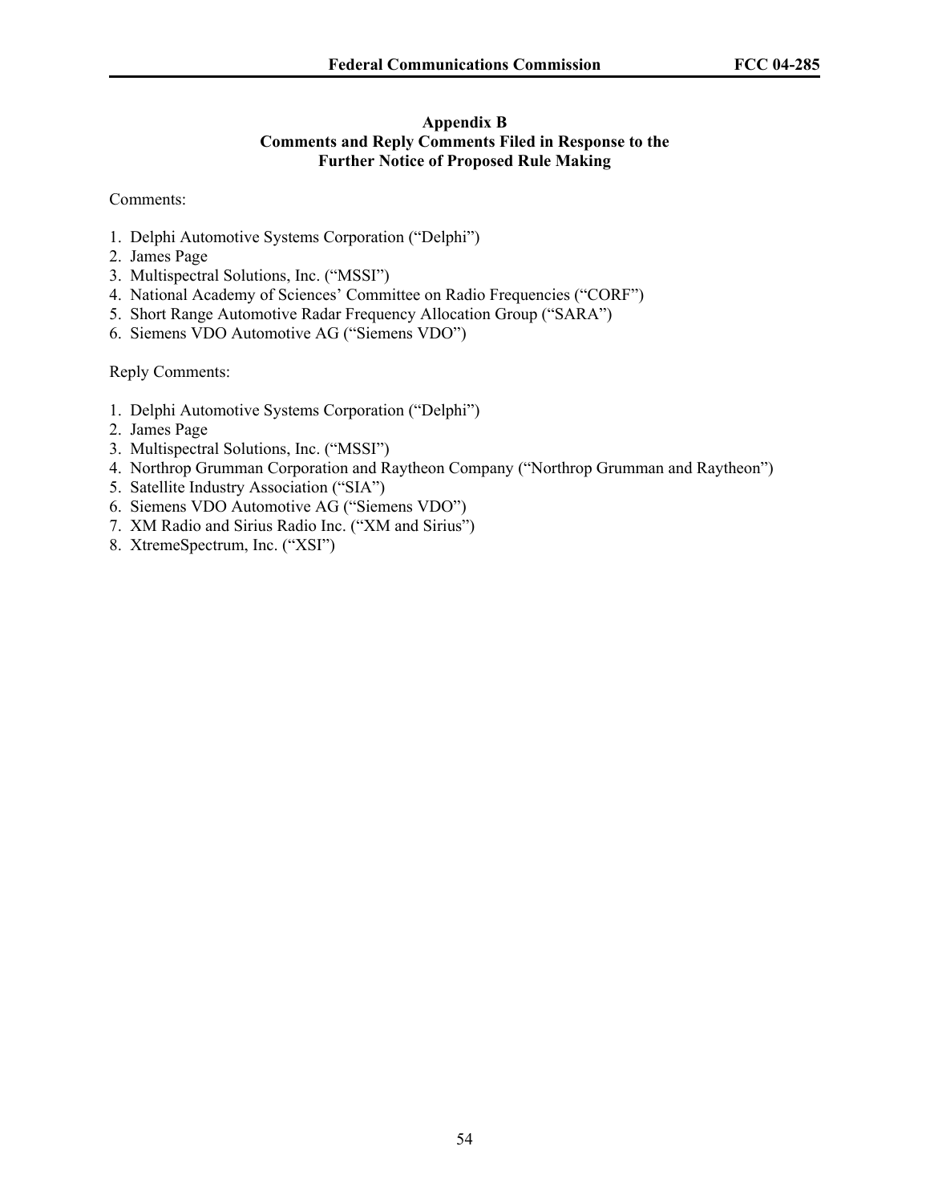# Appendix B
## Comments and Reply Comments Filed in Response to the Further Notice of Proposed Rule Making

Comments:

1. Delphi Automotive Systems Corporation ("Delphi")
2. James Page
3. Multispectral Solutions, Inc. ("MSSI")
4. National Academy of Sciences' Committee on Radio Frequencies ("CORF")
5. Short Range Automotive Radar Frequency Allocation Group ("SARA")
6. Siemens VDO Automotive AG ("Siemens VDO")

Reply Comments:

1. Delphi Automotive Systems Corporation ("Delphi")
2. James Page
3. Multispectral Solutions, Inc. ("MSSI")
4. Northrop Grumman Corporation and Raytheon Company ("Northrop Grumman and Raytheon")
5. Satellite Industry Association ("SIA")
6. Siemens VDO Automotive AG ("Siemens VDO")
7. XM Radio and Sirius Radio Inc. ("XM and Sirius")
8. XtremeSpectrum, Inc. ("XSI")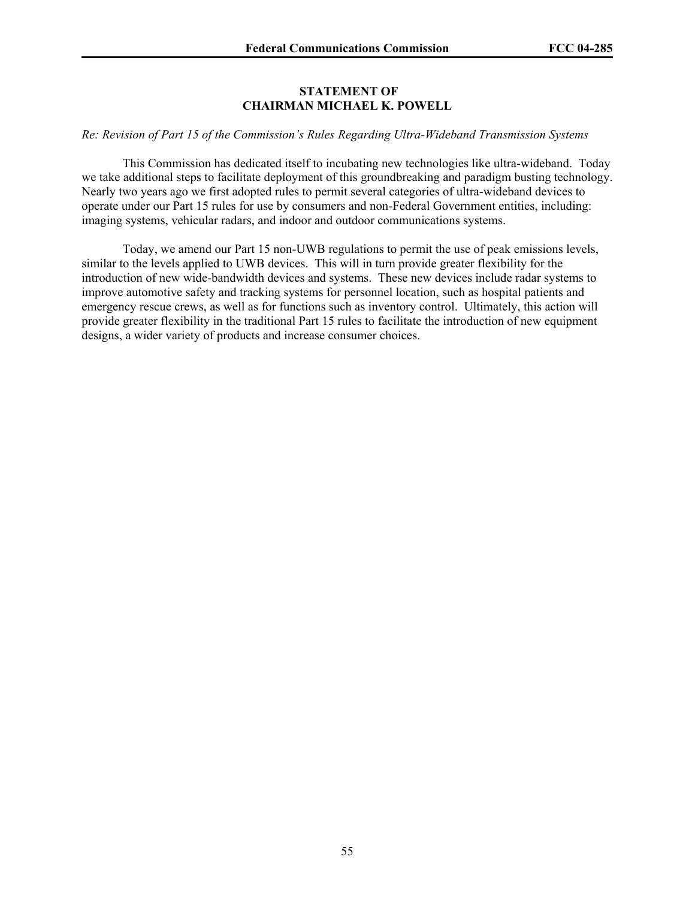**STATEMENT OF**
**CHAIRMAN MICHAEL K. POWELL**

*Re: Revision of Part 15 of the Commission's Rules Regarding Ultra-Wideband Transmission Systems*

This Commission has dedicated itself to incubating new technologies like ultra-wideband. Today we take additional steps to facilitate deployment of this groundbreaking and paradigm busting technology. Nearly two years ago we first adopted rules to permit several categories of ultra-wideband devices to operate under our Part 15 rules for use by consumers and non-Federal Government entities, including: imaging systems, vehicular radars, and indoor and outdoor communications systems.

Today, we amend our Part 15 non-UWB regulations to permit the use of peak emissions levels, similar to the levels applied to UWB devices. This will in turn provide greater flexibility for the introduction of new wide-bandwidth devices and systems. These new devices include radar systems to improve automotive safety and tracking systems for personnel location, such as hospital patients and emergency rescue crews, as well as for functions such as inventory control. Ultimately, this action will provide greater flexibility in the traditional Part 15 rules to facilitate the introduction of new equipment designs, a wider variety of products and increase consumer choices.